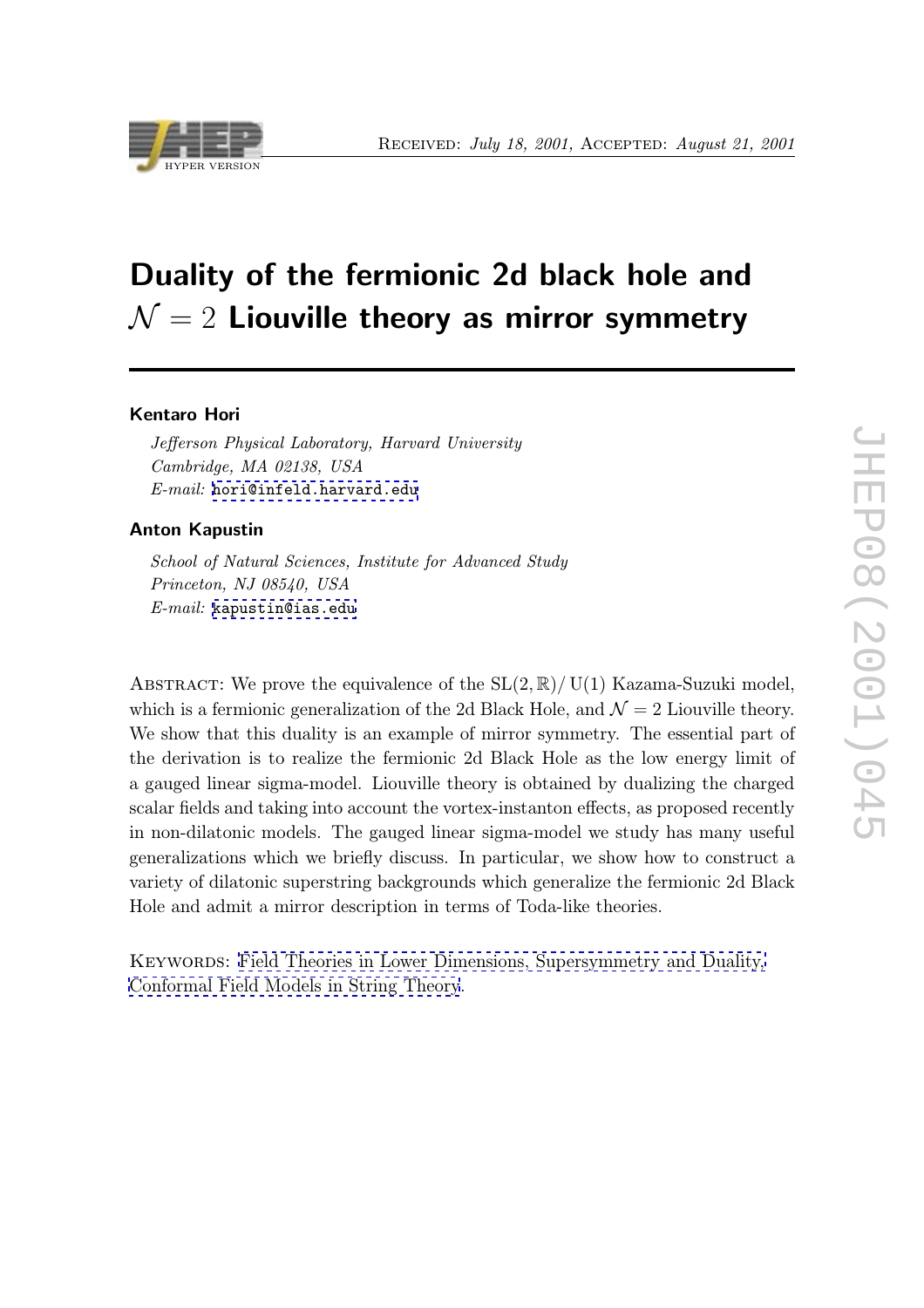Received: *July 18, 2001*, Accepted: *August 21, 2001*

# Duality of the fermionic 2d black hole and $\mathcal{N} = 2$ Liouville theory as mirror symmetry

**Kentaro Hori**

*Jefferson Physical Laboratory, Harvard University*
*Cambridge, MA 02138, USA*
*E-mail:* hori@infeld.harvard.edu

**Anton Kapustin**

*School of Natural Sciences, Institute for Advanced Study*
*Princeton, NJ 08540, USA*
*E-mail:* kapustin@ias.edu

Abstract: We prove the equivalence of the $\mathrm{SL}(2, \mathbb{R})/\,\mathrm{U}(1)$ Kazama-Suzuki model, which is a fermionic generalization of the 2d Black Hole, and $\mathcal{N} = 2$ Liouville theory. We show that this duality is an example of mirror symmetry. The essential part of the derivation is to realize the fermionic 2d Black Hole as the low energy limit of a gauged linear sigma-model. Liouville theory is obtained by dualizing the charged scalar fields and taking into account the vortex-instanton effects, as proposed recently in non-dilatonic models. The gauged linear sigma-model we study has many useful generalizations which we briefly discuss. In particular, we show how to construct a variety of dilatonic superstring backgrounds which generalize the fermionic 2d Black Hole and admit a mirror description in terms of Toda-like theories.

Keywords: Field Theories in Lower Dimensions, Supersymmetry and Duality, Conformal Field Models in String Theory.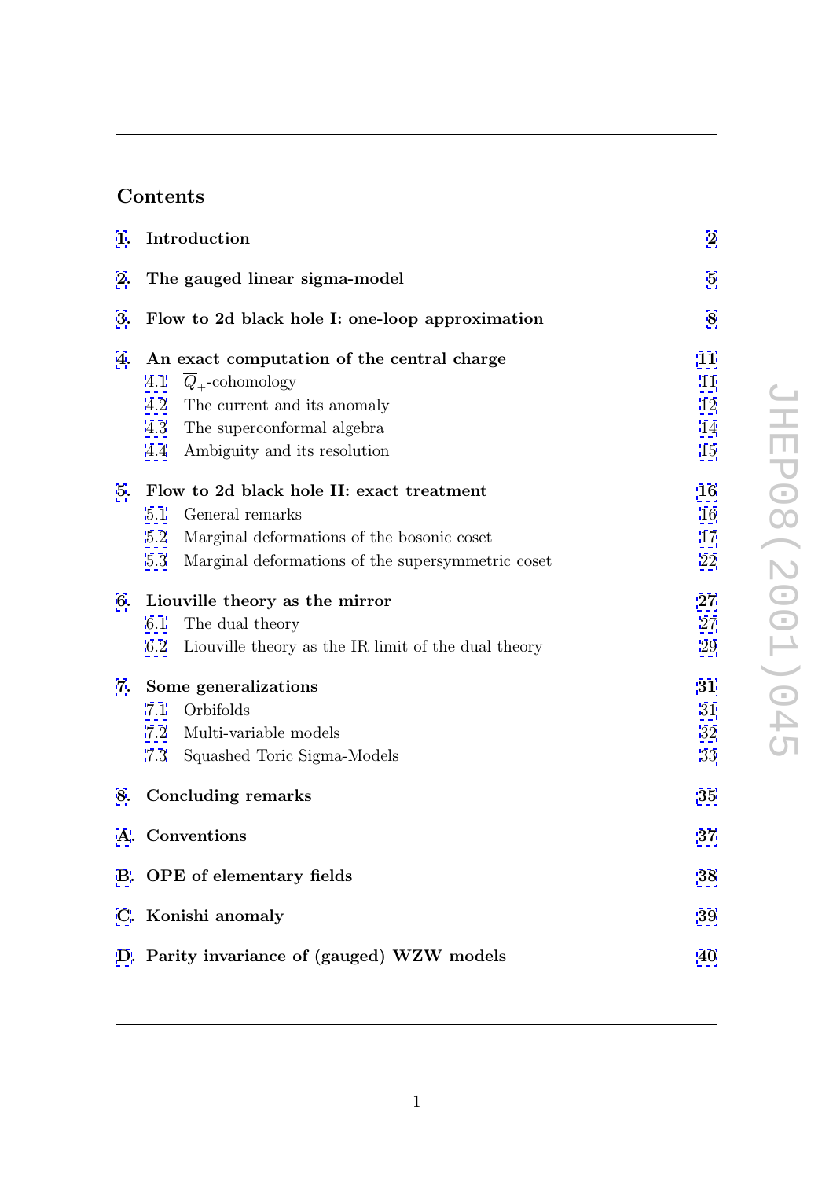## Contents

1. **Introduction** 2
2. **The gauged linear sigma-model** 5
3. **Flow to 2d black hole I: one-loop approximation** 8
4. **An exact computation of the central charge** 11
   - 4.1 $\overline{Q}_+$-cohomology 11
   - 4.2 The current and its anomaly 12
   - 4.3 The superconformal algebra 14
   - 4.4 Ambiguity and its resolution 15
5. **Flow to 2d black hole II: exact treatment** 16
   - 5.1 General remarks 16
   - 5.2 Marginal deformations of the bosonic coset 17
   - 5.3 Marginal deformations of the supersymmetric coset 22
6. **Liouville theory as the mirror** 27
   - 6.1 The dual theory 27
   - 6.2 Liouville theory as the IR limit of the dual theory 29
7. **Some generalizations** 31
   - 7.1 Orbifolds 31
   - 7.2 Multi-variable models 32
   - 7.3 Squashed Toric Sigma-Models 33
8. **Concluding remarks** 35

A. **Conventions** 37

B. **OPE of elementary fields** 38

C. **Konishi anomaly** 39

D. **Parity invariance of (gauged) WZW models** 40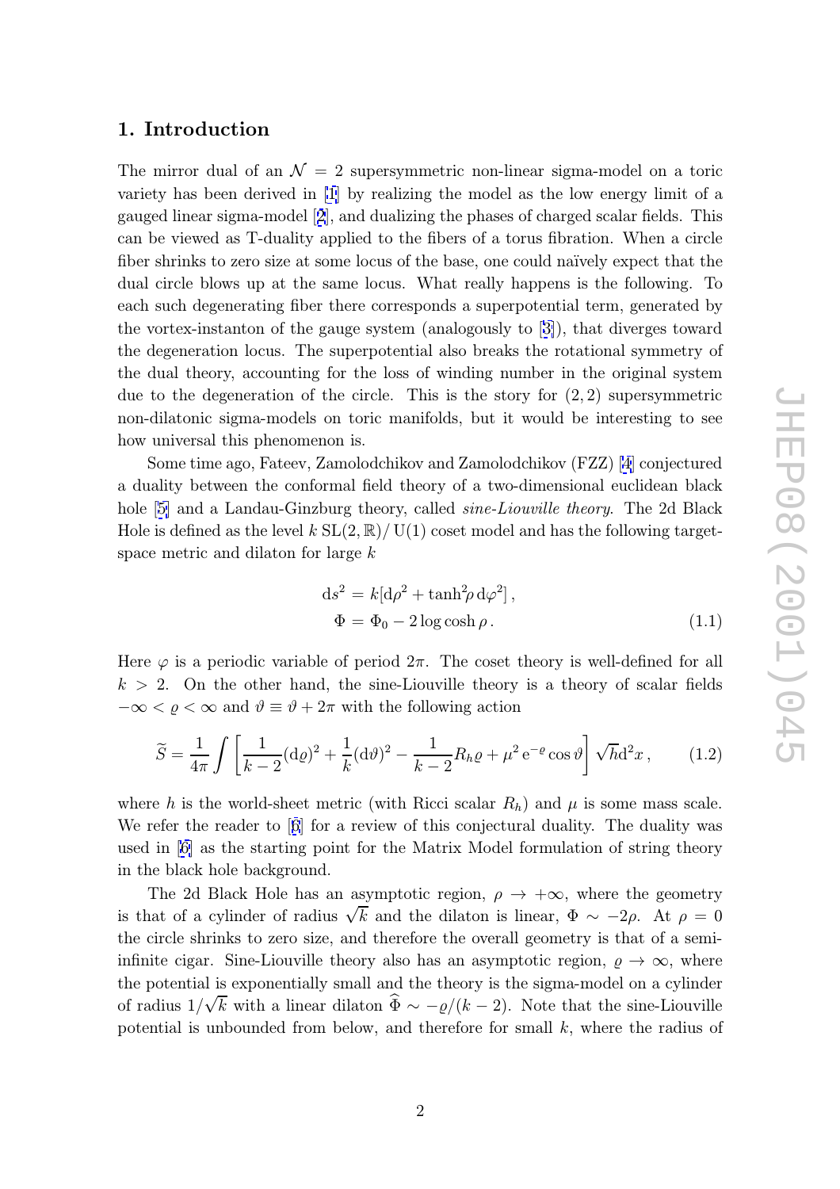## 1. Introduction

The mirror dual of an $\mathcal{N}=2$ supersymmetric non-linear sigma-model on a toric variety has been derived in [1] by realizing the model as the low energy limit of a gauged linear sigma-model [2], and dualizing the phases of charged scalar fields. This can be viewed as T-duality applied to the fibers of a torus fibration. When a circle fiber shrinks to zero size at some locus of the base, one could naïvely expect that the dual circle blows up at the same locus. What really happens is the following. To each such degenerating fiber there corresponds a superpotential term, generated by the vortex-instanton of the gauge system (analogously to [3]), that diverges toward the degeneration locus. The superpotential also breaks the rotational symmetry of the dual theory, accounting for the loss of winding number in the original system due to the degeneration of the circle. This is the story for $(2,2)$ supersymmetric non-dilatonic sigma-models on toric manifolds, but it would be interesting to see how universal this phenomenon is.

Some time ago, Fateev, Zamolodchikov and Zamolodchikov (FZZ) [4] conjectured a duality between the conformal field theory of a two-dimensional euclidean black hole [5] and a Landau-Ginzburg theory, called *sine-Liouville theory*. The 2d Black Hole is defined as the level $k$ $\mathrm{SL}(2,\mathbb{R})/\,\mathrm{U}(1)$ coset model and has the following target-space metric and dilaton for large $k$

$$
\begin{aligned}
\mathrm{d}s^2 &= k[\mathrm{d}\rho^2 + \tanh^2\!\rho\,\mathrm{d}\varphi^2]\,,\\
\Phi &= \Phi_0 - 2\log\cosh\rho\,.
\end{aligned}
\tag{1.1}
$$

Here $\varphi$ is a periodic variable of period $2\pi$. The coset theory is well-defined for all $k>2$. On the other hand, the sine-Liouville theory is a theory of scalar fields $-\infty<\varrho<\infty$ and $\vartheta\equiv\vartheta+2\pi$ with the following action

$$
\widetilde{S} = \frac{1}{4\pi}\int\left[\frac{1}{k-2}(\mathrm{d}\varrho)^2 + \frac{1}{k}(\mathrm{d}\vartheta)^2 - \frac{1}{k-2}R_h\varrho + \mu^2\,\mathrm{e}^{-\varrho}\cos\vartheta\right]\sqrt{h}\mathrm{d}^2x\,,
\tag{1.2}
$$

where $h$ is the world-sheet metric (with Ricci scalar $R_h$) and $\mu$ is some mass scale. We refer the reader to [6] for a review of this conjectural duality. The duality was used in [6] as the starting point for the Matrix Model formulation of string theory in the black hole background.

The 2d Black Hole has an asymptotic region, $\rho\to+\infty$, where the geometry is that of a cylinder of radius $\sqrt{k}$ and the dilaton is linear, $\Phi\sim-2\rho$. At $\rho=0$ the circle shrinks to zero size, and therefore the overall geometry is that of a semi-infinite cigar. Sine-Liouville theory also has an asymptotic region, $\varrho\to\infty$, where the potential is exponentially small and the theory is the sigma-model on a cylinder of radius $1/\sqrt{k}$ with a linear dilaton $\widehat{\Phi}\sim-\varrho/(k-2)$. Note that the sine-Liouville potential is unbounded from below, and therefore for small $k$, where the radius of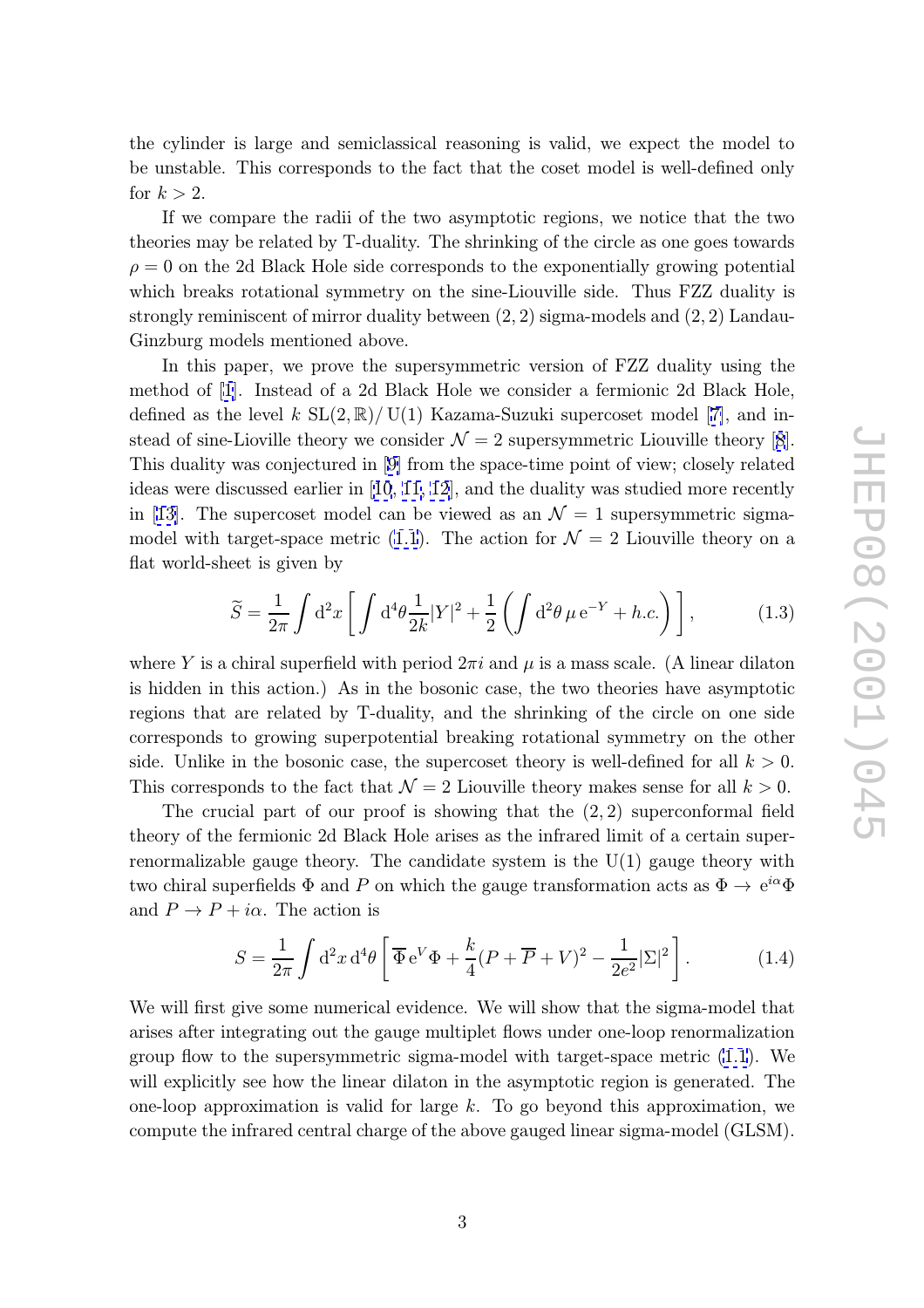the cylinder is large and semiclassical reasoning is valid, we expect the model to be unstable. This corresponds to the fact that the coset model is well-defined only for $k > 2$.

If we compare the radii of the two asymptotic regions, we notice that the two theories may be related by T-duality. The shrinking of the circle as one goes towards $\rho = 0$ on the 2d Black Hole side corresponds to the exponentially growing potential which breaks rotational symmetry on the sine-Liouville side. Thus FZZ duality is strongly reminiscent of mirror duality between $(2,2)$ sigma-models and $(2,2)$ Landau-Ginzburg models mentioned above.

In this paper, we prove the supersymmetric version of FZZ duality using the method of [1]. Instead of a 2d Black Hole we consider a fermionic 2d Black Hole, defined as the level $k$ $\mathrm{SL}(2,\mathbb{R})/\,\mathrm{U}(1)$ Kazama-Suzuki supercoset model [7], and instead of sine-Lioville theory we consider $\mathcal{N} = 2$ supersymmetric Liouville theory [8]. This duality was conjectured in [9] from the space-time point of view; closely related ideas were discussed earlier in [10, 11, 12], and the duality was studied more recently in [13]. The supercoset model can be viewed as an $\mathcal{N} = 1$ supersymmetric sigma-model with target-space metric (1.1). The action for $\mathcal{N} = 2$ Liouville theory on a flat world-sheet is given by

$$\widetilde{S} = \frac{1}{2\pi}\int \mathrm{d}^2x\left[\int \mathrm{d}^4\theta \frac{1}{2k}|Y|^2 + \frac{1}{2}\left(\int \mathrm{d}^2\theta\,\mu\,\mathrm{e}^{-Y} + h.c.\right)\right], \tag{1.3}$$

where $Y$ is a chiral superfield with period $2\pi i$ and $\mu$ is a mass scale. (A linear dilaton is hidden in this action.) As in the bosonic case, the two theories have asymptotic regions that are related by T-duality, and the shrinking of the circle on one side corresponds to growing superpotential breaking rotational symmetry on the other side. Unlike in the bosonic case, the supercoset theory is well-defined for all $k > 0$. This corresponds to the fact that $\mathcal{N} = 2$ Liouville theory makes sense for all $k > 0$.

The crucial part of our proof is showing that the $(2,2)$ superconformal field theory of the fermionic 2d Black Hole arises as the infrared limit of a certain super-renormalizable gauge theory. The candidate system is the U(1) gauge theory with two chiral superfields $\Phi$ and $P$ on which the gauge transformation acts as $\Phi \to \mathrm{e}^{i\alpha}\Phi$ and $P \to P + i\alpha$. The action is

$$S = \frac{1}{2\pi}\int \mathrm{d}^2x\,\mathrm{d}^4\theta\left[\overline{\Phi}\,\mathrm{e}^V\Phi + \frac{k}{4}(P + \overline{P} + V)^2 - \frac{1}{2e^2}|\Sigma|^2\right]. \tag{1.4}$$

We will first give some numerical evidence. We will show that the sigma-model that arises after integrating out the gauge multiplet flows under one-loop renormalization group flow to the supersymmetric sigma-model with target-space metric (1.1). We will explicitly see how the linear dilaton in the asymptotic region is generated. The one-loop approximation is valid for large $k$. To go beyond this approximation, we compute the infrared central charge of the above gauged linear sigma-model (GLSM).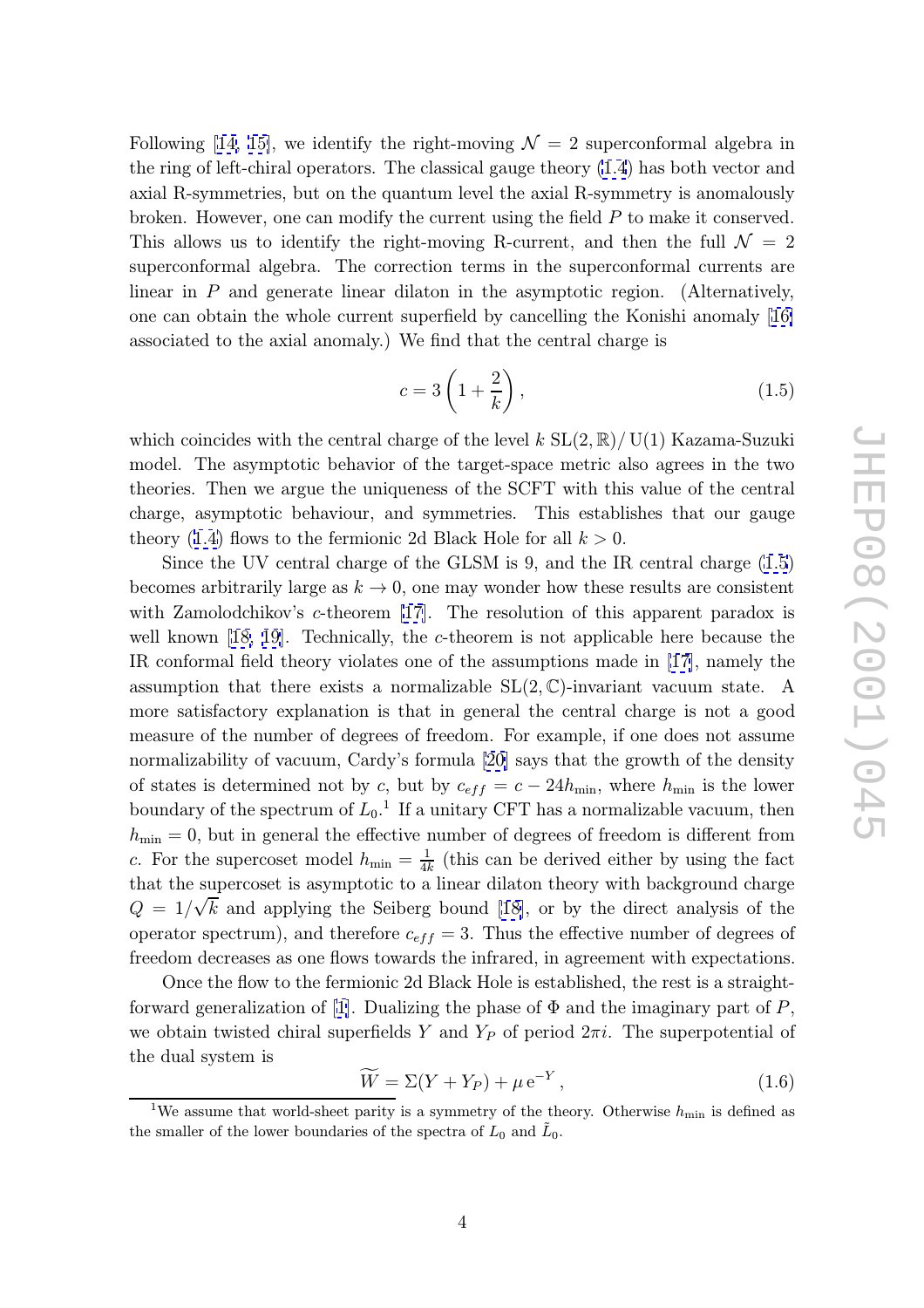Following [14, 15], we identify the right-moving $\mathcal{N} = 2$ superconformal algebra in the ring of left-chiral operators. The classical gauge theory (1.4) has both vector and axial R-symmetries, but on the quantum level the axial R-symmetry is anomalously broken. However, one can modify the current using the field $P$ to make it conserved. This allows us to identify the right-moving R-current, and then the full $\mathcal{N} = 2$ superconformal algebra. The correction terms in the superconformal currents are linear in $P$ and generate linear dilaton in the asymptotic region. (Alternatively, one can obtain the whole current superfield by cancelling the Konishi anomaly [16] associated to the axial anomaly.) We find that the central charge is

$$c = 3\left(1 + \frac{2}{k}\right), \tag{1.5}$$

which coincides with the central charge of the level $k$ $\mathrm{SL}(2,\mathbb{R})/\,\mathrm{U}(1)$ Kazama-Suzuki model. The asymptotic behavior of the target-space metric also agrees in the two theories. Then we argue the uniqueness of the SCFT with this value of the central charge, asymptotic behaviour, and symmetries. This establishes that our gauge theory (1.4) flows to the fermionic 2d Black Hole for all $k > 0$.

Since the UV central charge of the GLSM is 9, and the IR central charge (1.5) becomes arbitrarily large as $k \to 0$, one may wonder how these results are consistent with Zamolodchikov's $c$-theorem [17]. The resolution of this apparent paradox is well known [18, 19]. Technically, the $c$-theorem is not applicable here because the IR conformal field theory violates one of the assumptions made in [17], namely the assumption that there exists a normalizable $\mathrm{SL}(2,\mathbb{C})$-invariant vacuum state. A more satisfactory explanation is that in general the central charge is not a good measure of the number of degrees of freedom. For example, if one does not assume normalizability of vacuum, Cardy's formula [20] says that the growth of the density of states is determined not by $c$, but by $c_{eff} = c - 24h_{\min}$, where $h_{\min}$ is the lower boundary of the spectrum of $L_0$.[1] If a unitary CFT has a normalizable vacuum, then $h_{\min} = 0$, but in general the effective number of degrees of freedom is different from $c$. For the supercoset model $h_{\min} = \frac{1}{4k}$ (this can be derived either by using the fact that the supercoset is asymptotic to a linear dilaton theory with background charge $Q = 1/\sqrt{k}$ and applying the Seiberg bound [18], or by the direct analysis of the operator spectrum), and therefore $c_{eff} = 3$. Thus the effective number of degrees of freedom decreases as one flows towards the infrared, in agreement with expectations.

Once the flow to the fermionic 2d Black Hole is established, the rest is a straightforward generalization of [1]. Dualizing the phase of $\Phi$ and the imaginary part of $P$, we obtain twisted chiral superfields $Y$ and $Y_P$ of period $2\pi i$. The superpotential of the dual system is

$$\widetilde{W} = \Sigma(Y + Y_P) + \mu\, \mathrm{e}^{-Y}, \tag{1.6}$$

[1] We assume that world-sheet parity is a symmetry of the theory. Otherwise $h_{\min}$ is defined as the smaller of the lower boundaries of the spectra of $L_0$ and $\tilde{L}_0$.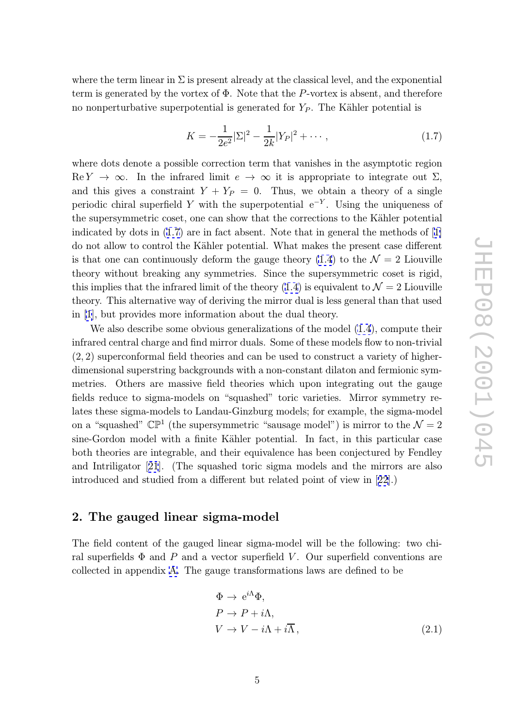where the term linear in $\Sigma$ is present already at the classical level, and the exponential term is generated by the vortex of $\Phi$. Note that the $P$-vortex is absent, and therefore no nonperturbative superpotential is generated for $Y_P$. The Kähler potential is

$$K = -\frac{1}{2e^2}|\Sigma|^2 - \frac{1}{2k}|Y_P|^2 + \cdots , \tag{1.7}$$

where dots denote a possible correction term that vanishes in the asymptotic region $\operatorname{Re} Y \to \infty$. In the infrared limit $e \to \infty$ it is appropriate to integrate out $\Sigma$, and this gives a constraint $Y + Y_P = 0$. Thus, we obtain a theory of a single periodic chiral superfield $Y$ with the superpotential $e^{-Y}$. Using the uniqueness of the supersymmetric coset, one can show that the corrections to the Kähler potential indicated by dots in (1.7) are in fact absent. Note that in general the methods of [1] do not allow to control the Kähler potential. What makes the present case different is that one can continuously deform the gauge theory (1.4) to the $\mathcal{N} = 2$ Liouville theory without breaking any symmetries. Since the supersymmetric coset is rigid, this implies that the infrared limit of the theory (1.4) is equivalent to $\mathcal{N} = 2$ Liouville theory. This alternative way of deriving the mirror dual is less general than that used in [1], but provides more information about the dual theory.

We also describe some obvious generalizations of the model (1.4), compute their infrared central charge and find mirror duals. Some of these models flow to non-trivial $(2, 2)$ superconformal field theories and can be used to construct a variety of higher-dimensional superstring backgrounds with a non-constant dilaton and fermionic symmetries. Others are massive field theories which upon integrating out the gauge fields reduce to sigma-models on "squashed" toric varieties. Mirror symmetry relates these sigma-models to Landau-Ginzburg models; for example, the sigma-model on a "squashed" $\mathbb{CP}^1$ (the supersymmetric "sausage model") is mirror to the $\mathcal{N} = 2$ sine-Gordon model with a finite Kähler potential. In fact, in this particular case both theories are integrable, and their equivalence has been conjectured by Fendley and Intriligator [21]. (The squashed toric sigma models and the mirrors are also introduced and studied from a different but related point of view in [22].)

## 2. The gauged linear sigma-model

The field content of the gauged linear sigma-model will be the following: two chiral superfields $\Phi$ and $P$ and a vector superfield $V$. Our superfield conventions are collected in appendix A. The gauge transformations laws are defined to be

$$\begin{aligned} \Phi &\to e^{i\Lambda}\Phi, \\ P &\to P + i\Lambda, \\ V &\to V - i\Lambda + i\overline{\Lambda}, \end{aligned} \tag{2.1}$$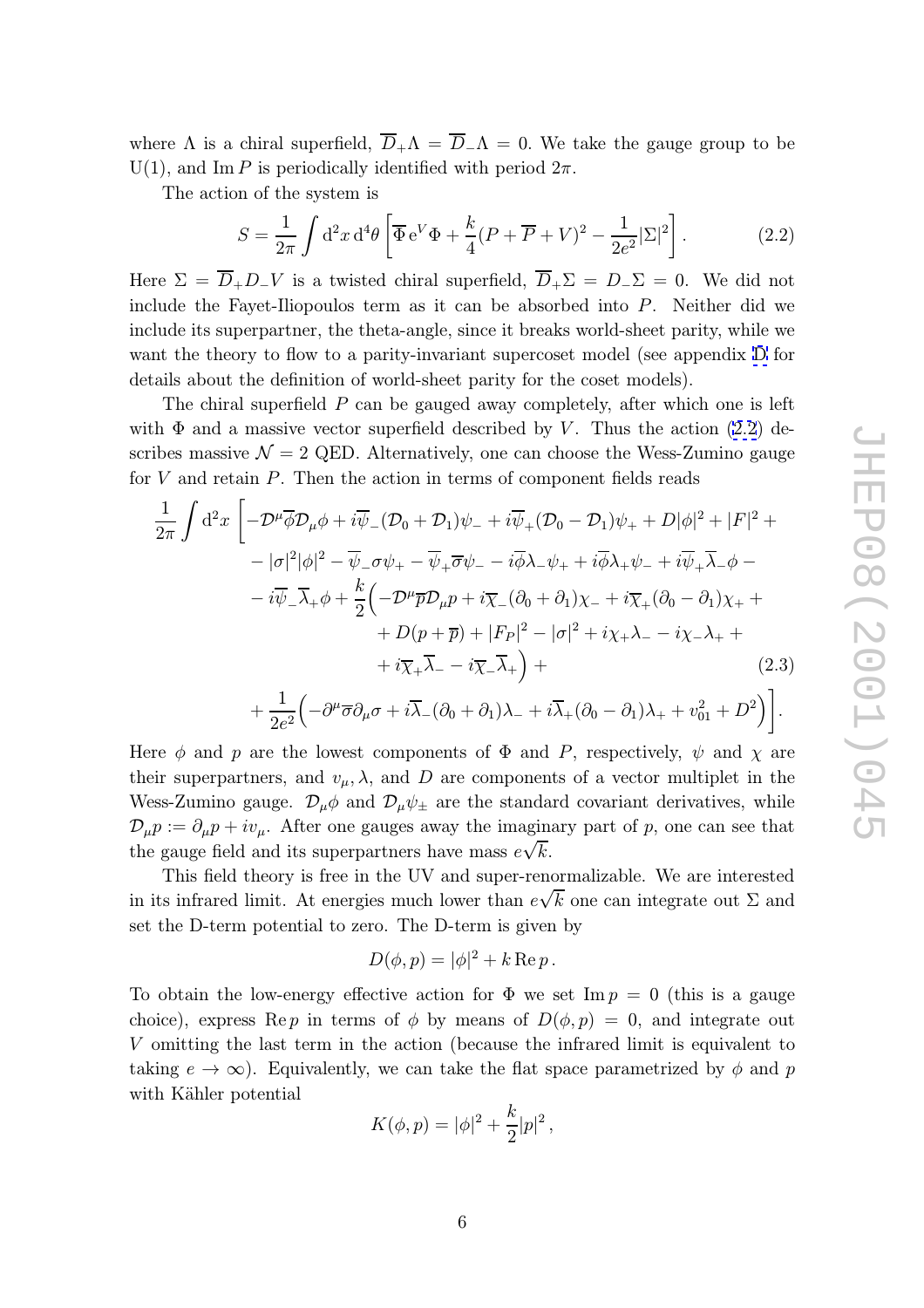where $\Lambda$ is a chiral superfield, $\overline{D}_+\Lambda = \overline{D}_-\Lambda = 0$. We take the gauge group to be U(1), and $\operatorname{Im} P$ is periodically identified with period $2\pi$.

The action of the system is

$$S = \frac{1}{2\pi}\int \mathrm{d}^2x\,\mathrm{d}^4\theta \left[\overline{\Phi}\,\mathrm{e}^V\Phi + \frac{k}{4}(P+\overline{P}+V)^2 - \frac{1}{2e^2}|\Sigma|^2\right]. \tag{2.2}$$

Here $\Sigma = \overline{D}_+ D_- V$ is a twisted chiral superfield, $\overline{D}_+\Sigma = D_-\Sigma = 0$. We did not include the Fayet-Iliopoulos term as it can be absorbed into $P$. Neither did we include its superpartner, the theta-angle, since it breaks world-sheet parity, while we want the theory to flow to a parity-invariant supercoset model (see appendix D for details about the definition of world-sheet parity for the coset models).

The chiral superfield $P$ can be gauged away completely, after which one is left with $\Phi$ and a massive vector superfield described by $V$. Thus the action (2.2) describes massive $\mathcal{N}=2$ QED. Alternatively, one can choose the Wess-Zumino gauge for $V$ and retain $P$. Then the action in terms of component fields reads

$$\begin{aligned}
\frac{1}{2\pi}\int \mathrm{d}^2x \Big[ & -\mathcal{D}^\mu\overline{\phi}\mathcal{D}_\mu\phi + i\overline{\psi}_-(\mathcal{D}_0+\mathcal{D}_1)\psi_- + i\overline{\psi}_+(\mathcal{D}_0-\mathcal{D}_1)\psi_+ + D|\phi|^2 + |F|^2 + \\
& - |\sigma|^2|\phi|^2 - \overline{\psi}_-\sigma\psi_+ - \overline{\psi}_+\overline{\sigma}\psi_- - i\overline{\phi}\lambda_-\psi_+ + i\overline{\phi}\lambda_+\psi_- + i\overline{\psi}_+\overline{\lambda}_-\phi - \\
& - i\overline{\psi}_-\overline{\lambda}_+\phi + \frac{k}{2}\Big(-\mathcal{D}^\mu\overline{p}\mathcal{D}_\mu p + i\overline{\chi}_-(\partial_0+\partial_1)\chi_- + i\overline{\chi}_+(\partial_0-\partial_1)\chi_+ + \\
& \qquad + D(p+\overline{p}) + |F_P|^2 - |\sigma|^2 + i\chi_+\lambda_- - i\chi_-\lambda_+ + \\
& \qquad + i\overline{\chi}_+\overline{\lambda}_- - i\overline{\chi}_-\overline{\lambda}_+\Big) + \\
& + \frac{1}{2e^2}\Big(-\partial^\mu\overline{\sigma}\partial_\mu\sigma + i\overline{\lambda}_-(\partial_0+\partial_1)\lambda_- + i\overline{\lambda}_+(\partial_0-\partial_1)\lambda_+ + v_{01}^2 + D^2\Big)\Big].
\end{aligned} \tag{2.3}$$

Here $\phi$ and $p$ are the lowest components of $\Phi$ and $P$, respectively, $\psi$ and $\chi$ are their superpartners, and $v_\mu, \lambda$, and $D$ are components of a vector multiplet in the Wess-Zumino gauge. $\mathcal{D}_\mu\phi$ and $\mathcal{D}_\mu\psi_\pm$ are the standard covariant derivatives, while $\mathcal{D}_\mu p := \partial_\mu p + iv_\mu$. After one gauges away the imaginary part of $p$, one can see that the gauge field and its superpartners have mass $e\sqrt{k}$.

This field theory is free in the UV and super-renormalizable. We are interested in its infrared limit. At energies much lower than $e\sqrt{k}$ one can integrate out $\Sigma$ and set the D-term potential to zero. The D-term is given by

$$D(\phi, p) = |\phi|^2 + k\operatorname{Re} p\,.$$

To obtain the low-energy effective action for $\Phi$ we set $\operatorname{Im} p = 0$ (this is a gauge choice), express $\operatorname{Re} p$ in terms of $\phi$ by means of $D(\phi,p)=0$, and integrate out $V$ omitting the last term in the action (because the infrared limit is equivalent to taking $e\to\infty$). Equivalently, we can take the flat space parametrized by $\phi$ and $p$ with Kähler potential

$$K(\phi, p) = |\phi|^2 + \frac{k}{2}|p|^2\,,$$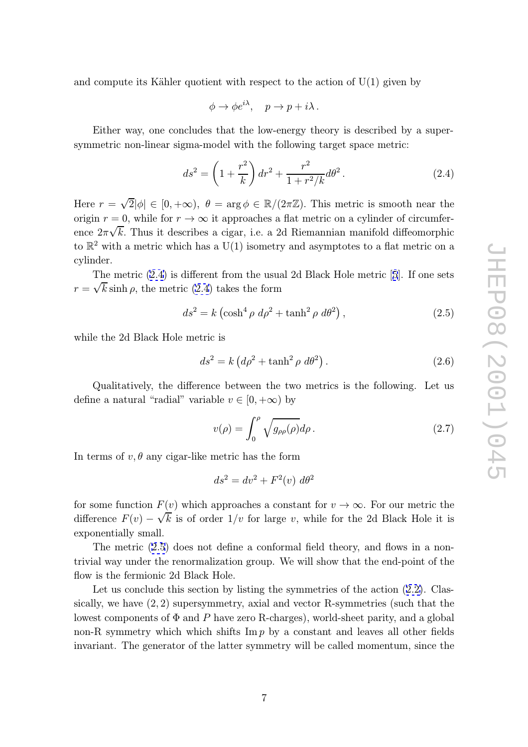and compute its Kähler quotient with respect to the action of U(1) given by

$$\phi \to \phi e^{i\lambda}, \quad p \to p + i\lambda\,.$$

Either way, one concludes that the low-energy theory is described by a supersymmetric non-linear sigma-model with the following target space metric:

$$ds^2 = \left(1 + \frac{r^2}{k}\right) dr^2 + \frac{r^2}{1 + r^2/k} d\theta^2\,. \tag{2.4}$$

Here $r = \sqrt{2}|\phi| \in [0, +\infty)$, $\theta = \arg\phi \in \mathbb{R}/(2\pi\mathbb{Z})$. This metric is smooth near the origin $r = 0$, while for $r \to \infty$ it approaches a flat metric on a cylinder of circumference $2\pi\sqrt{k}$. Thus it describes a cigar, i.e. a 2d Riemannian manifold diffeomorphic to $\mathbb{R}^2$ with a metric which has a U(1) isometry and asymptotes to a flat metric on a cylinder.

The metric (2.4) is different from the usual 2d Black Hole metric [5]. If one sets $r = \sqrt{k}\sinh\rho$, the metric (2.4) takes the form

$$ds^2 = k\left(\cosh^4\rho\; d\rho^2 + \tanh^2\rho\; d\theta^2\right), \tag{2.5}$$

while the 2d Black Hole metric is

$$ds^2 = k\left(d\rho^2 + \tanh^2\rho\; d\theta^2\right). \tag{2.6}$$

Qualitatively, the difference between the two metrics is the following. Let us define a natural "radial" variable $v \in [0, +\infty)$ by

$$v(\rho) = \int_0^\rho \sqrt{g_{\rho\rho}(\rho)} d\rho\,. \tag{2.7}$$

In terms of $v, \theta$ any cigar-like metric has the form

$$ds^2 = dv^2 + F^2(v)\; d\theta^2$$

for some function $F(v)$ which approaches a constant for $v \to \infty$. For our metric the difference $F(v) - \sqrt{k}$ is of order $1/v$ for large $v$, while for the 2d Black Hole it is exponentially small.

The metric (2.5) does not define a conformal field theory, and flows in a non-trivial way under the renormalization group. We will show that the end-point of the flow is the fermionic 2d Black Hole.

Let us conclude this section by listing the symmetries of the action (2.2). Classically, we have $(2,2)$ supersymmetry, axial and vector R-symmetries (such that the lowest components of $\Phi$ and $P$ have zero R-charges), world-sheet parity, and a global non-R symmetry which which shifts $\operatorname{Im} p$ by a constant and leaves all other fields invariant. The generator of the latter symmetry will be called momentum, since the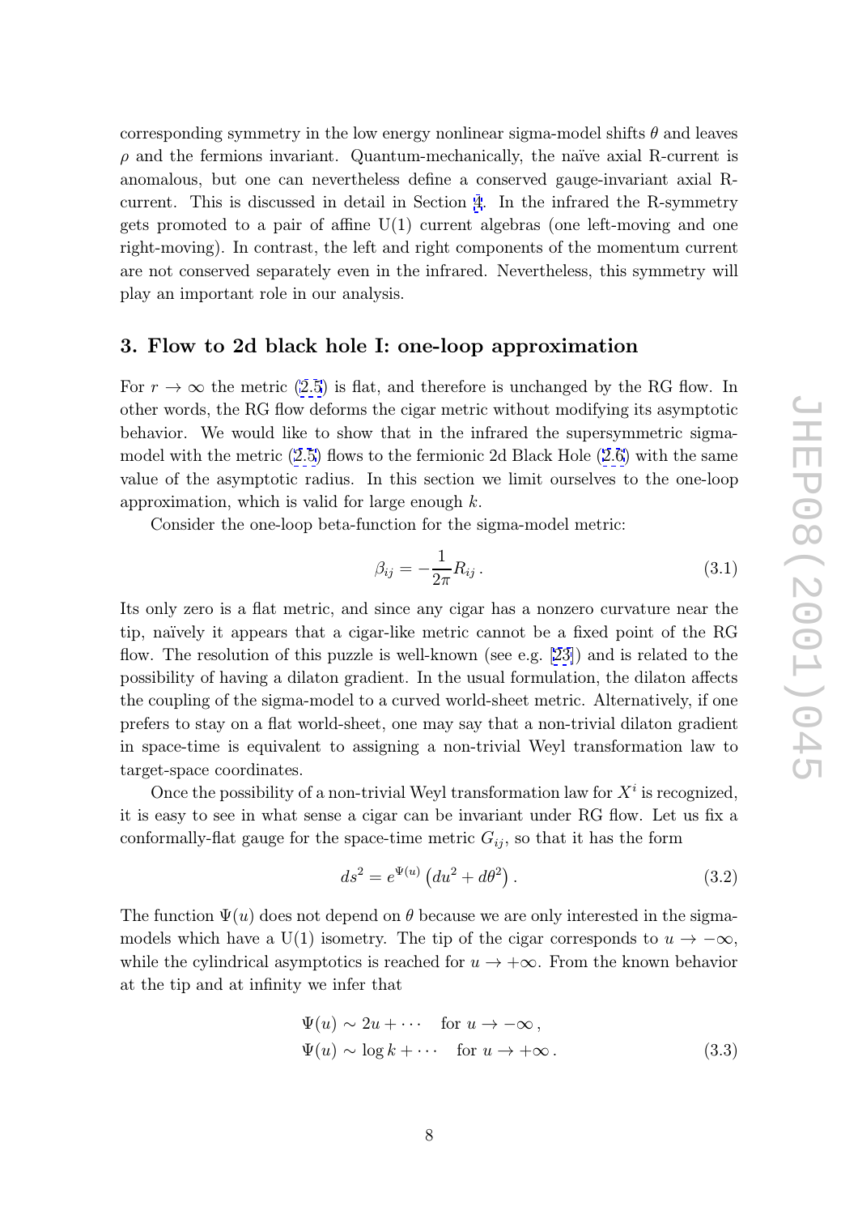corresponding symmetry in the low energy nonlinear sigma-model shifts $\theta$ and leaves $\rho$ and the fermions invariant. Quantum-mechanically, the naïve axial R-current is anomalous, but one can nevertheless define a conserved gauge-invariant axial R-current. This is discussed in detail in Section 4. In the infrared the R-symmetry gets promoted to a pair of affine U(1) current algebras (one left-moving and one right-moving). In contrast, the left and right components of the momentum current are not conserved separately even in the infrared. Nevertheless, this symmetry will play an important role in our analysis.

## 3. Flow to 2d black hole I: one-loop approximation

For $r \to \infty$ the metric (2.5) is flat, and therefore is unchanged by the RG flow. In other words, the RG flow deforms the cigar metric without modifying its asymptotic behavior. We would like to show that in the infrared the supersymmetric sigma-model with the metric (2.5) flows to the fermionic 2d Black Hole (2.6) with the same value of the asymptotic radius. In this section we limit ourselves to the one-loop approximation, which is valid for large enough $k$.

Consider the one-loop beta-function for the sigma-model metric:

$$\beta_{ij} = -\frac{1}{2\pi} R_{ij} \,. \tag{3.1}$$

Its only zero is a flat metric, and since any cigar has a nonzero curvature near the tip, naïvely it appears that a cigar-like metric cannot be a fixed point of the RG flow. The resolution of this puzzle is well-known (see e.g. [23]) and is related to the possibility of having a dilaton gradient. In the usual formulation, the dilaton affects the coupling of the sigma-model to a curved world-sheet metric. Alternatively, if one prefers to stay on a flat world-sheet, one may say that a non-trivial dilaton gradient in space-time is equivalent to assigning a non-trivial Weyl transformation law to target-space coordinates.

Once the possibility of a non-trivial Weyl transformation law for $X^i$ is recognized, it is easy to see in what sense a cigar can be invariant under RG flow. Let us fix a conformally-flat gauge for the space-time metric $G_{ij}$, so that it has the form

$$ds^2 = e^{\Psi(u)} \left( du^2 + d\theta^2 \right). \tag{3.2}$$

The function $\Psi(u)$ does not depend on $\theta$ because we are only interested in the sigma-models which have a U(1) isometry. The tip of the cigar corresponds to $u \to -\infty$, while the cylindrical asymptotics is reached for $u \to +\infty$. From the known behavior at the tip and at infinity we infer that

$$\begin{aligned} \Psi(u) &\sim 2u + \cdots \quad \text{for } u \to -\infty \,, \\ \Psi(u) &\sim \log k + \cdots \quad \text{for } u \to +\infty \,. \end{aligned} \tag{3.3}$$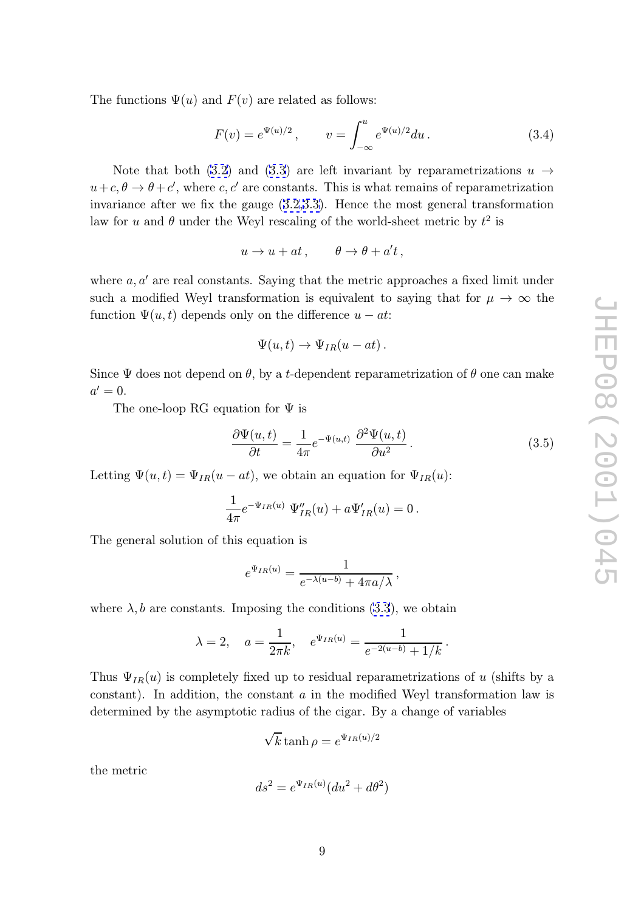The functions $\Psi(u)$ and $F(v)$ are related as follows:

$$F(v) = e^{\Psi(u)/2}\,, \qquad v = \int_{-\infty}^{u} e^{\Psi(u)/2} du\,. \tag{3.4}$$

Note that both (3.2) and (3.3) are left invariant by reparametrizations $u \to u + c, \theta \to \theta + c'$, where $c, c'$ are constants. This is what remains of reparametrization invariance after we fix the gauge (3.2,3.3). Hence the most general transformation law for $u$ and $\theta$ under the Weyl rescaling of the world-sheet metric by $t^2$ is

$$u \to u + at\,, \qquad \theta \to \theta + a't\,,$$

where $a, a'$ are real constants. Saying that the metric approaches a fixed limit under such a modified Weyl transformation is equivalent to saying that for $\mu \to \infty$ the function $\Psi(u,t)$ depends only on the difference $u - at$:

$$\Psi(u,t) \to \Psi_{IR}(u - at)\,.$$

Since $\Psi$ does not depend on $\theta$, by a $t$-dependent reparametrization of $\theta$ one can make $a' = 0$.

The one-loop RG equation for $\Psi$ is

$$\frac{\partial \Psi(u,t)}{\partial t} = \frac{1}{4\pi} e^{-\Psi(u,t)}\, \frac{\partial^2 \Psi(u,t)}{\partial u^2}\,. \tag{3.5}$$

Letting $\Psi(u,t) = \Psi_{IR}(u - at)$, we obtain an equation for $\Psi_{IR}(u)$:

$$\frac{1}{4\pi} e^{-\Psi_{IR}(u)}\, \Psi''_{IR}(u) + a\Psi'_{IR}(u) = 0\,.$$

The general solution of this equation is

$$e^{\Psi_{IR}(u)} = \frac{1}{e^{-\lambda(u-b)} + 4\pi a/\lambda}\,,$$

where $\lambda, b$ are constants. Imposing the conditions (3.3), we obtain

$$\lambda = 2, \quad a = \frac{1}{2\pi k}, \quad e^{\Psi_{IR}(u)} = \frac{1}{e^{-2(u-b)} + 1/k}\,.$$

Thus $\Psi_{IR}(u)$ is completely fixed up to residual reparametrizations of $u$ (shifts by a constant). In addition, the constant $a$ in the modified Weyl transformation law is determined by the asymptotic radius of the cigar. By a change of variables

$$\sqrt{k} \tanh \rho = e^{\Psi_{IR}(u)/2}$$

the metric

$$ds^2 = e^{\Psi_{IR}(u)}(du^2 + d\theta^2)$$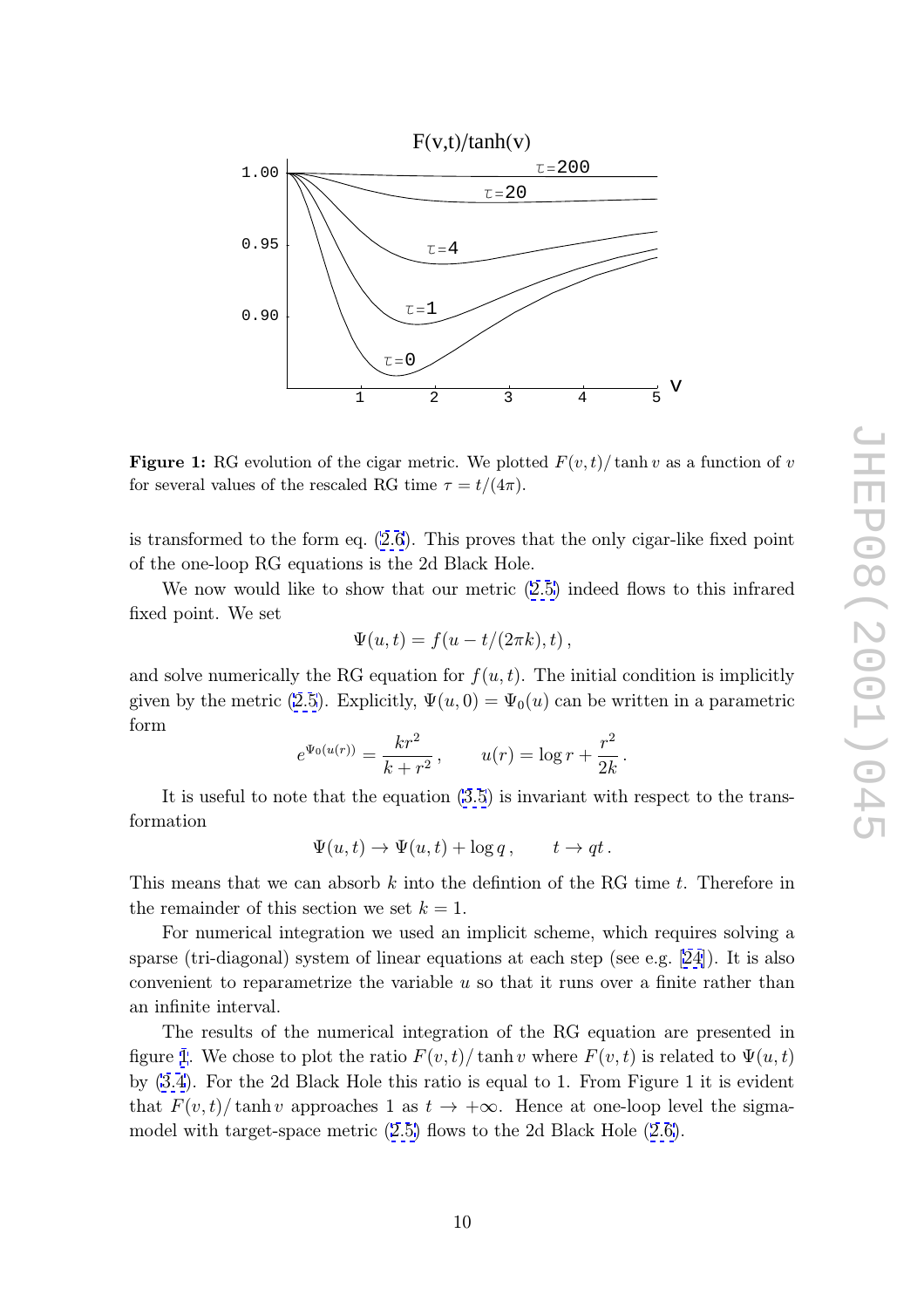**Figure 1:** RG evolution of the cigar metric. We plotted $F(v,t)/\tanh v$ as a function of $v$ for several values of the rescaled RG time $\tau = t/(4\pi)$.

is transformed to the form eq. (2.6). This proves that the only cigar-like fixed point of the one-loop RG equations is the 2d Black Hole.

We now would like to show that our metric (2.5) indeed flows to this infrared fixed point. We set

$$\Psi(u,t) = f(u - t/(2\pi k), t)\,,$$

and solve numerically the RG equation for $f(u,t)$. The initial condition is implicitly given by the metric (2.5). Explicitly, $\Psi(u,0) = \Psi_0(u)$ can be written in a parametric form

$$e^{\Psi_0(u(r))} = \frac{kr^2}{k+r^2}\,, \qquad u(r) = \log r + \frac{r^2}{2k}\,.$$

It is useful to note that the equation (3.5) is invariant with respect to the transformation

$$\Psi(u,t) \to \Psi(u,t) + \log q\,, \qquad t \to qt\,.$$

This means that we can absorb $k$ into the defintion of the RG time $t$. Therefore in the remainder of this section we set $k=1$.

For numerical integration we used an implicit scheme, which requires solving a sparse (tri-diagonal) system of linear equations at each step (see e.g. [24]). It is also convenient to reparametrize the variable $u$ so that it runs over a finite rather than an infinite interval.

The results of the numerical integration of the RG equation are presented in figure 1. We chose to plot the ratio $F(v,t)/\tanh v$ where $F(v,t)$ is related to $\Psi(u,t)$ by (3.4). For the 2d Black Hole this ratio is equal to 1. From Figure 1 it is evident that $F(v,t)/\tanh v$ approaches 1 as $t \to +\infty$. Hence at one-loop level the sigma-model with target-space metric (2.5) flows to the 2d Black Hole (2.6).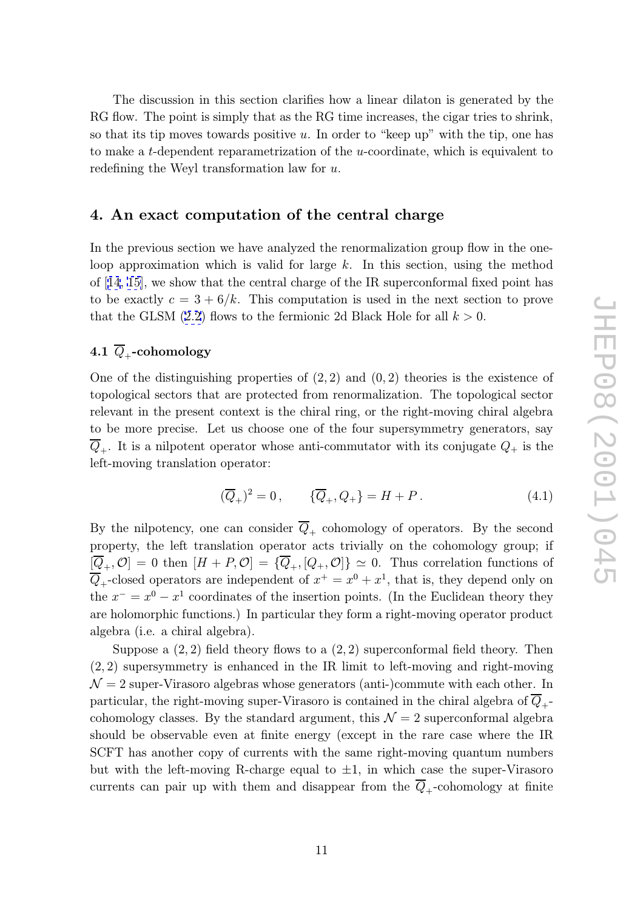The discussion in this section clarifies how a linear dilaton is generated by the RG flow. The point is simply that as the RG time increases, the cigar tries to shrink, so that its tip moves towards positive $u$. In order to "keep up" with the tip, one has to make a $t$-dependent reparametrization of the $u$-coordinate, which is equivalent to redefining the Weyl transformation law for $u$.

## 4. An exact computation of the central charge

In the previous section we have analyzed the renormalization group flow in the one-loop approximation which is valid for large $k$. In this section, using the method of [14, 15], we show that the central charge of the IR superconformal fixed point has to be exactly $c = 3 + 6/k$. This computation is used in the next section to prove that the GLSM (2.2) flows to the fermionic 2d Black Hole for all $k > 0$.

### 4.1 $\overline{Q}_+$-cohomology

One of the distinguishing properties of $(2,2)$ and $(0,2)$ theories is the existence of topological sectors that are protected from renormalization. The topological sector relevant in the present context is the chiral ring, or the right-moving chiral algebra to be more precise. Let us choose one of the four supersymmetry generators, say $\overline{Q}_+$. It is a nilpotent operator whose anti-commutator with its conjugate $Q_+$ is the left-moving translation operator:

$$(\overline{Q}_+)^2 = 0\,, \qquad \{\overline{Q}_+, Q_+\} = H + P\,. \tag{4.1}$$

By the nilpotency, one can consider $\overline{Q}_+$ cohomology of operators. By the second property, the left translation operator acts trivially on the cohomology group; if $[\overline{Q}_+, \mathcal{O}] = 0$ then $[H + P, \mathcal{O}] = \{\overline{Q}_+, [Q_+, \mathcal{O}]\} \simeq 0$. Thus correlation functions of $\overline{Q}_+$-closed operators are independent of $x^+ = x^0 + x^1$, that is, they depend only on the $x^- = x^0 - x^1$ coordinates of the insertion points. (In the Euclidean theory they are holomorphic functions.) In particular they form a right-moving operator product algebra (i.e. a chiral algebra).

Suppose a $(2,2)$ field theory flows to a $(2,2)$ superconformal field theory. Then $(2,2)$ supersymmetry is enhanced in the IR limit to left-moving and right-moving $\mathcal{N} = 2$ super-Virasoro algebras whose generators (anti-)commute with each other. In particular, the right-moving super-Virasoro is contained in the chiral algebra of $\overline{Q}_+$-cohomology classes. By the standard argument, this $\mathcal{N} = 2$ superconformal algebra should be observable even at finite energy (except in the rare case where the IR SCFT has another copy of currents with the same right-moving quantum numbers but with the left-moving R-charge equal to $\pm 1$, in which case the super-Virasoro currents can pair up with them and disappear from the $\overline{Q}_+$-cohomology at finite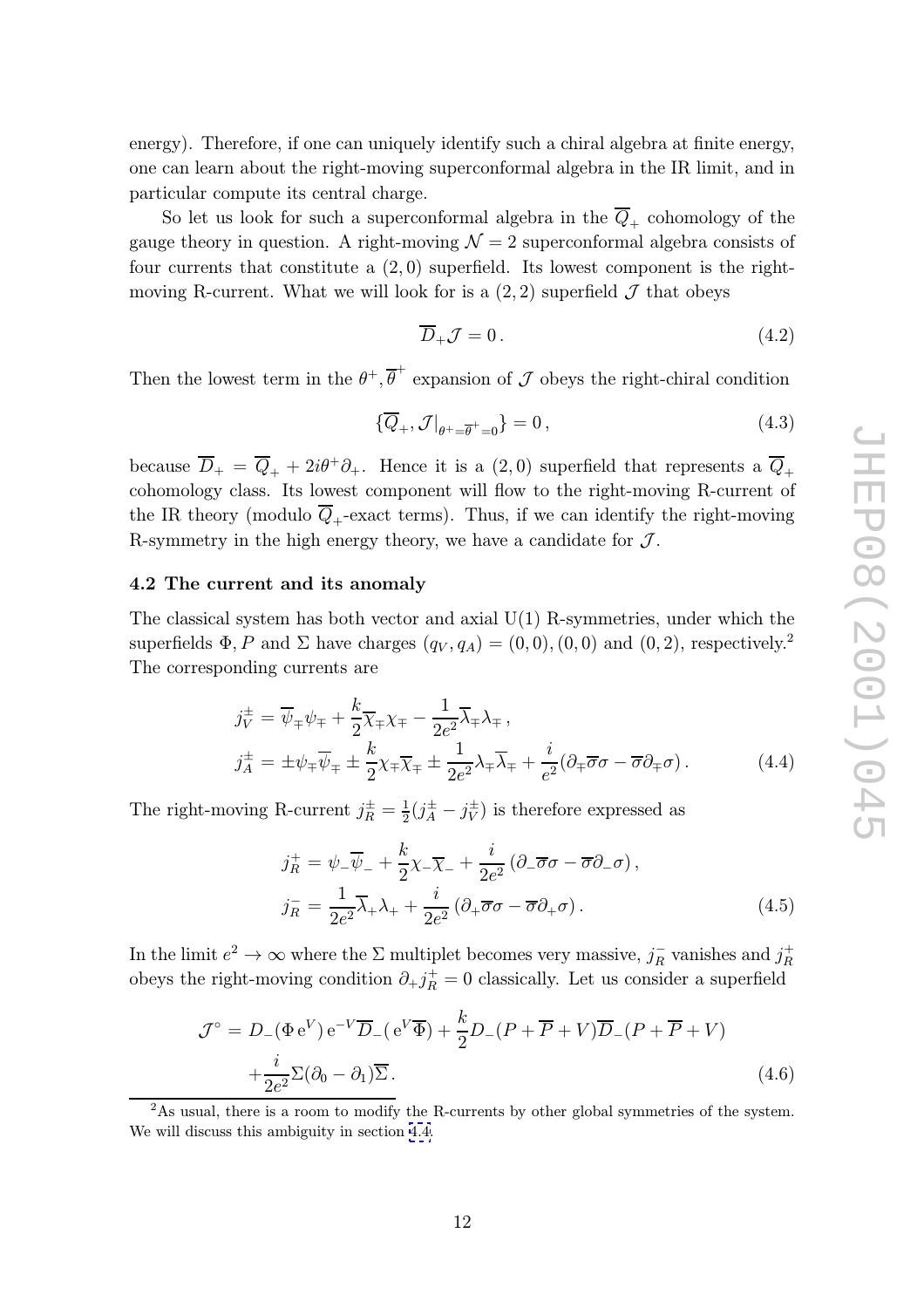energy). Therefore, if one can uniquely identify such a chiral algebra at finite energy, one can learn about the right-moving superconformal algebra in the IR limit, and in particular compute its central charge.

So let us look for such a superconformal algebra in the $\overline{Q}_+$ cohomology of the gauge theory in question. A right-moving $\mathcal{N}=2$ superconformal algebra consists of four currents that constitute a $(2,0)$ superfield. Its lowest component is the right-moving R-current. What we will look for is a $(2,2)$ superfield $\mathcal{J}$ that obeys

$$\overline{D}_+ \mathcal{J} = 0\,. \tag{4.2}$$

Then the lowest term in the $\theta^+, \overline{\theta}^+$ expansion of $\mathcal{J}$ obeys the right-chiral condition

$$\{\overline{Q}_+, \mathcal{J}|_{\theta^+=\overline{\theta}^+=0}\} = 0\,, \tag{4.3}$$

because $\overline{D}_+ = \overline{Q}_+ + 2i\theta^+\partial_+$. Hence it is a $(2,0)$ superfield that represents a $\overline{Q}_+$ cohomology class. Its lowest component will flow to the right-moving R-current of the IR theory (modulo $\overline{Q}_+$-exact terms). Thus, if we can identify the right-moving R-symmetry in the high energy theory, we have a candidate for $\mathcal{J}$.

### 4.2 The current and its anomaly

The classical system has both vector and axial U(1) R-symmetries, under which the superfields $\Phi, P$ and $\Sigma$ have charges $(q_V, q_A) = (0,0), (0,0)$ and $(0,2)$, respectively.[2] The corresponding currents are

$$\begin{aligned}
j_V^{\pm} &= \overline{\psi}_{\mp}\psi_{\mp} + \frac{k}{2}\overline{\chi}_{\mp}\chi_{\mp} - \frac{1}{2e^2}\overline{\lambda}_{\mp}\lambda_{\mp}\,,\\
j_A^{\pm} &= \pm\psi_{\mp}\overline{\psi}_{\mp} \pm \frac{k}{2}\chi_{\mp}\overline{\chi}_{\mp} \pm \frac{1}{2e^2}\lambda_{\mp}\overline{\lambda}_{\mp} + \frac{i}{e^2}(\partial_{\mp}\overline{\sigma}\sigma - \overline{\sigma}\partial_{\mp}\sigma)\,.
\end{aligned} \tag{4.4}$$

The right-moving R-current $j_R^{\pm} = \frac{1}{2}(j_A^{\pm} - j_V^{\pm})$ is therefore expressed as

$$\begin{aligned}
j_R^{+} &= \psi_-\overline{\psi}_- + \frac{k}{2}\chi_-\overline{\chi}_- + \frac{i}{2e^2}\left(\partial_-\overline{\sigma}\sigma - \overline{\sigma}\partial_-\sigma\right),\\
j_R^{-} &= \frac{1}{2e^2}\overline{\lambda}_+\lambda_+ + \frac{i}{2e^2}\left(\partial_+\overline{\sigma}\sigma - \overline{\sigma}\partial_+\sigma\right).
\end{aligned} \tag{4.5}$$

In the limit $e^2 \to \infty$ where the $\Sigma$ multiplet becomes very massive, $j_R^-$ vanishes and $j_R^+$ obeys the right-moving condition $\partial_+ j_R^+ = 0$ classically. Let us consider a superfield

$$\begin{aligned}
\mathcal{J}^{\circ} = {}& D_-(\Phi\, \mathrm{e}^V)\,\mathrm{e}^{-V}\overline{D}_-(\mathrm{e}^V\overline{\Phi}) + \frac{k}{2}D_-(P+\overline{P}+V)\overline{D}_-(P+\overline{P}+V)\\
&+\frac{i}{2e^2}\Sigma(\partial_0 - \partial_1)\overline{\Sigma}\,.
\end{aligned} \tag{4.6}$$

[2] As usual, there is a room to modify the R-currents by other global symmetries of the system. We will discuss this ambiguity in section 4.4.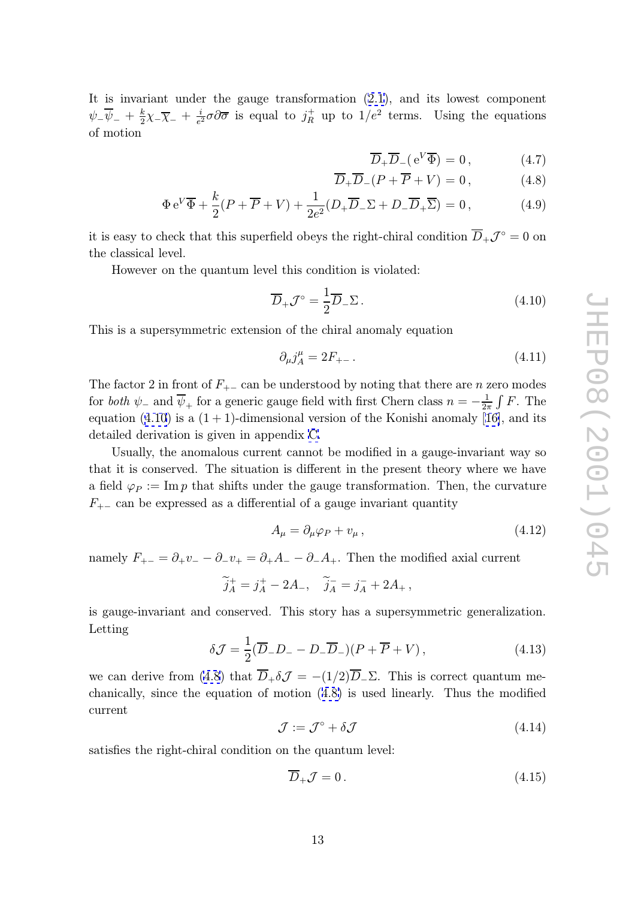It is invariant under the gauge transformation (2.1), and its lowest component $\psi_-\overline{\psi}_- + \frac{k}{2}\chi_-\overline{\chi}_- + \frac{i}{e^2}\sigma\partial\overline{\sigma}$ is equal to $j_R^+$ up to $1/e^2$ terms. Using the equations of motion

$$\overline{D}_+\overline{D}_-(\,\mathrm{e}^V\overline{\Phi}) = 0\,, \tag{4.7}$$

$$\overline{D}_+\overline{D}_-(P+\overline{P}+V) = 0\,, \tag{4.8}$$

$$\Phi\,\mathrm{e}^V\overline{\Phi} + \frac{k}{2}(P+\overline{P}+V) + \frac{1}{2e^2}(D_+\overline{D}_-\Sigma + D_-\overline{D}_+\overline{\Sigma}) = 0\,, \tag{4.9}$$

it is easy to check that this superfield obeys the right-chiral condition $\overline{D}_+\mathcal{J}^\circ = 0$ on the classical level.

However on the quantum level this condition is violated:

$$\overline{D}_+\mathcal{J}^\circ = \frac{1}{2}\overline{D}_-\Sigma\,. \tag{4.10}$$

This is a supersymmetric extension of the chiral anomaly equation

$$\partial_\mu j_A^\mu = 2F_{+-}\,. \tag{4.11}$$

The factor 2 in front of $F_{+-}$ can be understood by noting that there are $n$ zero modes for *both* $\psi_-$ and $\overline{\psi}_+$ for a generic gauge field with first Chern class $n = -\frac{1}{2\pi}\int F$. The equation (4.10) is a $(1+1)$-dimensional version of the Konishi anomaly [16], and its detailed derivation is given in appendix C.

Usually, the anomalous current cannot be modified in a gauge-invariant way so that it is conserved. The situation is different in the present theory where we have a field $\varphi_P := \mathrm{Im}\,p$ that shifts under the gauge transformation. Then, the curvature $F_{+-}$ can be expressed as a differential of a gauge invariant quantity

$$A_\mu = \partial_\mu\varphi_P + v_\mu\,, \tag{4.12}$$

namely $F_{+-} = \partial_+ v_- - \partial_- v_+ = \partial_+ A_- - \partial_- A_+$. Then the modified axial current

$$\widetilde{j}_A^{\,+} = j_A^+ - 2A_-\,, \quad \widetilde{j}_A^{\,-} = j_A^- + 2A_+\,,$$

is gauge-invariant and conserved. This story has a supersymmetric generalization. Letting

$$\delta\mathcal{J} = \frac{1}{2}(\overline{D}_- D_- - D_-\overline{D}_-)(P+\overline{P}+V)\,, \tag{4.13}$$

we can derive from (4.8) that $\overline{D}_+\delta\mathcal{J} = -(1/2)\overline{D}_-\Sigma$. This is correct quantum mechanically, since the equation of motion (4.8) is used linearly. Thus the modified current

$$\mathcal{J} := \mathcal{J}^\circ + \delta\mathcal{J} \tag{4.14}$$

satisfies the right-chiral condition on the quantum level:

$$\overline{D}_+\mathcal{J} = 0\,. \tag{4.15}$$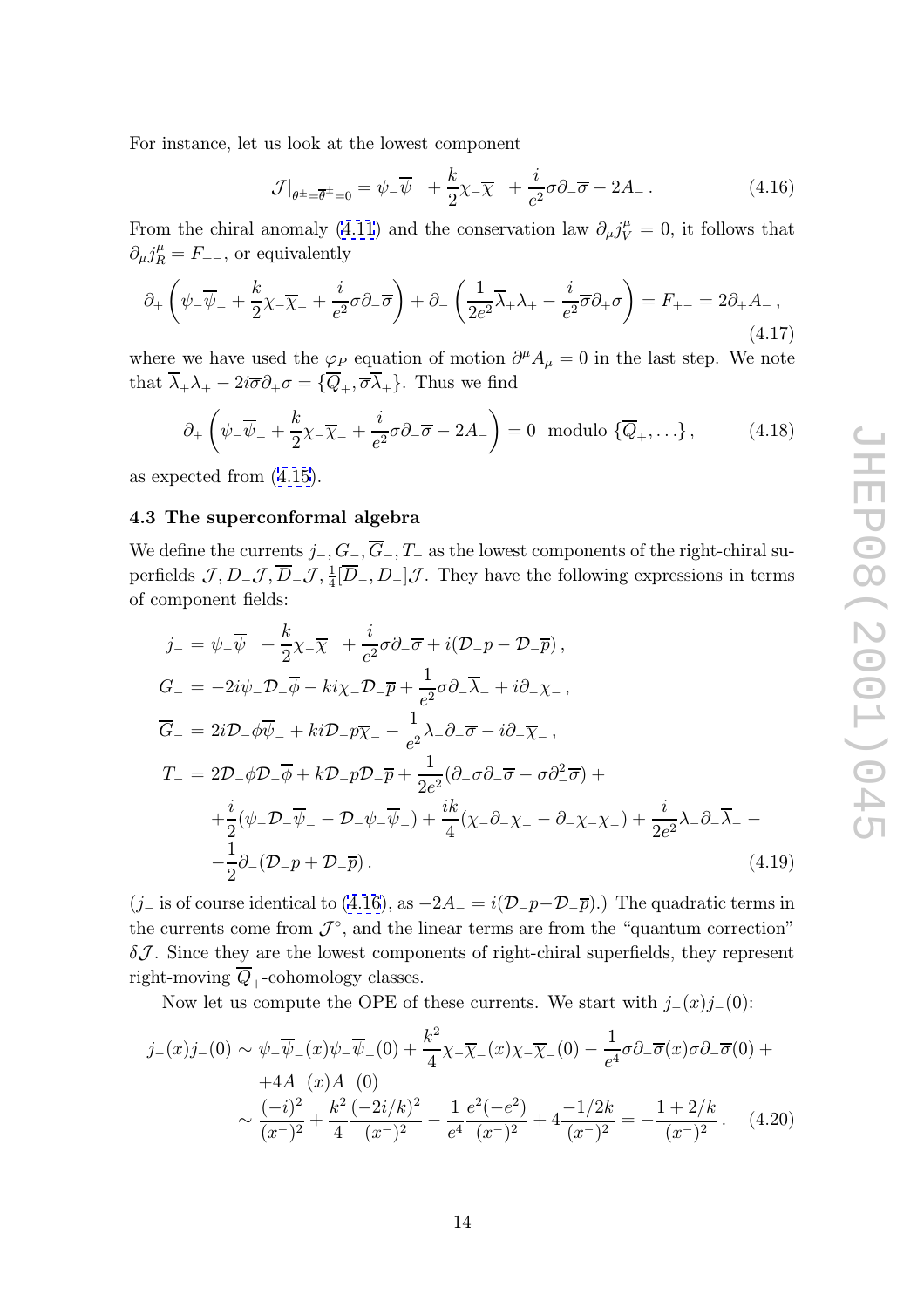For instance, let us look at the lowest component

$$\mathcal{J}|_{\theta^{\pm}=\overline{\theta}^{\pm}=0} = \psi_-\overline{\psi}_- + \frac{k}{2}\chi_-\overline{\chi}_- + \frac{i}{e^2}\sigma\partial_-\overline{\sigma} - 2A_- \,. \tag{4.16}$$

From the chiral anomaly (4.11) and the conservation law $\partial_\mu j_V^\mu = 0$, it follows that $\partial_\mu j_R^\mu = F_{+-}$, or equivalently

$$\partial_+\left(\psi_-\overline{\psi}_- + \frac{k}{2}\chi_-\overline{\chi}_- + \frac{i}{e^2}\sigma\partial_-\overline{\sigma}\right) + \partial_-\left(\frac{1}{2e^2}\overline{\lambda}_+\lambda_+ - \frac{i}{e^2}\overline{\sigma}\partial_+\sigma\right) = F_{+-} = 2\partial_+A_- \,, \tag{4.17}$$

where we have used the $\varphi_P$ equation of motion $\partial^\mu A_\mu = 0$ in the last step. We note that $\overline{\lambda}_+\lambda_+ - 2i\overline{\sigma}\partial_+\sigma = \{\overline{Q}_+, \overline{\sigma}\overline{\lambda}_+\}$. Thus we find

$$\partial_+\left(\psi_-\overline{\psi}_- + \frac{k}{2}\chi_-\overline{\chi}_- + \frac{i}{e^2}\sigma\partial_-\overline{\sigma} - 2A_-\right) = 0 \;\text{ modulo } \{\overline{Q}_+, \dots\}\,, \tag{4.18}$$

as expected from (4.15).

### 4.3 The superconformal algebra

We define the currents $j_-, G_-, \overline{G}_-, T_-$ as the lowest components of the right-chiral superfields $\mathcal{J}, D_-\mathcal{J}, \overline{D}_-\mathcal{J}, \frac{1}{4}[\overline{D}_-, D_-]\mathcal{J}$. They have the following expressions in terms of component fields:

$$\begin{aligned}
j_- &= \psi_-\overline{\psi}_- + \frac{k}{2}\chi_-\overline{\chi}_- + \frac{i}{e^2}\sigma\partial_-\overline{\sigma} + i(\mathcal{D}_-p - \mathcal{D}_-\overline{p})\,,\\
G_- &= -2i\psi_-\mathcal{D}_-\overline{\phi} - ki\chi_-\mathcal{D}_-\overline{p} + \frac{1}{e^2}\sigma\partial_-\overline{\lambda}_- + i\partial_-\chi_-\,,\\
\overline{G}_- &= 2i\mathcal{D}_-\phi\overline{\psi}_- + ki\mathcal{D}_-p\overline{\chi}_- - \frac{1}{e^2}\lambda_-\partial_-\overline{\sigma} - i\partial_-\overline{\chi}_-\,,\\
T_- &= 2\mathcal{D}_-\phi\mathcal{D}_-\overline{\phi} + k\mathcal{D}_-p\mathcal{D}_-\overline{p} + \frac{1}{2e^2}(\partial_-\sigma\partial_-\overline{\sigma} - \sigma\partial_-^2\overline{\sigma}) +\\
&\quad + \frac{i}{2}(\psi_-\mathcal{D}_-\overline{\psi}_- - \mathcal{D}_-\psi_-\overline{\psi}_-) + \frac{ik}{4}(\chi_-\partial_-\overline{\chi}_- - \partial_-\chi_-\overline{\chi}_-) + \frac{i}{2e^2}\lambda_-\partial_-\overline{\lambda}_- -\\
&\quad - \frac{1}{2}\partial_-(\mathcal{D}_-p + \mathcal{D}_-\overline{p})\,.
\end{aligned} \tag{4.19}$$

($j_-$ is of course identical to (4.16), as $-2A_- = i(\mathcal{D}_-p - \mathcal{D}_-\overline{p})$.) The quadratic terms in the currents come from $\mathcal{J}^\circ$, and the linear terms are from the "quantum correction" $\delta\mathcal{J}$. Since they are the lowest components of right-chiral superfields, they represent right-moving $\overline{Q}_+$-cohomology classes.

Now let us compute the OPE of these currents. We start with $j_-(x)j_-(0)$:

$$\begin{aligned}
j_-(x)j_-(0) &\sim \psi_-\overline{\psi}_-(x)\psi_-\overline{\psi}_-(0) + \frac{k^2}{4}\chi_-\overline{\chi}_-(x)\chi_-\overline{\chi}_-(0) - \frac{1}{e^4}\sigma\partial_-\overline{\sigma}(x)\sigma\partial_-\overline{\sigma}(0) +\\
&\quad + 4A_-(x)A_-(0)\\
&\sim \frac{(-i)^2}{(x^-)^2} + \frac{k^2}{4}\frac{(-2i/k)^2}{(x^-)^2} - \frac{1}{e^4}\frac{e^2(-e^2)}{(x^-)^2} + 4\frac{-1/2k}{(x^-)^2} = -\frac{1+2/k}{(x^-)^2}\,.
\end{aligned} \tag{4.20}$$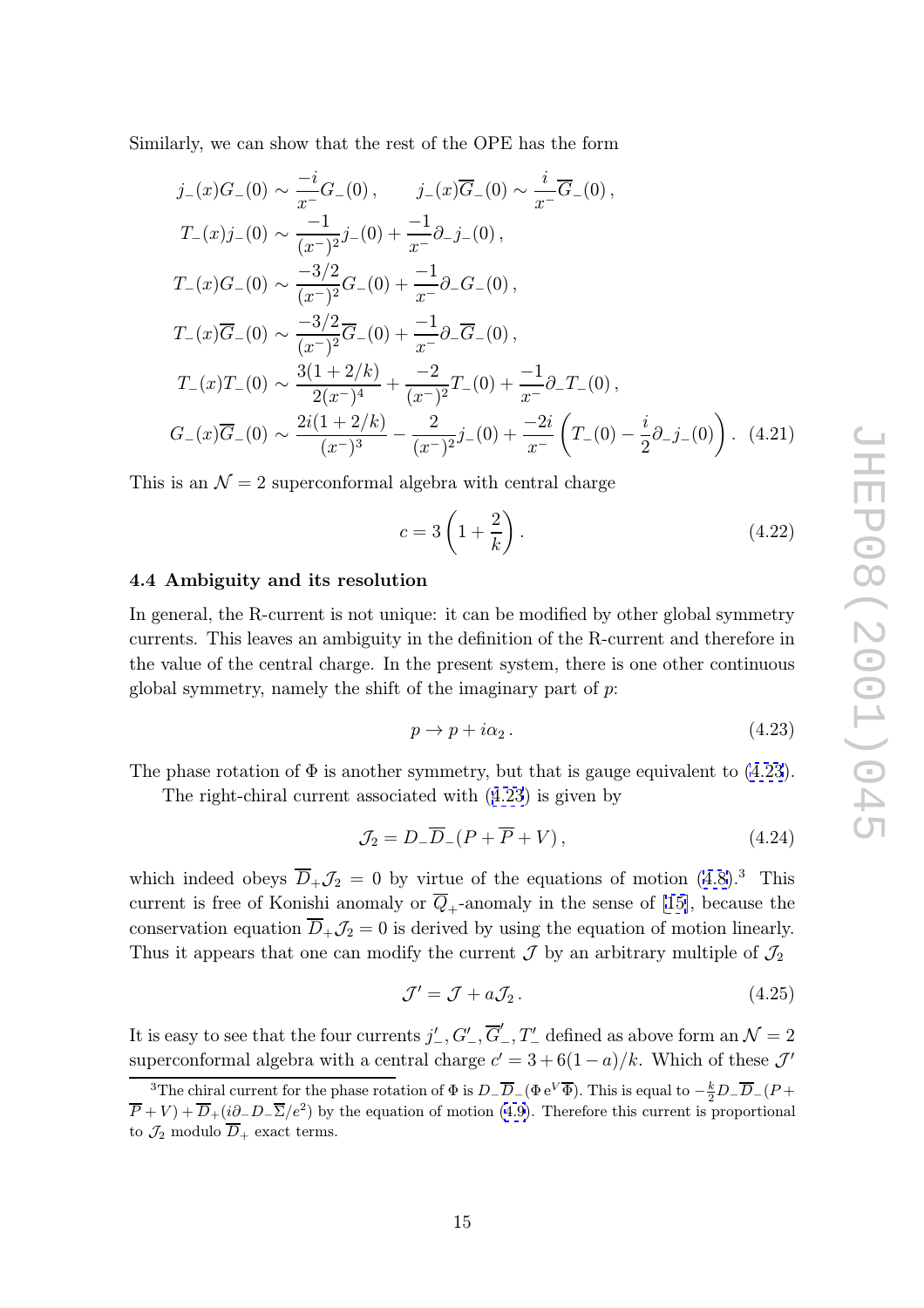Similarly, we can show that the rest of the OPE has the form

$$
\begin{aligned}
& j_-(x) G_-(0) \sim \frac{-i}{x^-} G_-(0)\,, \qquad j_-(x)\overline{G}_-(0) \sim \frac{i}{x^-}\overline{G}_-(0)\,, \\
& T_-(x) j_-(0) \sim \frac{-1}{(x^-)^2} j_-(0) + \frac{-1}{x^-}\partial_- j_-(0)\,, \\
& T_-(x) G_-(0) \sim \frac{-3/2}{(x^-)^2} G_-(0) + \frac{-1}{x^-}\partial_- G_-(0)\,, \\
& T_-(x) \overline{G}_-(0) \sim \frac{-3/2}{(x^-)^2} \overline{G}_-(0) + \frac{-1}{x^-}\partial_- \overline{G}_-(0)\,, \\
& T_-(x) T_-(0) \sim \frac{3(1+2/k)}{2(x^-)^4} + \frac{-2}{(x^-)^2} T_-(0) + \frac{-1}{x^-}\partial_- T_-(0)\,, \\
& G_-(x)\overline{G}_-(0) \sim \frac{2i(1+2/k)}{(x^-)^3} - \frac{2}{(x^-)^2} j_-(0) + \frac{-2i}{x^-}\left(T_-(0) - \frac{i}{2}\partial_- j_-(0)\right).
\end{aligned}
\tag{4.21}
$$

This is an $\mathcal{N}=2$ superconformal algebra with central charge

$$
c = 3\left(1+\frac{2}{k}\right). \tag{4.22}
$$

### 4.4 Ambiguity and its resolution

In general, the R-current is not unique: it can be modified by other global symmetry currents. This leaves an ambiguity in the definition of the R-current and therefore in the value of the central charge. In the present system, there is one other continuous global symmetry, namely the shift of the imaginary part of $p$:

$$
p \to p + i\alpha_2\,. \tag{4.23}
$$

The phase rotation of $\Phi$ is another symmetry, but that is gauge equivalent to (4.23).

The right-chiral current associated with (4.23) is given by

$$
\mathcal{J}_2 = D_-\overline{D}_-(P+\overline{P}+V)\,, \tag{4.24}
$$

which indeed obeys $\overline{D}_+\mathcal{J}_2 = 0$ by virtue of the equations of motion (4.8).[3] This current is free of Konishi anomaly or $\overline{Q}_+$-anomaly in the sense of [15], because the conservation equation $\overline{D}_+\mathcal{J}_2 = 0$ is derived by using the equation of motion linearly. Thus it appears that one can modify the current $\mathcal{J}$ by an arbitrary multiple of $\mathcal{J}_2$

$$
\mathcal{J}' = \mathcal{J} + a\mathcal{J}_2\,. \tag{4.25}
$$

It is easy to see that the four currents $j'_-, G'_-, \overline{G}'_-, T'_-$ defined as above form an $\mathcal{N}=2$ superconformal algebra with a central charge $c' = 3 + 6(1-a)/k$. Which of these $\mathcal{J}'$

[3] The chiral current for the phase rotation of $\Phi$ is $D_-\overline{D}_-(\Phi\, e^V\overline{\Phi})$. This is equal to $-\frac{k}{2}D_-\overline{D}_-(P+\overline{P}+V) + \overline{D}_+(i\partial_- D_-\overline{\Sigma}/e^2)$ by the equation of motion (4.9). Therefore this current is proportional to $\mathcal{J}_2$ modulo $\overline{D}_+$ exact terms.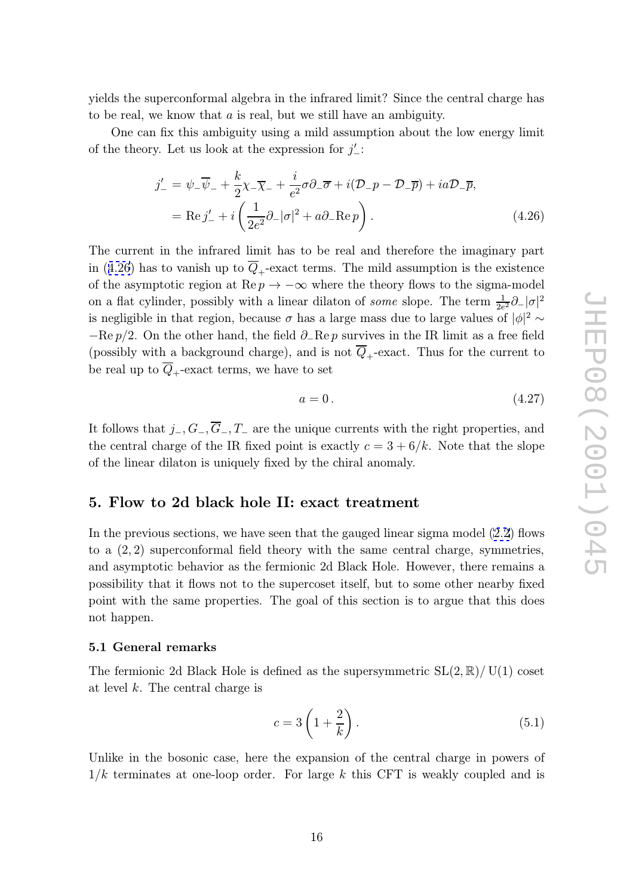yields the superconformal algebra in the infrared limit? Since the central charge has to be real, we know that $a$ is real, but we still have an ambiguity.

One can fix this ambiguity using a mild assumption about the low energy limit of the theory. Let us look at the expression for $j'_-$:

$$
\begin{aligned}
j'_- &= \psi_-\overline{\psi}_- + \frac{k}{2}\chi_-\overline{\chi}_- + \frac{i}{e^2}\sigma\partial_-\overline{\sigma} + i(\mathcal{D}_-p - \mathcal{D}_-\overline{p}) + ia\mathcal{D}_-\overline{p}, \\
&= \operatorname{Re} j'_- + i\left(\frac{1}{2e^2}\partial_-|\sigma|^2 + a\partial_-\operatorname{Re} p\right).
\end{aligned} \tag{4.26}
$$

The current in the infrared limit has to be real and therefore the imaginary part in (4.26) has to vanish up to $\overline{Q}_+$-exact terms. The mild assumption is the existence of the asymptotic region at $\operatorname{Re} p \to -\infty$ where the theory flows to the sigma-model on a flat cylinder, possibly with a linear dilaton of *some* slope. The term $\frac{1}{2e^2}\partial_-|\sigma|^2$ is negligible in that region, because $\sigma$ has a large mass due to large values of $|\phi|^2 \sim -\operatorname{Re} p/2$. On the other hand, the field $\partial_-\operatorname{Re} p$ survives in the IR limit as a free field (possibly with a background charge), and is not $\overline{Q}_+$-exact. Thus for the current to be real up to $\overline{Q}_+$-exact terms, we have to set

$$
a = 0\,. \tag{4.27}
$$

It follows that $j_-, G_-, \overline{G}_-, T_-$ are the unique currents with the right properties, and the central charge of the IR fixed point is exactly $c = 3 + 6/k$. Note that the slope of the linear dilaton is uniquely fixed by the chiral anomaly.

## 5. Flow to 2d black hole II: exact treatment

In the previous sections, we have seen that the gauged linear sigma model (2.2) flows to a $(2,2)$ superconformal field theory with the same central charge, symmetries, and asymptotic behavior as the fermionic 2d Black Hole. However, there remains a possibility that it flows not to the supercoset itself, but to some other nearby fixed point with the same properties. The goal of this section is to argue that this does not happen.

### 5.1 General remarks

The fermionic 2d Black Hole is defined as the supersymmetric $\mathrm{SL}(2,\mathbb{R})/\mathrm{U}(1)$ coset at level $k$. The central charge is

$$
c = 3\left(1 + \frac{2}{k}\right). \tag{5.1}
$$

Unlike in the bosonic case, here the expansion of the central charge in powers of $1/k$ terminates at one-loop order. For large $k$ this CFT is weakly coupled and is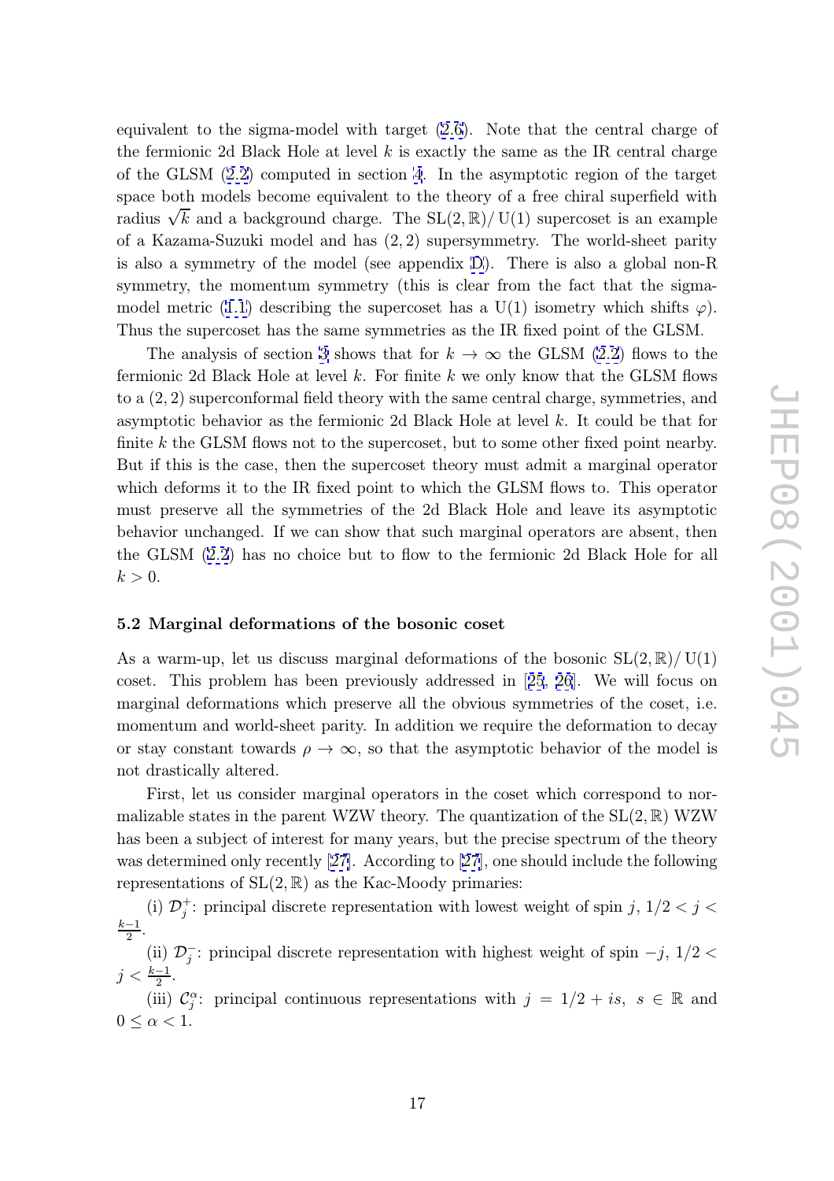equivalent to the sigma-model with target (2.6). Note that the central charge of the fermionic 2d Black Hole at level $k$ is exactly the same as the IR central charge of the GLSM (2.2) computed in section 4. In the asymptotic region of the target space both models become equivalent to the theory of a free chiral superfield with radius $\sqrt{k}$ and a background charge. The $\mathrm{SL}(2,\mathbb{R})/\,\mathrm{U}(1)$ supercoset is an example of a Kazama-Suzuki model and has $(2,2)$ supersymmetry. The world-sheet parity is also a symmetry of the model (see appendix D). There is also a global non-R symmetry, the momentum symmetry (this is clear from the fact that the sigma-model metric (1.1) describing the supercoset has a U(1) isometry which shifts $\varphi$). Thus the supercoset has the same symmetries as the IR fixed point of the GLSM.

The analysis of section 3 shows that for $k \to \infty$ the GLSM (2.2) flows to the fermionic 2d Black Hole at level $k$. For finite $k$ we only know that the GLSM flows to a $(2,2)$ superconformal field theory with the same central charge, symmetries, and asymptotic behavior as the fermionic 2d Black Hole at level $k$. It could be that for finite $k$ the GLSM flows not to the supercoset, but to some other fixed point nearby. But if this is the case, then the supercoset theory must admit a marginal operator which deforms it to the IR fixed point to which the GLSM flows to. This operator must preserve all the symmetries of the 2d Black Hole and leave its asymptotic behavior unchanged. If we can show that such marginal operators are absent, then the GLSM (2.2) has no choice but to flow to the fermionic 2d Black Hole for all $k > 0$.

### 5.2 Marginal deformations of the bosonic coset

As a warm-up, let us discuss marginal deformations of the bosonic $\mathrm{SL}(2,\mathbb{R})/\,\mathrm{U}(1)$ coset. This problem has been previously addressed in [25, 26]. We will focus on marginal deformations which preserve all the obvious symmetries of the coset, i.e. momentum and world-sheet parity. In addition we require the deformation to decay or stay constant towards $\rho \to \infty$, so that the asymptotic behavior of the model is not drastically altered.

First, let us consider marginal operators in the coset which correspond to normalizable states in the parent WZW theory. The quantization of the $\mathrm{SL}(2,\mathbb{R})$ WZW has been a subject of interest for many years, but the precise spectrum of the theory was determined only recently [27]. According to [27], one should include the following representations of $\mathrm{SL}(2,\mathbb{R})$ as the Kac-Moody primaries:

(i) $\mathcal{D}^+_j$: principal discrete representation with lowest weight of spin $j$, $1/2 < j < \frac{k-1}{2}$.

(ii) $\mathcal{D}^-_j$: principal discrete representation with highest weight of spin $-j$, $1/2 < j < \frac{k-1}{2}$.

(iii) $\mathcal{C}^\alpha_j$: principal continuous representations with $j = 1/2 + is,\ s \in \mathbb{R}$ and $0 \leq \alpha < 1$.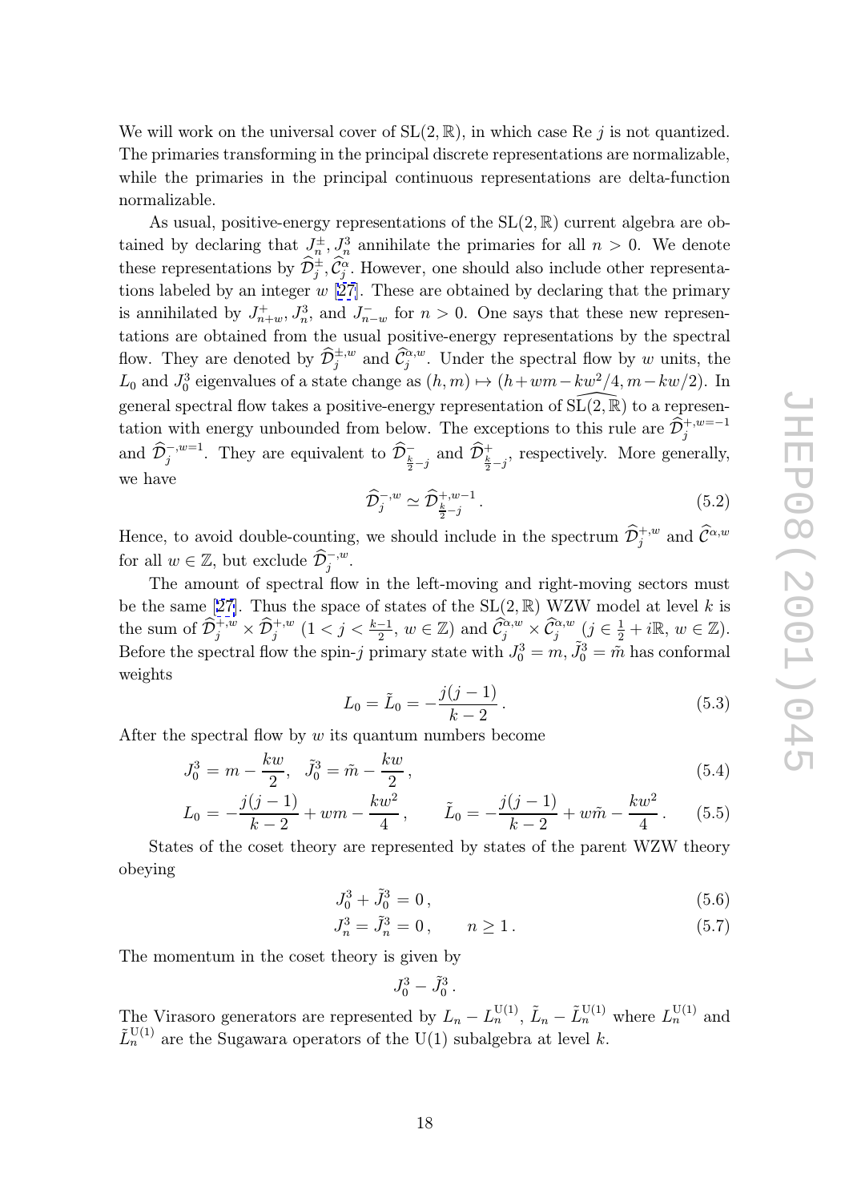We will work on the universal cover of $\mathrm{SL}(2,\mathbb{R})$, in which case Re $j$ is not quantized. The primaries transforming in the principal discrete representations are normalizable, while the primaries in the principal continuous representations are delta-function normalizable.

As usual, positive-energy representations of the $\mathrm{SL}(2,\mathbb{R})$ current algebra are obtained by declaring that $J_n^\pm, J_n^3$ annihilate the primaries for all $n > 0$. We denote these representations by $\widehat{\mathcal{D}}_j^\pm, \widehat{\mathcal{C}}_j^\alpha$. However, one should also include other representations labeled by an integer $w$ [27]. These are obtained by declaring that the primary is annihilated by $J^+_{n+w}, J^3_n$, and $J^-_{n-w}$ for $n > 0$. One says that these new representations are obtained from the usual positive-energy representations by the spectral flow. They are denoted by $\widehat{\mathcal{D}}_j^{\pm,w}$ and $\widehat{\mathcal{C}}_j^{\alpha,w}$. Under the spectral flow by $w$ units, the $L_0$ and $J_0^3$ eigenvalues of a state change as $(h,m) \mapsto (h + wm - kw^2/4, m - kw/2)$. In general spectral flow takes a positive-energy representation of $\widehat{\mathrm{SL}(2,\mathbb{R})}$ to a representation with energy unbounded from below. The exceptions to this rule are $\widehat{\mathcal{D}}_j^{+,w=-1}$ and $\widehat{\mathcal{D}}_j^{-,w=1}$. They are equivalent to $\widehat{\mathcal{D}}^-_{\frac{k}{2}-j}$ and $\widehat{\mathcal{D}}^+_{\frac{k}{2}-j}$, respectively. More generally, we have

$$\widehat{\mathcal{D}}_j^{-,w} \simeq \widehat{\mathcal{D}}^{+,w-1}_{\frac{k}{2}-j}\,. \tag{5.2}$$

Hence, to avoid double-counting, we should include in the spectrum $\widehat{\mathcal{D}}_j^{+,w}$ and $\widehat{\mathcal{C}}^{\alpha,w}$ for all $w \in \mathbb{Z}$, but exclude $\widehat{\mathcal{D}}_j^{-,w}$.

The amount of spectral flow in the left-moving and right-moving sectors must be the same [27]. Thus the space of states of the $\mathrm{SL}(2,\mathbb{R})$ WZW model at level $k$ is the sum of $\widehat{\mathcal{D}}_j^{+,w} \times \widehat{\mathcal{D}}_j^{+,w}$ ($1 < j < \frac{k-1}{2}$, $w \in \mathbb{Z}$) and $\widehat{\mathcal{C}}_j^{\alpha,w} \times \widehat{\mathcal{C}}_j^{\alpha,w}$ ($j \in \frac{1}{2} + i\mathbb{R}$, $w \in \mathbb{Z}$). Before the spectral flow the spin-$j$ primary state with $J_0^3 = m, \tilde{J}_0^3 = \tilde{m}$ has conformal weights

$$L_0 = \tilde{L}_0 = -\frac{j(j-1)}{k-2}\,. \tag{5.3}$$

After the spectral flow by $w$ its quantum numbers become

$$J_0^3 = m - \frac{kw}{2}, \quad \tilde{J}_0^3 = \tilde{m} - \frac{kw}{2}\,, \tag{5.4}$$

$$L_0 = -\frac{j(j-1)}{k-2} + wm - \frac{kw^2}{4}\,, \qquad \tilde{L}_0 = -\frac{j(j-1)}{k-2} + w\tilde{m} - \frac{kw^2}{4}\,. \tag{5.5}$$

States of the coset theory are represented by states of the parent WZW theory obeying

$$J_0^3 + \tilde{J}_0^3 = 0\,, \tag{5.6}$$

$$J_n^3 = \tilde{J}_n^3 = 0\,, \qquad n \geq 1\,. \tag{5.7}$$

The momentum in the coset theory is given by

$$J_0^3 - \tilde{J}_0^3\,.$$

The Virasoro generators are represented by $L_n - L_n^{\mathrm{U}(1)}$, $\tilde{L}_n - \tilde{L}_n^{\mathrm{U}(1)}$ where $L_n^{\mathrm{U}(1)}$ and $\tilde{L}_n^{\mathrm{U}(1)}$ are the Sugawara operators of the U(1) subalgebra at level $k$.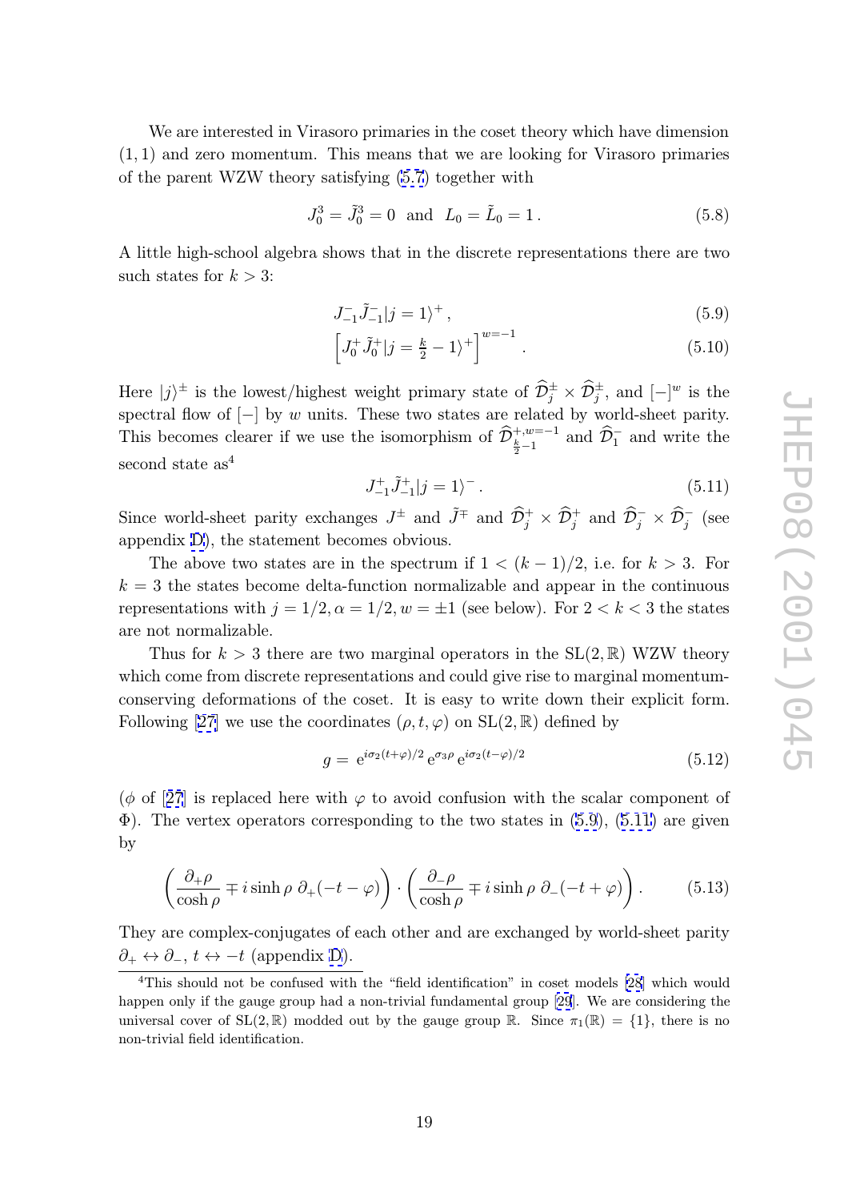We are interested in Virasoro primaries in the coset theory which have dimension $(1,1)$ and zero momentum. This means that we are looking for Virasoro primaries of the parent WZW theory satisfying (5.7) together with

$$J_0^3 = \tilde{J}_0^3 = 0 \quad \text{and} \quad L_0 = \tilde{L}_0 = 1\,. \tag{5.8}$$

A little high-school algebra shows that in the discrete representations there are two such states for $k > 3$:

$$J_{-1}^- \tilde{J}_{-1}^- |j = 1\rangle^+ \,, \tag{5.9}$$

$$\left[ J_0^+ \tilde{J}_0^+ |j = \tfrac{k}{2} - 1\rangle^+ \right]^{w=-1} \,. \tag{5.10}$$

Here $|j\rangle^\pm$ is the lowest/highest weight primary state of $\widehat{\mathcal{D}}_j^\pm \times \widehat{\mathcal{D}}_j^\pm$, and $[-]^w$ is the spectral flow of $[-]$ by $w$ units. These two states are related by world-sheet parity. This becomes clearer if we use the isomorphism of $\widehat{\mathcal{D}}^{+,w=-1}_{\frac{k}{2}-1}$ and $\widehat{\mathcal{D}}_1^-$ and write the second state as[4]

$$J_{-1}^+ \tilde{J}_{-1}^+ |j = 1\rangle^- \,. \tag{5.11}$$

Since world-sheet parity exchanges $J^\pm$ and $\tilde{J}^\mp$ and $\widehat{\mathcal{D}}_j^+ \times \widehat{\mathcal{D}}_j^+$ and $\widehat{\mathcal{D}}_j^- \times \widehat{\mathcal{D}}_j^-$ (see appendix D), the statement becomes obvious.

The above two states are in the spectrum if $1 < (k-1)/2$, i.e. for $k > 3$. For $k = 3$ the states become delta-function normalizable and appear in the continuous representations with $j = 1/2, \alpha = 1/2, w = \pm 1$ (see below). For $2 < k < 3$ the states are not normalizable.

Thus for $k > 3$ there are two marginal operators in the SL$(2,\mathbb{R})$ WZW theory which come from discrete representations and could give rise to marginal momentum-conserving deformations of the coset. It is easy to write down their explicit form. Following [27] we use the coordinates $(\rho, t, \varphi)$ on SL$(2,\mathbb{R})$ defined by

$$g = e^{i\sigma_2 (t+\varphi)/2}\, e^{\sigma_3 \rho}\, e^{i\sigma_2 (t-\varphi)/2} \tag{5.12}$$

($\phi$ of [27] is replaced here with $\varphi$ to avoid confusion with the scalar component of $\Phi$). The vertex operators corresponding to the two states in (5.9), (5.11) are given by

$$\left( \frac{\partial_+ \rho}{\cosh\rho} \mp i \sinh\rho\, \partial_+(-t - \varphi) \right) \cdot \left( \frac{\partial_- \rho}{\cosh\rho} \mp i \sinh\rho\, \partial_-(-t + \varphi) \right). \tag{5.13}$$

They are complex-conjugates of each other and are exchanged by world-sheet parity $\partial_+ \leftrightarrow \partial_-$, $t \leftrightarrow -t$ (appendix D).

[4] This should not be confused with the "field identification" in coset models [28] which would happen only if the gauge group had a non-trivial fundamental group [29]. We are considering the universal cover of SL$(2,\mathbb{R})$ modded out by the gauge group $\mathbb{R}$. Since $\pi_1(\mathbb{R}) = \{1\}$, there is no non-trivial field identification.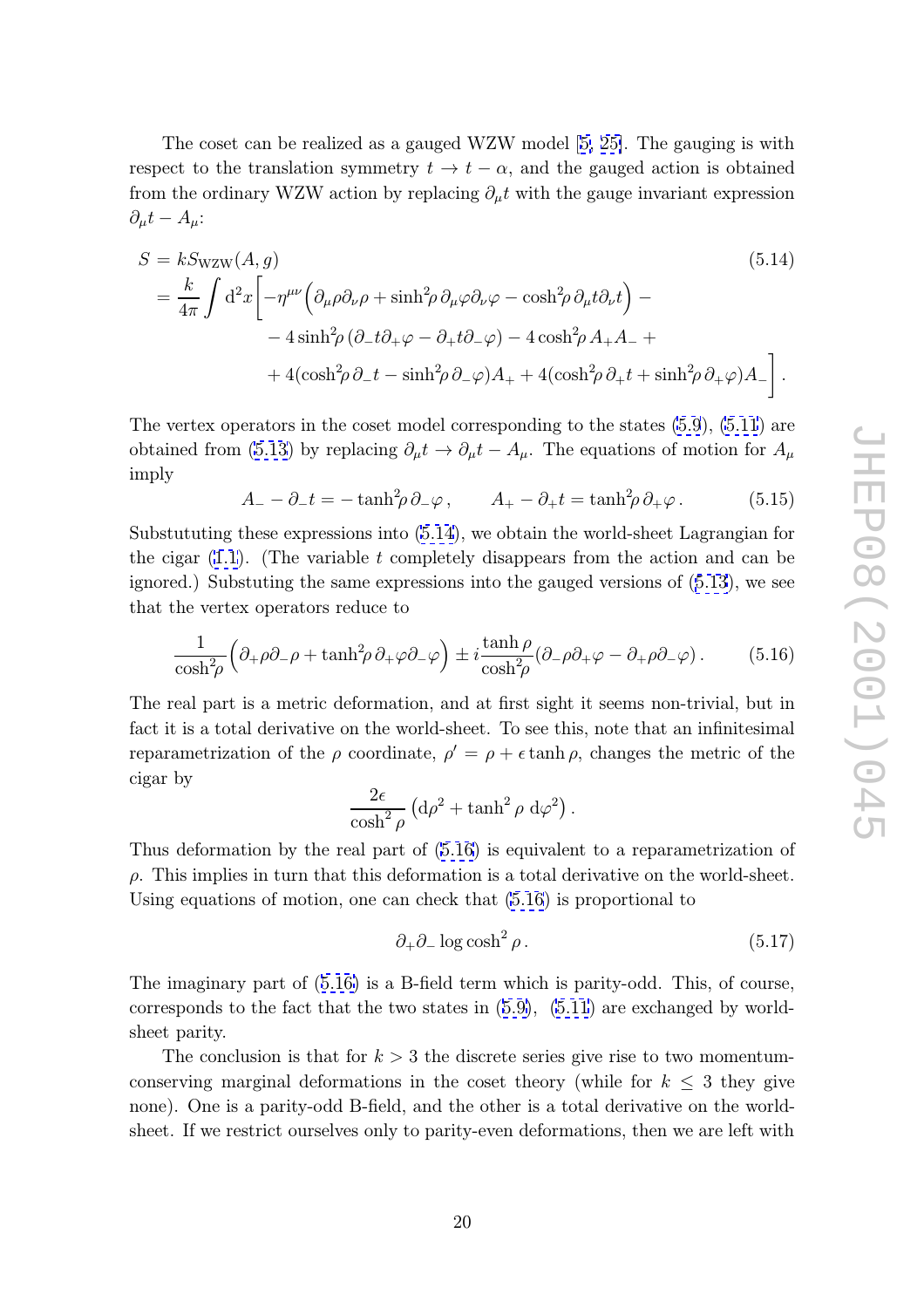The coset can be realized as a gauged WZW model [5, 25]. The gauging is with respect to the translation symmetry $t \to t - \alpha$, and the gauged action is obtained from the ordinary WZW action by replacing $\partial_\mu t$ with the gauge invariant expression $\partial_\mu t - A_\mu$:

$$
\begin{aligned}
S &= k S_{\rm WZW}(A, g) \qquad\qquad (5.14)\\
&= \frac{k}{4\pi}\int d^2x \Big[ -\eta^{\mu\nu}\Big(\partial_\mu\rho\partial_\nu\rho + \sinh^2\!\rho\,\partial_\mu\varphi\partial_\nu\varphi - \cosh^2\!\rho\,\partial_\mu t\partial_\nu t\Big) - \\
&\qquad - 4\sinh^2\!\rho\,(\partial_- t\partial_+\varphi - \partial_+ t\partial_-\varphi) - 4\cosh^2\!\rho\, A_+ A_- + \\
&\qquad + 4(\cosh^2\!\rho\,\partial_- t - \sinh^2\!\rho\,\partial_-\varphi)A_+ + 4(\cosh^2\!\rho\,\partial_+ t + \sinh^2\!\rho\,\partial_+\varphi)A_- \Big].
\end{aligned}
$$

The vertex operators in the coset model corresponding to the states (5.9), (5.11) are obtained from (5.13) by replacing $\partial_\mu t \to \partial_\mu t - A_\mu$. The equations of motion for $A_\mu$ imply

$$
A_- - \partial_- t = -\tanh^2\!\rho\,\partial_-\varphi\,, \qquad A_+ - \partial_+ t = \tanh^2\!\rho\,\partial_+\varphi\,. \tag{5.15}
$$

Substututing these expressions into (5.14), we obtain the world-sheet Lagrangian for the cigar (1.1). (The variable $t$ completely disappears from the action and can be ignored.) Substuting the same expressions into the gauged versions of (5.13), we see that the vertex operators reduce to

$$
\frac{1}{\cosh^2\!\rho}\Big(\partial_+\rho\partial_-\rho + \tanh^2\!\rho\,\partial_+\varphi\partial_-\varphi\Big) \pm i\frac{\tanh\rho}{\cosh^2\!\rho}(\partial_-\rho\partial_+\varphi - \partial_+\rho\partial_-\varphi)\,. \tag{5.16}
$$

The real part is a metric deformation, and at first sight it seems non-trivial, but in fact it is a total derivative on the world-sheet. To see this, note that an infinitesimal reparametrization of the $\rho$ coordinate, $\rho' = \rho + \epsilon\tanh\rho$, changes the metric of the cigar by

$$
\frac{2\epsilon}{\cosh^2\rho}\left(d\rho^2 + \tanh^2\rho\, d\varphi^2\right).
$$

Thus deformation by the real part of (5.16) is equivalent to a reparametrization of $\rho$. This implies in turn that this deformation is a total derivative on the world-sheet. Using equations of motion, one can check that (5.16) is proportional to

$$
\partial_+\partial_- \log\cosh^2\rho\,. \tag{5.17}
$$

The imaginary part of (5.16) is a B-field term which is parity-odd. This, of course, corresponds to the fact that the two states in (5.9), (5.11) are exchanged by world-sheet parity.

The conclusion is that for $k > 3$ the discrete series give rise to two momentum-conserving marginal deformations in the coset theory (while for $k \le 3$ they give none). One is a parity-odd B-field, and the other is a total derivative on the world-sheet. If we restrict ourselves only to parity-even deformations, then we are left with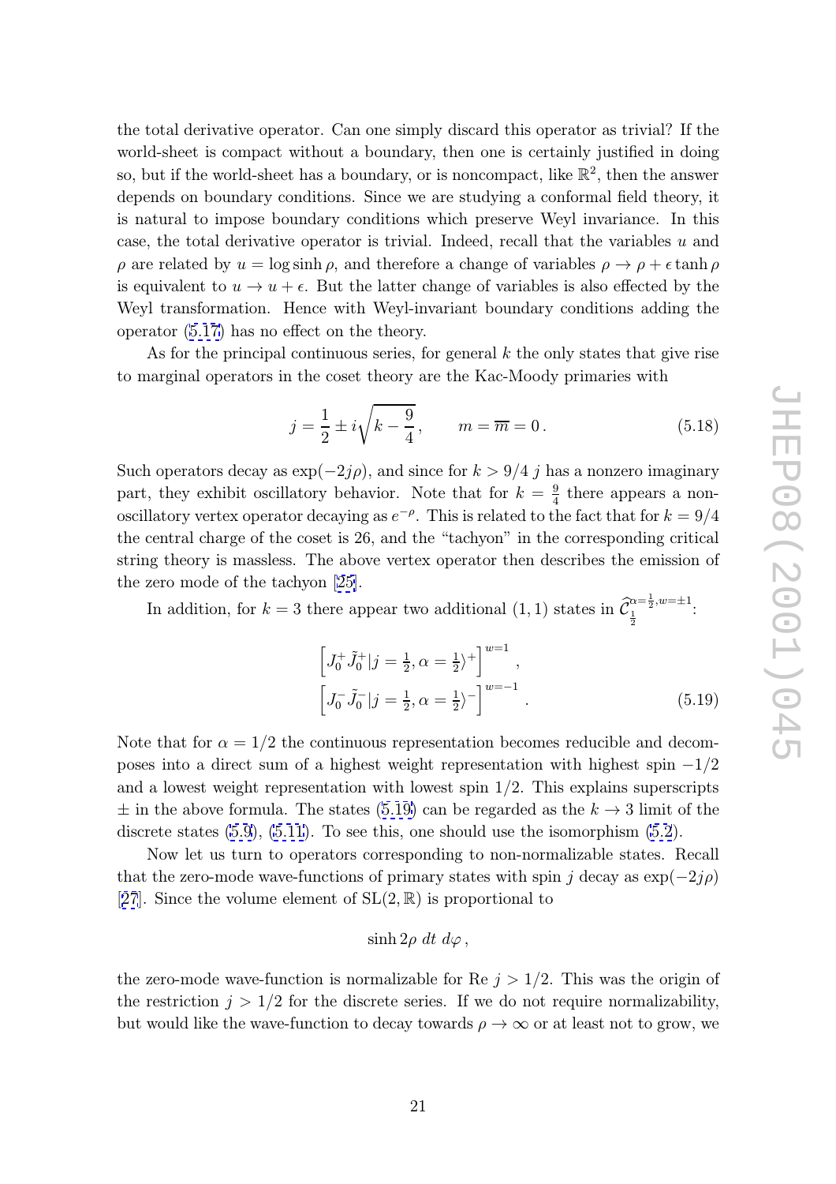the total derivative operator. Can one simply discard this operator as trivial? If the world-sheet is compact without a boundary, then one is certainly justified in doing so, but if the world-sheet has a boundary, or is noncompact, like $\mathbb{R}^2$, then the answer depends on boundary conditions. Since we are studying a conformal field theory, it is natural to impose boundary conditions which preserve Weyl invariance. In this case, the total derivative operator is trivial. Indeed, recall that the variables $u$ and $\rho$ are related by $u = \log \sinh \rho$, and therefore a change of variables $\rho \to \rho + \epsilon \tanh \rho$ is equivalent to $u \to u + \epsilon$. But the latter change of variables is also effected by the Weyl transformation. Hence with Weyl-invariant boundary conditions adding the operator (5.17) has no effect on the theory.

As for the principal continuous series, for general $k$ the only states that give rise to marginal operators in the coset theory are the Kac-Moody primaries with

$$j = \frac{1}{2} \pm i\sqrt{k - \frac{9}{4}}, \qquad m = \overline{m} = 0\,. \tag{5.18}$$

Such operators decay as $\exp(-2j\rho)$, and since for $k > 9/4$ $j$ has a nonzero imaginary part, they exhibit oscillatory behavior. Note that for $k = \frac{9}{4}$ there appears a non-oscillatory vertex operator decaying as $e^{-\rho}$. This is related to the fact that for $k = 9/4$ the central charge of the coset is 26, and the "tachyon" in the corresponding critical string theory is massless. The above vertex operator then describes the emission of the zero mode of the tachyon [25].

In addition, for $k = 3$ there appear two additional $(1,1)$ states in $\widehat{\mathcal{C}}_{\frac{1}{2}}^{\alpha=\frac{1}{2},w=\pm 1}$:

$$\begin{aligned}
&\left[J_0^+ \tilde{J}_0^+ |j = \tfrac{1}{2}, \alpha = \tfrac{1}{2}\rangle^+\right]^{w=1}, \\
&\left[J_0^- \tilde{J}_0^- |j = \tfrac{1}{2}, \alpha = \tfrac{1}{2}\rangle^-\right]^{w=-1}.
\end{aligned} \tag{5.19}$$

Note that for $\alpha = 1/2$ the continuous representation becomes reducible and decomposes into a direct sum of a highest weight representation with highest spin $-1/2$ and a lowest weight representation with lowest spin $1/2$. This explains superscripts $\pm$ in the above formula. The states (5.19) can be regarded as the $k \to 3$ limit of the discrete states (5.9), (5.11). To see this, one should use the isomorphism (5.2).

Now let us turn to operators corresponding to non-normalizable states. Recall that the zero-mode wave-functions of primary states with spin $j$ decay as $\exp(-2j\rho)$ [27]. Since the volume element of $\mathrm{SL}(2,\mathbb{R})$ is proportional to

$$\sinh 2\rho \; dt \; d\varphi\,,$$

the zero-mode wave-function is normalizable for Re $j > 1/2$. This was the origin of the restriction $j > 1/2$ for the discrete series. If we do not require normalizability, but would like the wave-function to decay towards $\rho \to \infty$ or at least not to grow, we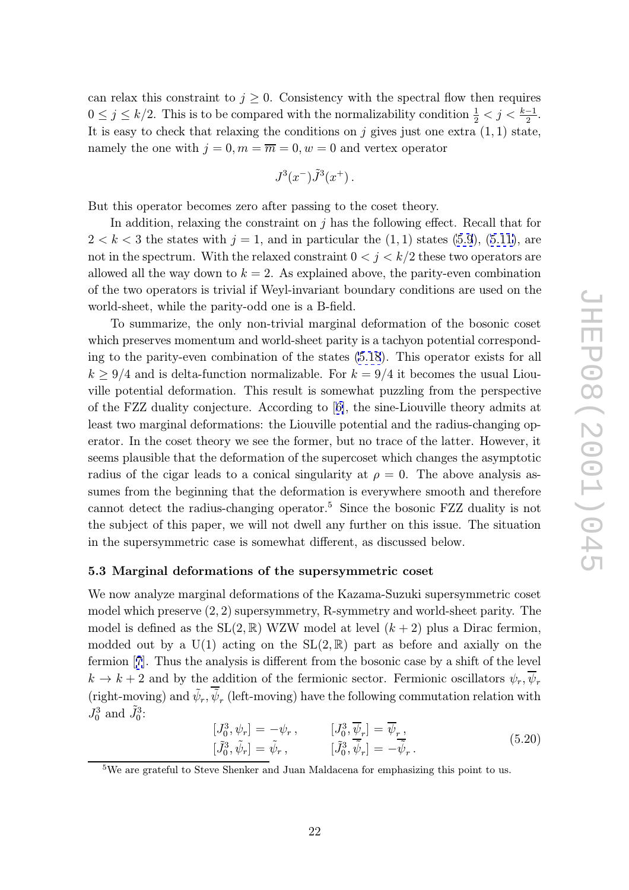can relax this constraint to $j \geq 0$. Consistency with the spectral flow then requires $0 \leq j \leq k/2$. This is to be compared with the normalizability condition $\frac{1}{2} < j < \frac{k-1}{2}$. It is easy to check that relaxing the conditions on $j$ gives just one extra $(1,1)$ state, namely the one with $j = 0, m = \overline{m} = 0, w = 0$ and vertex operator

$$J^3(x^-)\tilde{J}^3(x^+)\,.$$

But this operator becomes zero after passing to the coset theory.

In addition, relaxing the constraint on $j$ has the following effect. Recall that for $2 < k < 3$ the states with $j = 1$, and in particular the $(1,1)$ states (5.9), (5.11), are not in the spectrum. With the relaxed constraint $0 < j < k/2$ these two operators are allowed all the way down to $k = 2$. As explained above, the parity-even combination of the two operators is trivial if Weyl-invariant boundary conditions are used on the world-sheet, while the parity-odd one is a B-field.

To summarize, the only non-trivial marginal deformation of the bosonic coset which preserves momentum and world-sheet parity is a tachyon potential corresponding to the parity-even combination of the states (5.18). This operator exists for all $k \geq 9/4$ and is delta-function normalizable. For $k = 9/4$ it becomes the usual Liouville potential deformation. This result is somewhat puzzling from the perspective of the FZZ duality conjecture. According to [6], the sine-Liouville theory admits at least two marginal deformations: the Liouville potential and the radius-changing operator. In the coset theory we see the former, but no trace of the latter. However, it seems plausible that the deformation of the supercoset which changes the asymptotic radius of the cigar leads to a conical singularity at $\rho = 0$. The above analysis assumes from the beginning that the deformation is everywhere smooth and therefore cannot detect the radius-changing operator.[5] Since the bosonic FZZ duality is not the subject of this paper, we will not dwell any further on this issue. The situation in the supersymmetric case is somewhat different, as discussed below.

### 5.3 Marginal deformations of the supersymmetric coset

We now analyze marginal deformations of the Kazama-Suzuki supersymmetric coset model which preserve $(2,2)$ supersymmetry, R-symmetry and world-sheet parity. The model is defined as the $\mathrm{SL}(2,\mathbb{R})$ WZW model at level $(k+2)$ plus a Dirac fermion, modded out by a U(1) acting on the $\mathrm{SL}(2,\mathbb{R})$ part as before and axially on the fermion [7]. Thus the analysis is different from the bosonic case by a shift of the level $k \to k+2$ and by the addition of the fermionic sector. Fermionic oscillators $\psi_r, \overline{\psi}_r$ (right-moving) and $\tilde{\psi}_r, \overline{\tilde{\psi}}_r$ (left-moving) have the following commutation relation with $J_0^3$ and $\tilde{J}_0^3$:

$$\begin{aligned} [J_0^3, \psi_r] &= -\psi_r\,, & [J_0^3, \overline{\psi}_r] &= \overline{\psi}_r\,, \\ [\tilde{J}_0^3, \tilde{\psi}_r] &= \tilde{\psi}_r\,, & [\tilde{J}_0^3, \overline{\tilde{\psi}}_r] &= -\overline{\tilde{\psi}}_r\,. \end{aligned} \tag{5.20}$$

[5] We are grateful to Steve Shenker and Juan Maldacena for emphasizing this point to us.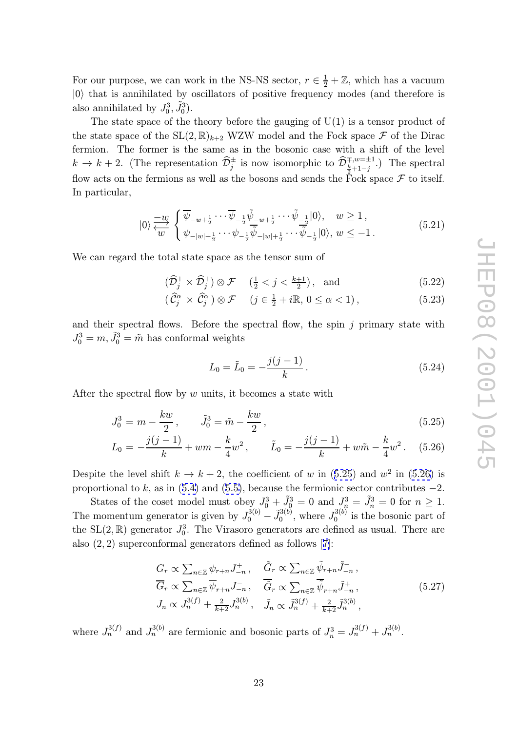For our purpose, we can work in the NS-NS sector, $r \in \frac{1}{2} + \mathbb{Z}$, which has a vacuum $|0\rangle$ that is annihilated by oscillators of positive frequency modes (and therefore is also annihilated by $J_0^3, \tilde{J}_0^3$).

The state space of the theory before the gauging of U(1) is a tensor product of the state space of the $\mathrm{SL}(2,\mathbb{R})_{k+2}$ WZW model and the Fock space $\mathcal{F}$ of the Dirac fermion. The former is the same as in the bosonic case with a shift of the level $k \to k+2$. (The representation $\widehat{\mathcal{D}}_j^{\pm}$ is now isomorphic to $\widehat{\mathcal{D}}_{\frac{k}{2}+1-j}^{\mp, w=\pm 1}$.) The spectral flow acts on the fermions as well as the bosons and sends the Fock space $\mathcal{F}$ to itself. In particular,

$$
|0\rangle \underset{w}{\overset{-w}{\rightleftarrows}} \begin{cases} \overline{\psi}_{-w+\frac{1}{2}} \cdots \overline{\psi}_{-\frac{1}{2}} \tilde{\psi}_{-w+\frac{1}{2}} \cdots \tilde{\psi}_{-\frac{1}{2}} |0\rangle, & w \geq 1\,, \\ \psi_{-|w|+\frac{1}{2}} \cdots \psi_{-\frac{1}{2}} \overline{\tilde{\psi}}_{-|w|+\frac{1}{2}} \cdots \overline{\tilde{\psi}}_{-\frac{1}{2}} |0\rangle, & w \leq -1\,. \end{cases} \tag{5.21}
$$

We can regard the total state space as the tensor sum of

$$
(\widehat{\mathcal{D}}_j^{+} \times \widehat{\mathcal{D}}_j^{+}) \otimes \mathcal{F} \qquad (\tfrac{1}{2} < j < \tfrac{k+1}{2}), \quad \text{and} \tag{5.22}
$$

$$
(\widehat{\mathcal{C}}_j^{\alpha} \times \widehat{\mathcal{C}}_j^{\alpha}) \otimes \mathcal{F} \qquad (j \in \tfrac{1}{2} + i\mathbb{R},\ 0 \leq \alpha < 1)\,, \tag{5.23}
$$

and their spectral flows. Before the spectral flow, the spin $j$ primary state with $J_0^3 = m, \tilde{J}_0^3 = \tilde{m}$ has conformal weights

$$
L_0 = \tilde{L}_0 = -\frac{j(j-1)}{k}\,. \tag{5.24}
$$

After the spectral flow by $w$ units, it becomes a state with

$$
J_0^3 = m - \frac{kw}{2}\,, \qquad \tilde{J}_0^3 = \tilde{m} - \frac{kw}{2}\,, \tag{5.25}
$$

$$
L_0 = -\frac{j(j-1)}{k} + wm - \frac{k}{4}w^2\,, \qquad \tilde{L}_0 = -\frac{j(j-1)}{k} + w\tilde{m} - \frac{k}{4}w^2\,. \tag{5.26}
$$

Despite the level shift $k \to k+2$, the coefficient of $w$ in (5.25) and $w^2$ in (5.26) is proportional to $k$, as in (5.4) and (5.5), because the fermionic sector contributes $-2$.

States of the coset model must obey $J_0^3 + \tilde{J}_0^3 = 0$ and $J_n^3 = \tilde{J}_n^3 = 0$ for $n \geq 1$. The momentum generator is given by $J_0^{3(b)} - \tilde{J}_0^{3(b)}$, where $J_0^{3(b)}$ is the bosonic part of the $\mathrm{SL}(2,\mathbb{R})$ generator $J_0^3$. The Virasoro generators are defined as usual. There are also $(2,2)$ superconformal generators defined as follows [7]:

$$
\begin{aligned}
&G_r \propto \textstyle\sum_{n\in\mathbb{Z}} \psi_{r+n} J_{-n}^{+}\,, \qquad \tilde{G}_r \propto \textstyle\sum_{n\in\mathbb{Z}} \tilde{\psi}_{r+n} \tilde{J}_{-n}^{-}\,, \\
&\overline{G}_r \propto \textstyle\sum_{n\in\mathbb{Z}} \overline{\psi}_{r+n} J_{-n}^{-}\,, \qquad \overline{\tilde{G}}_r \propto \textstyle\sum_{n\in\mathbb{Z}} \overline{\tilde{\psi}}_{r+n} \tilde{J}_{-n}^{+}\,, \\
&J_n \propto J_n^{3(f)} + \tfrac{2}{k+2} J_n^{3(b)}\,, \quad \tilde{J}_n \propto \tilde{J}_n^{3(f)} + \tfrac{2}{k+2} \tilde{J}_n^{3(b)}\,,
\end{aligned} \tag{5.27}
$$

where $J_n^{3(f)}$ and $J_n^{3(b)}$ are fermionic and bosonic parts of $J_n^3 = J_n^{3(f)} + J_n^{3(b)}$.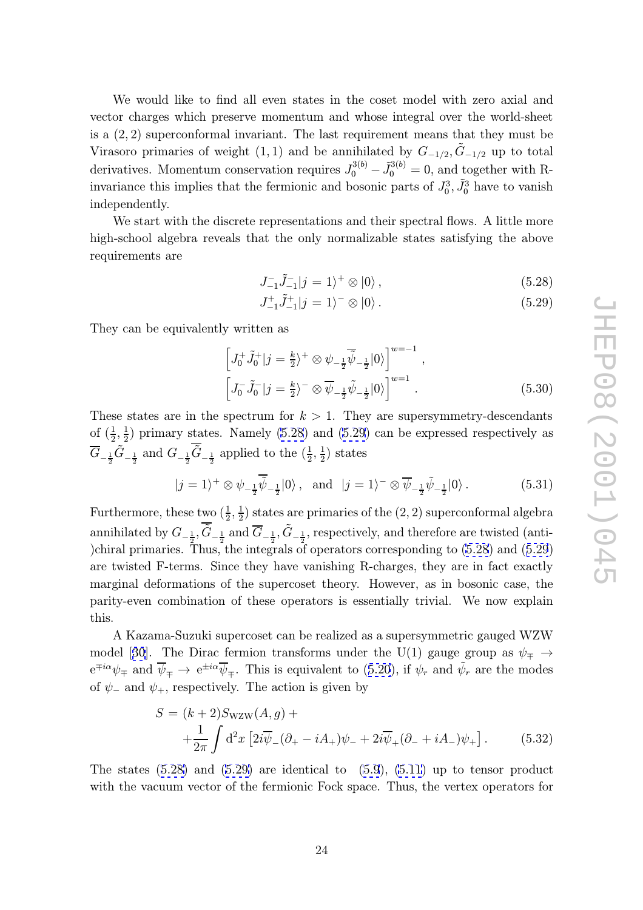We would like to find all even states in the coset model with zero axial and vector charges which preserve momentum and whose integral over the world-sheet is a $(2,2)$ superconformal invariant. The last requirement means that they must be Virasoro primaries of weight $(1,1)$ and be annihilated by $G_{-1/2}, \tilde{G}_{-1/2}$ up to total derivatives. Momentum conservation requires $J_0^{3(b)} - \tilde{J}_0^{3(b)} = 0$, and together with R-invariance this implies that the fermionic and bosonic parts of $J_0^3, \tilde{J}_0^3$ have to vanish independently.

We start with the discrete representations and their spectral flows. A little more high-school algebra reveals that the only normalizable states satisfying the above requirements are

$$J_{-1}^{-}\tilde{J}_{-1}^{-}|j=1\rangle^{+} \otimes |0\rangle\,, \tag{5.28}$$

$$J_{-1}^{+}\tilde{J}_{-1}^{+}|j=1\rangle^{-} \otimes |0\rangle\,. \tag{5.29}$$

They can be equivalently written as

$$\begin{aligned} &\left[J_0^{+}\tilde{J}_0^{+}|j=\tfrac{k}{2}\rangle^{+} \otimes \psi_{-\frac{1}{2}}\overline{\tilde{\psi}}_{-\frac{1}{2}}|0\rangle\right]^{w=-1}\,, \\ &\left[J_0^{-}\tilde{J}_0^{-}|j=\tfrac{k}{2}\rangle^{-} \otimes \overline{\psi}_{-\frac{1}{2}}\tilde{\psi}_{-\frac{1}{2}}|0\rangle\right]^{w=1}\,. \end{aligned} \tag{5.30}$$

These states are in the spectrum for $k>1$. They are supersymmetry-descendants of $(\frac{1}{2},\frac{1}{2})$ primary states. Namely (5.28) and (5.29) can be expressed respectively as $\overline{G}_{-\frac{1}{2}}\tilde{G}_{-\frac{1}{2}}$ and $G_{-\frac{1}{2}}\overline{\tilde{G}}_{-\frac{1}{2}}$ applied to the $(\frac{1}{2},\frac{1}{2})$ states

$$|j=1\rangle^{+} \otimes \psi_{-\frac{1}{2}}\overline{\tilde{\psi}}_{-\frac{1}{2}}|0\rangle\,, \quad \text{and} \quad |j=1\rangle^{-} \otimes \overline{\psi}_{-\frac{1}{2}}\tilde{\psi}_{-\frac{1}{2}}|0\rangle\,. \tag{5.31}$$

Furthermore, these two $(\frac{1}{2},\frac{1}{2})$ states are primaries of the $(2,2)$ superconformal algebra annihilated by $G_{-\frac{1}{2}}, \overline{\tilde{G}}_{-\frac{1}{2}}$ and $\overline{G}_{-\frac{1}{2}}, \tilde{G}_{-\frac{1}{2}}$, respectively, and therefore are twisted (anti-)chiral primaries. Thus, the integrals of operators corresponding to (5.28) and (5.29) are twisted F-terms. Since they have vanishing R-charges, they are in fact exactly marginal deformations of the supercoset theory. However, as in bosonic case, the parity-even combination of these operators is essentially trivial. We now explain this.

A Kazama-Suzuki supercoset can be realized as a supersymmetric gauged WZW model [30]. The Dirac fermion transforms under the U(1) gauge group as $\psi_{\mp} \to e^{\mp i\alpha}\psi_{\mp}$ and $\overline{\psi}_{\mp} \to e^{\pm i\alpha}\overline{\psi}_{\mp}$. This is equivalent to (5.20), if $\psi_r$ and $\tilde{\psi}_r$ are the modes of $\psi_-$ and $\psi_+$, respectively. The action is given by

$$\begin{aligned} S = {} & (k+2)S_{\mathrm{WZW}}(A,g) + \\ & + \frac{1}{2\pi}\int \mathrm{d}^2x \left[2i\overline{\psi}_-(\partial_+ - iA_+)\psi_- + 2i\overline{\psi}_+(\partial_- + iA_-)\psi_+\right]. \end{aligned} \tag{5.32}$$

The states (5.28) and (5.29) are identical to (5.9), (5.11) up to tensor product with the vacuum vector of the fermionic Fock space. Thus, the vertex operators for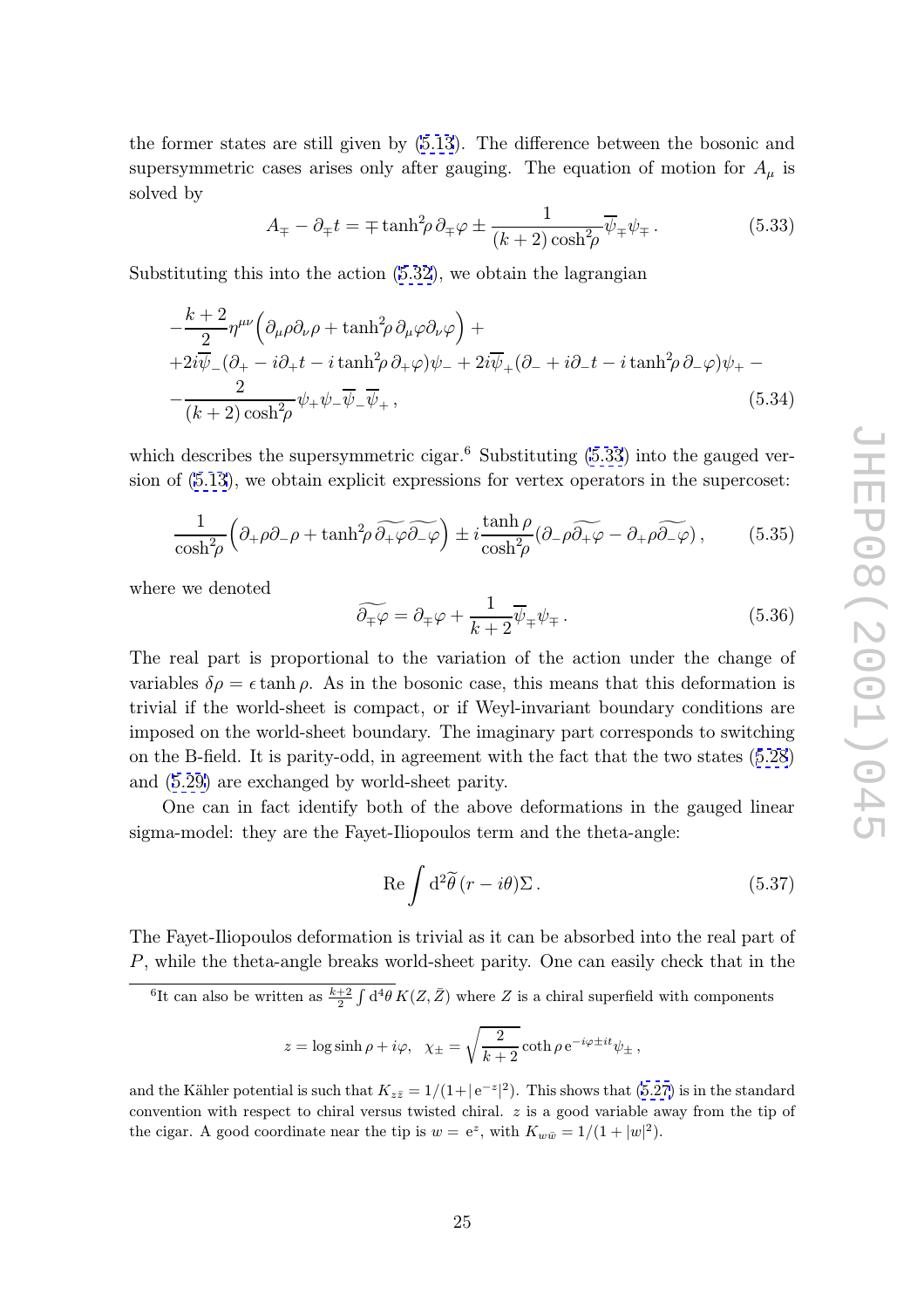the former states are still given by (5.13). The difference between the bosonic and supersymmetric cases arises only after gauging. The equation of motion for $A_\mu$ is solved by

$$A_\mp - \partial_\mp t = \mp \tanh^2\!\rho\, \partial_\mp \varphi \pm \frac{1}{(k+2)\cosh^2\!\rho}\overline{\psi}_\mp \psi_\mp \,. \tag{5.33}$$

Substituting this into the action (5.32), we obtain the lagrangian

$$\begin{aligned}
&-\frac{k+2}{2}\eta^{\mu\nu}\Big(\partial_\mu\rho\partial_\nu\rho + \tanh^2\!\rho\,\partial_\mu\varphi\partial_\nu\varphi\Big) + \\
&+2i\overline{\psi}_-(\partial_+ - i\partial_+ t - i\tanh^2\!\rho\,\partial_+\varphi)\psi_- + 2i\overline{\psi}_+(\partial_- + i\partial_- t - i\tanh^2\!\rho\,\partial_-\varphi)\psi_+ - \\
&-\frac{2}{(k+2)\cosh^2\!\rho}\psi_+\psi_-\overline{\psi}_-\overline{\psi}_+ \,,
\end{aligned} \tag{5.34}$$

which describes the supersymmetric cigar.[6] Substituting (5.33) into the gauged version of (5.13), we obtain explicit expressions for vertex operators in the supercoset:

$$\frac{1}{\cosh^2\!\rho}\Big(\partial_+\rho\partial_-\rho + \tanh^2\!\rho\,\widetilde{\partial_+\varphi}\widetilde{\partial_-\varphi}\Big) \pm i\frac{\tanh\rho}{\cosh^2\!\rho}(\partial_-\rho\widetilde{\partial_+\varphi} - \partial_+\rho\widetilde{\partial_-\varphi})\,, \tag{5.35}$$

where we denoted

$$\widetilde{\partial_\mp\varphi} = \partial_\mp\varphi + \frac{1}{k+2}\overline{\psi}_\mp\psi_\mp \,. \tag{5.36}$$

The real part is proportional to the variation of the action under the change of variables $\delta\rho = \epsilon\tanh\rho$. As in the bosonic case, this means that this deformation is trivial if the world-sheet is compact, or if Weyl-invariant boundary conditions are imposed on the world-sheet boundary. The imaginary part corresponds to switching on the B-field. It is parity-odd, in agreement with the fact that the two states (5.28) and (5.29) are exchanged by world-sheet parity.

One can in fact identify both of the above deformations in the gauged linear sigma-model: they are the Fayet-Iliopoulos term and the theta-angle:

$$\mathrm{Re}\int \mathrm{d}^2\widetilde{\theta}\,(r - i\theta)\Sigma \,. \tag{5.37}$$

The Fayet-Iliopoulos deformation is trivial as it can be absorbed into the real part of $P$, while the theta-angle breaks world-sheet parity. One can easily check that in the

[6] It can also be written as $\frac{k+2}{2}\int \mathrm{d}^4\theta\, K(Z,\bar{Z})$ where $Z$ is a chiral superfield with components

$$z = \log\sinh\rho + i\varphi, \quad \chi_\pm = \sqrt{\frac{2}{k+2}}\coth\rho\,\mathrm{e}^{-i\varphi \pm it}\psi_\pm \,,$$

and the Kähler potential is such that $K_{z\bar{z}} = 1/(1+|\mathrm{e}^{-z}|^2)$. This shows that (5.27) is in the standard convention with respect to chiral versus twisted chiral. $z$ is a good variable away from the tip of the cigar. A good coordinate near the tip is $w = \mathrm{e}^z$, with $K_{w\bar{w}} = 1/(1+|w|^2)$.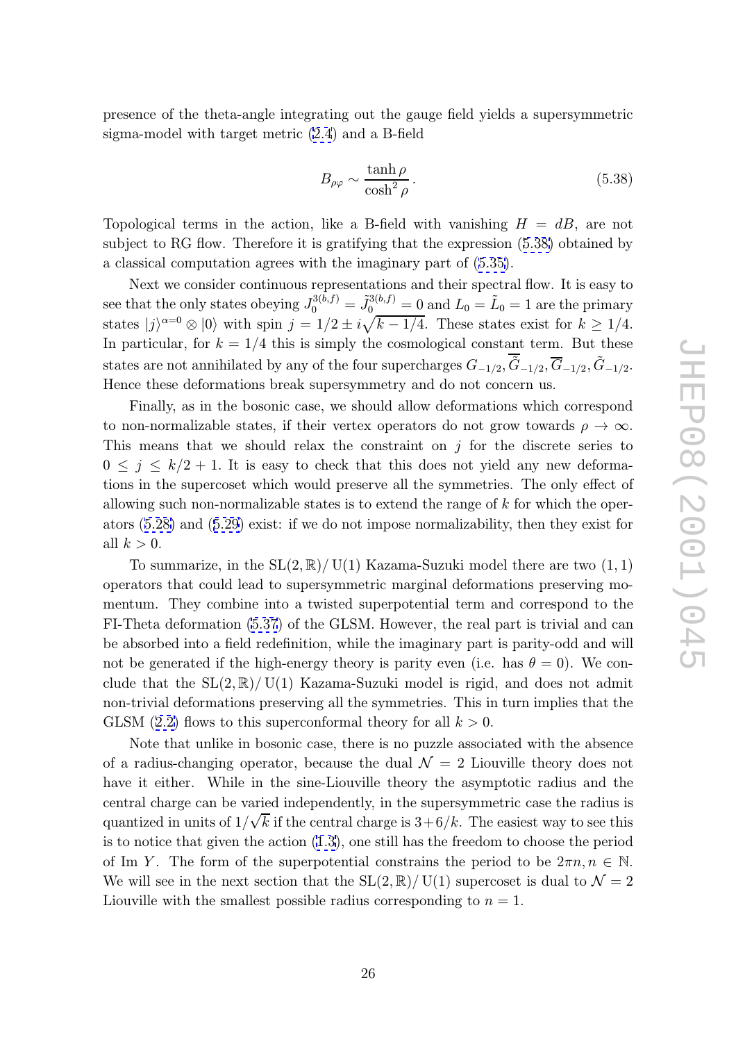presence of the theta-angle integrating out the gauge field yields a supersymmetric sigma-model with target metric (2.4) and a B-field

$$B_{\rho\varphi} \sim \frac{\tanh\rho}{\cosh^2\rho}. \tag{5.38}$$

Topological terms in the action, like a B-field with vanishing $H = dB$, are not subject to RG flow. Therefore it is gratifying that the expression (5.38) obtained by a classical computation agrees with the imaginary part of (5.35).

Next we consider continuous representations and their spectral flow. It is easy to see that the only states obeying $J_0^{3(b,f)} = \tilde{J}_0^{3(b,f)} = 0$ and $L_0 = \tilde{L}_0 = 1$ are the primary states $|j\rangle^{\alpha=0} \otimes |0\rangle$ with spin $j = 1/2 \pm i\sqrt{k - 1/4}$. These states exist for $k \geq 1/4$. In particular, for $k = 1/4$ this is simply the cosmological constant term. But these states are not annihilated by any of the four supercharges $G_{-1/2}, \overline{\tilde{G}}_{-1/2}, \overline{G}_{-1/2}, \tilde{G}_{-1/2}$. Hence these deformations break supersymmetry and do not concern us.

Finally, as in the bosonic case, we should allow deformations which correspond to non-normalizable states, if their vertex operators do not grow towards $\rho \to \infty$. This means that we should relax the constraint on $j$ for the discrete series to $0 \leq j \leq k/2 + 1$. It is easy to check that this does not yield any new deformations in the supercoset which would preserve all the symmetries. The only effect of allowing such non-normalizable states is to extend the range of $k$ for which the operators (5.28) and (5.29) exist: if we do not impose normalizability, then they exist for all $k > 0$.

To summarize, in the $\mathrm{SL}(2,\mathbb{R})/\mathrm{U}(1)$ Kazama-Suzuki model there are two $(1,1)$ operators that could lead to supersymmetric marginal deformations preserving momentum. They combine into a twisted superpotential term and correspond to the FI-Theta deformation (5.37) of the GLSM. However, the real part is trivial and can be absorbed into a field redefinition, while the imaginary part is parity-odd and will not be generated if the high-energy theory is parity even (i.e. has $\theta = 0$). We conclude that the $\mathrm{SL}(2,\mathbb{R})/\mathrm{U}(1)$ Kazama-Suzuki model is rigid, and does not admit non-trivial deformations preserving all the symmetries. This in turn implies that the GLSM (2.2) flows to this superconformal theory for all $k > 0$.

Note that unlike in bosonic case, there is no puzzle associated with the absence of a radius-changing operator, because the dual $\mathcal{N} = 2$ Liouville theory does not have it either. While in the sine-Liouville theory the asymptotic radius and the central charge can be varied independently, in the supersymmetric case the radius is quantized in units of $1/\sqrt{k}$ if the central charge is $3 + 6/k$. The easiest way to see this is to notice that given the action (1.3), one still has the freedom to choose the period of $\mathrm{Im}\, Y$. The form of the superpotential constrains the period to be $2\pi n, n \in \mathbb{N}$. We will see in the next section that the $\mathrm{SL}(2,\mathbb{R})/\mathrm{U}(1)$ supercoset is dual to $\mathcal{N} = 2$ Liouville with the smallest possible radius corresponding to $n = 1$.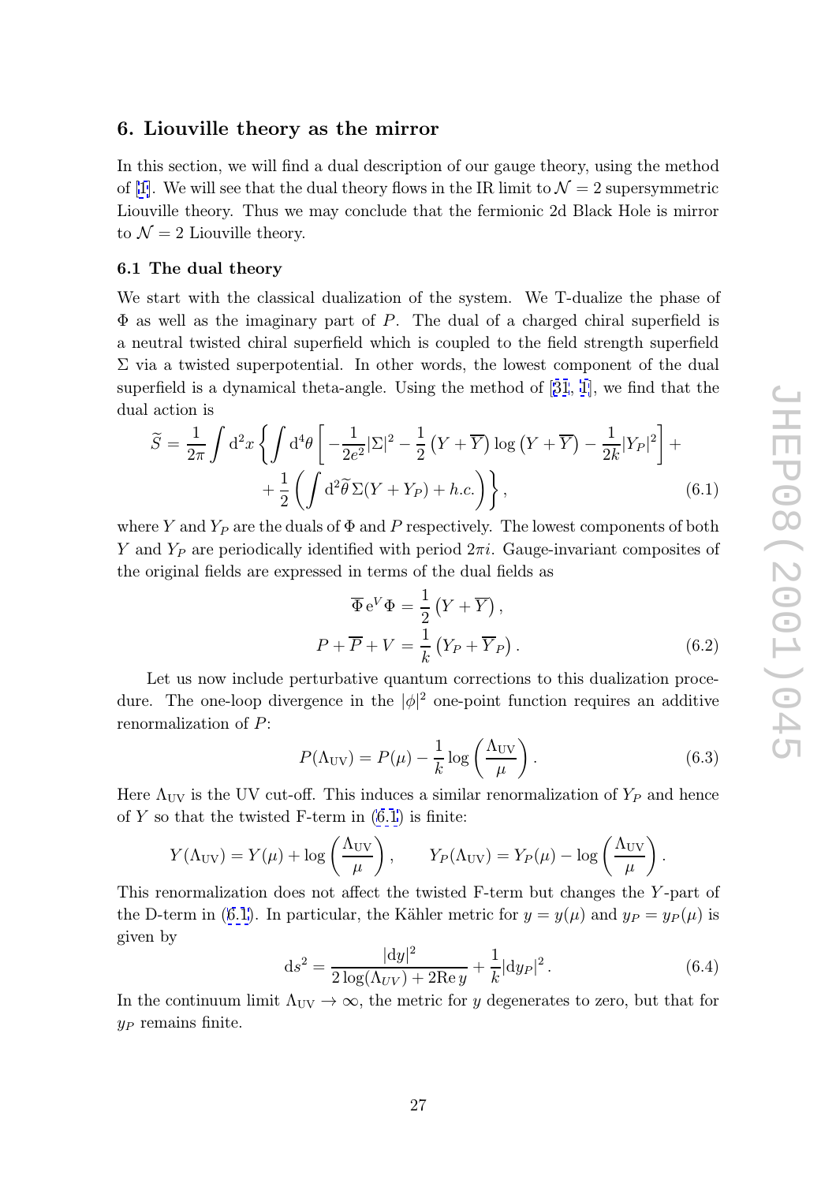## 6. Liouville theory as the mirror

In this section, we will find a dual description of our gauge theory, using the method of [1]. We will see that the dual theory flows in the IR limit to $\mathcal{N}=2$ supersymmetric Liouville theory. Thus we may conclude that the fermionic 2d Black Hole is mirror to $\mathcal{N}=2$ Liouville theory.

### 6.1 The dual theory

We start with the classical dualization of the system. We T-dualize the phase of $\Phi$ as well as the imaginary part of $P$. The dual of a charged chiral superfield is a neutral twisted chiral superfield which is coupled to the field strength superfield $\Sigma$ via a twisted superpotential. In other words, the lowest component of the dual superfield is a dynamical theta-angle. Using the method of [31, 1], we find that the dual action is

$$
\widetilde{S} = \frac{1}{2\pi}\int \mathrm{d}^2x \left\{ \int \mathrm{d}^4\theta \left[ -\frac{1}{2e^2}|\Sigma|^2 - \frac{1}{2}\left(Y+\overline{Y}\right)\log\left(Y+\overline{Y}\right) - \frac{1}{2k}|Y_P|^2 \right] + \right.
$$
$$
\left. + \frac{1}{2}\left( \int \mathrm{d}^2\widetilde{\theta}\, \Sigma (Y + Y_P) + h.c. \right) \right\}, \tag{6.1}
$$

where $Y$ and $Y_P$ are the duals of $\Phi$ and $P$ respectively. The lowest components of both $Y$ and $Y_P$ are periodically identified with period $2\pi i$. Gauge-invariant composites of the original fields are expressed in terms of the dual fields as

$$
\begin{aligned}
\overline{\Phi}\, \mathrm{e}^V \Phi &= \frac{1}{2}\left(Y + \overline{Y}\right), \\
P + \overline{P} + V &= \frac{1}{k}\left(Y_P + \overline{Y}_P\right).
\end{aligned} \tag{6.2}
$$

Let us now include perturbative quantum corrections to this dualization procedure. The one-loop divergence in the $|\phi|^2$ one-point function requires an additive renormalization of $P$:

$$
P(\Lambda_{\mathrm{UV}}) = P(\mu) - \frac{1}{k}\log\left(\frac{\Lambda_{\mathrm{UV}}}{\mu}\right). \tag{6.3}
$$

Here $\Lambda_{\mathrm{UV}}$ is the UV cut-off. This induces a similar renormalization of $Y_P$ and hence of $Y$ so that the twisted F-term in (6.1) is finite:

$$
Y(\Lambda_{\mathrm{UV}}) = Y(\mu) + \log\left(\frac{\Lambda_{\mathrm{UV}}}{\mu}\right), \qquad Y_P(\Lambda_{\mathrm{UV}}) = Y_P(\mu) - \log\left(\frac{\Lambda_{\mathrm{UV}}}{\mu}\right).
$$

This renormalization does not affect the twisted F-term but changes the $Y$-part of the D-term in (6.1). In particular, the Kähler metric for $y = y(\mu)$ and $y_P = y_P(\mu)$ is given by

$$
\mathrm{d}s^2 = \frac{|\mathrm{d}y|^2}{2\log(\Lambda_{UV}) + 2\mathrm{Re}\, y} + \frac{1}{k}|\mathrm{d}y_P|^2\,. \tag{6.4}
$$

In the continuum limit $\Lambda_{\mathrm{UV}} \to \infty$, the metric for $y$ degenerates to zero, but that for $y_P$ remains finite.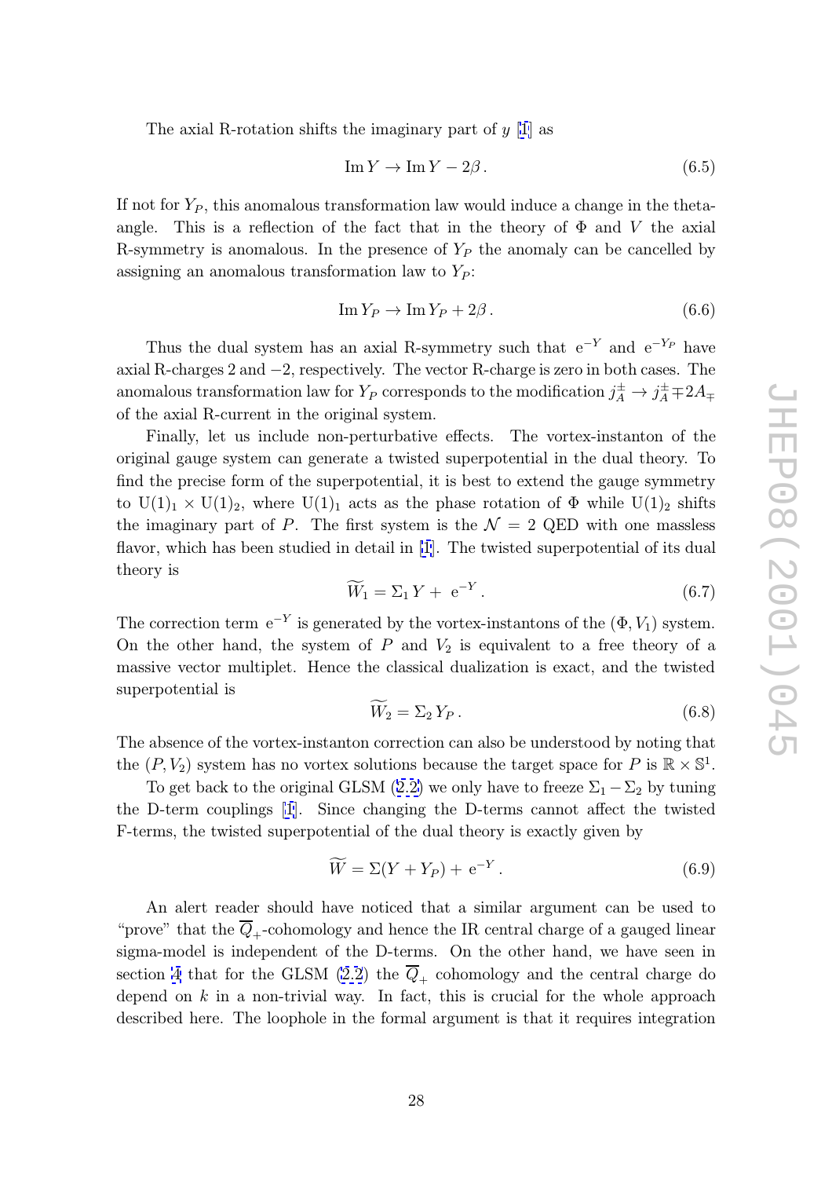The axial R-rotation shifts the imaginary part of $y$ [1] as

$$\operatorname{Im} Y \to \operatorname{Im} Y - 2\beta\,. \tag{6.5}$$

If not for $Y_P$, this anomalous transformation law would induce a change in the theta-angle. This is a reflection of the fact that in the theory of $\Phi$ and $V$ the axial R-symmetry is anomalous. In the presence of $Y_P$ the anomaly can be cancelled by assigning an anomalous transformation law to $Y_P$:

$$\operatorname{Im} Y_P \to \operatorname{Im} Y_P + 2\beta\,. \tag{6.6}$$

Thus the dual system has an axial R-symmetry such that $\mathrm{e}^{-Y}$ and $\mathrm{e}^{-Y_P}$ have axial R-charges 2 and $-2$, respectively. The vector R-charge is zero in both cases. The anomalous transformation law for $Y_P$ corresponds to the modification $j_A^{\pm} \to j_A^{\pm} \mp 2A_{\mp}$ of the axial R-current in the original system.

Finally, let us include non-perturbative effects. The vortex-instanton of the original gauge system can generate a twisted superpotential in the dual theory. To find the precise form of the superpotential, it is best to extend the gauge symmetry to $\mathrm{U}(1)_1 \times \mathrm{U}(1)_2$, where $\mathrm{U}(1)_1$ acts as the phase rotation of $\Phi$ while $\mathrm{U}(1)_2$ shifts the imaginary part of $P$. The first system is the $\mathcal{N} = 2$ QED with one massless flavor, which has been studied in detail in [1]. The twisted superpotential of its dual theory is

$$\widetilde{W}_1 = \Sigma_1 Y + \mathrm{e}^{-Y}\,. \tag{6.7}$$

The correction term $\mathrm{e}^{-Y}$ is generated by the vortex-instantons of the $(\Phi, V_1)$ system. On the other hand, the system of $P$ and $V_2$ is equivalent to a free theory of a massive vector multiplet. Hence the classical dualization is exact, and the twisted superpotential is

$$\widetilde{W}_2 = \Sigma_2 Y_P\,. \tag{6.8}$$

The absence of the vortex-instanton correction can also be understood by noting that the $(P, V_2)$ system has no vortex solutions because the target space for $P$ is $\mathbb{R} \times \mathbb{S}^1$.

To get back to the original GLSM (2.2) we only have to freeze $\Sigma_1 - \Sigma_2$ by tuning the D-term couplings [1]. Since changing the D-terms cannot affect the twisted F-terms, the twisted superpotential of the dual theory is exactly given by

$$\widetilde{W} = \Sigma(Y + Y_P) + \mathrm{e}^{-Y}\,. \tag{6.9}$$

An alert reader should have noticed that a similar argument can be used to "prove" that the $\overline{Q}_+$-cohomology and hence the IR central charge of a gauged linear sigma-model is independent of the D-terms. On the other hand, we have seen in section 4 that for the GLSM (2.2) the $\overline{Q}_+$ cohomology and the central charge do depend on $k$ in a non-trivial way. In fact, this is crucial for the whole approach described here. The loophole in the formal argument is that it requires integration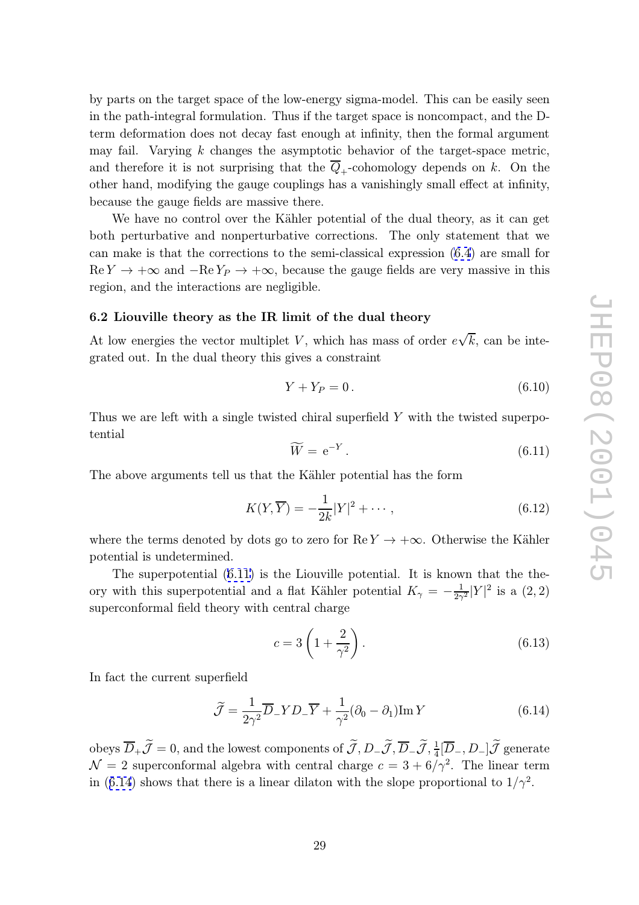by parts on the target space of the low-energy sigma-model. This can be easily seen in the path-integral formulation. Thus if the target space is noncompact, and the D-term deformation does not decay fast enough at infinity, then the formal argument may fail. Varying $k$ changes the asymptotic behavior of the target-space metric, and therefore it is not surprising that the $\overline{Q}_+$-cohomology depends on $k$. On the other hand, modifying the gauge couplings has a vanishingly small effect at infinity, because the gauge fields are massive there.

We have no control over the Kähler potential of the dual theory, as it can get both perturbative and nonperturbative corrections. The only statement that we can make is that the corrections to the semi-classical expression (6.4) are small for $\mathrm{Re}\, Y \to +\infty$ and $-\mathrm{Re}\, Y_P \to +\infty$, because the gauge fields are very massive in this region, and the interactions are negligible.

### 6.2 Liouville theory as the IR limit of the dual theory

At low energies the vector multiplet $V$, which has mass of order $e\sqrt{k}$, can be integrated out. In the dual theory this gives a constraint

$$Y + Y_P = 0\,. \tag{6.10}$$

Thus we are left with a single twisted chiral superfield $Y$ with the twisted superpotential

$$\widetilde{W} = \mathrm{e}^{-Y}\,. \tag{6.11}$$

The above arguments tell us that the Kähler potential has the form

$$K(Y, \overline{Y}) = -\frac{1}{2k}|Y|^2 + \cdots\,, \tag{6.12}$$

where the terms denoted by dots go to zero for $\mathrm{Re}\, Y \to +\infty$. Otherwise the Kähler potential is undetermined.

The superpotential (6.11) is the Liouville potential. It is known that the theory with this superpotential and a flat Kähler potential $K_\gamma = -\frac{1}{2\gamma^2}|Y|^2$ is a $(2,2)$ superconformal field theory with central charge

$$c = 3\left(1 + \frac{2}{\gamma^2}\right). \tag{6.13}$$

In fact the current superfield

$$\widetilde{\mathcal{J}} = \frac{1}{2\gamma^2}\overline{D}_- Y D_- \overline{Y} + \frac{1}{\gamma^2}(\partial_0 - \partial_1)\mathrm{Im}\, Y \tag{6.14}$$

obeys $\overline{D}_+\widetilde{\mathcal{J}} = 0$, and the lowest components of $\widetilde{\mathcal{J}}, D_-\widetilde{\mathcal{J}}, \overline{D}_-\widetilde{\mathcal{J}}, \frac{1}{4}[\overline{D}_-, D_-]\widetilde{\mathcal{J}}$ generate $\mathcal{N} = 2$ superconformal algebra with central charge $c = 3 + 6/\gamma^2$. The linear term in (6.14) shows that there is a linear dilaton with the slope proportional to $1/\gamma^2$.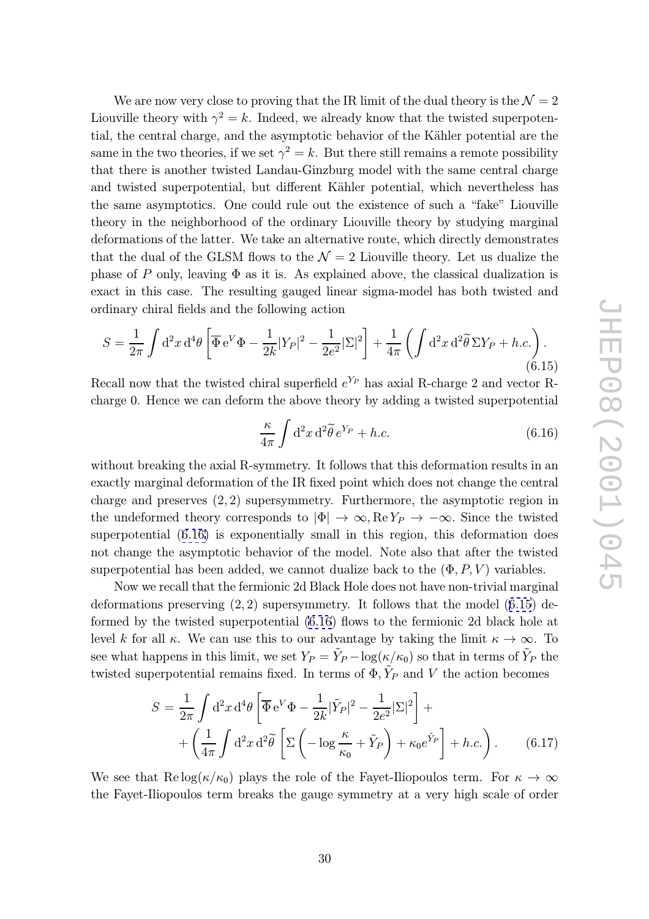We are now very close to proving that the IR limit of the dual theory is the $\mathcal{N}=2$ Liouville theory with $\gamma^2 = k$. Indeed, we already know that the twisted superpotential, the central charge, and the asymptotic behavior of the Kähler potential are the same in the two theories, if we set $\gamma^2 = k$. But there still remains a remote possibility that there is another twisted Landau-Ginzburg model with the same central charge and twisted superpotential, but different Kähler potential, which nevertheless has the same asymptotics. One could rule out the existence of such a "fake" Liouville theory in the neighborhood of the ordinary Liouville theory by studying marginal deformations of the latter. We take an alternative route, which directly demonstrates that the dual of the GLSM flows to the $\mathcal{N}=2$ Liouville theory. Let us dualize the phase of $P$ only, leaving $\Phi$ as it is. As explained above, the classical dualization is exact in this case. The resulting gauged linear sigma-model has both twisted and ordinary chiral fields and the following action

$$S = \frac{1}{2\pi}\int \mathrm{d}^2x\,\mathrm{d}^4\theta \left[\overline{\Phi}\,\mathrm{e}^V\Phi - \frac{1}{2k}|Y_P|^2 - \frac{1}{2e^2}|\Sigma|^2\right] + \frac{1}{4\pi}\left(\int \mathrm{d}^2x\,\mathrm{d}^2\widetilde{\theta}\,\Sigma Y_P + h.c.\right). \tag{6.15}$$

Recall now that the twisted chiral superfield $e^{Y_P}$ has axial R-charge 2 and vector R-charge 0. Hence we can deform the above theory by adding a twisted superpotential

$$\frac{\kappa}{4\pi}\int \mathrm{d}^2x\,\mathrm{d}^2\widetilde{\theta}\,e^{Y_P} + h.c. \tag{6.16}$$

without breaking the axial R-symmetry. It follows that this deformation results in an exactly marginal deformation of the IR fixed point which does not change the central charge and preserves $(2,2)$ supersymmetry. Furthermore, the asymptotic region in the undeformed theory corresponds to $|\Phi| \to \infty, \mathrm{Re}\,Y_P \to -\infty$. Since the twisted superpotential (6.16) is exponentially small in this region, this deformation does not change the asymptotic behavior of the model. Note also that after the twisted superpotential has been added, we cannot dualize back to the $(\Phi, P, V)$ variables.

Now we recall that the fermionic 2d Black Hole does not have non-trivial marginal deformations preserving $(2,2)$ supersymmetry. It follows that the model (6.15) deformed by the twisted superpotential (6.16) flows to the fermionic 2d black hole at level $k$ for all $\kappa$. We can use this to our advantage by taking the limit $\kappa \to \infty$. To see what happens in this limit, we set $Y_P = \tilde{Y}_P - \log(\kappa/\kappa_0)$ so that in terms of $\tilde{Y}_P$ the twisted superpotential remains fixed. In terms of $\Phi, \tilde{Y}_P$ and $V$ the action becomes

$$\begin{aligned} S = &\frac{1}{2\pi}\int \mathrm{d}^2x\,\mathrm{d}^4\theta \left[\overline{\Phi}\,\mathrm{e}^V\Phi - \frac{1}{2k}|\tilde{Y}_P|^2 - \frac{1}{2e^2}|\Sigma|^2\right] + \\ &+ \left(\frac{1}{4\pi}\int \mathrm{d}^2x\,\mathrm{d}^2\widetilde{\theta}\left[\Sigma\left(-\log\frac{\kappa}{\kappa_0} + \tilde{Y}_P\right) + \kappa_0 e^{\tilde{Y}_P}\right] + h.c.\right). \end{aligned} \tag{6.17}$$

We see that $\mathrm{Re}\log(\kappa/\kappa_0)$ plays the role of the Fayet-Iliopoulos term. For $\kappa \to \infty$ the Fayet-Iliopoulos term breaks the gauge symmetry at a very high scale of order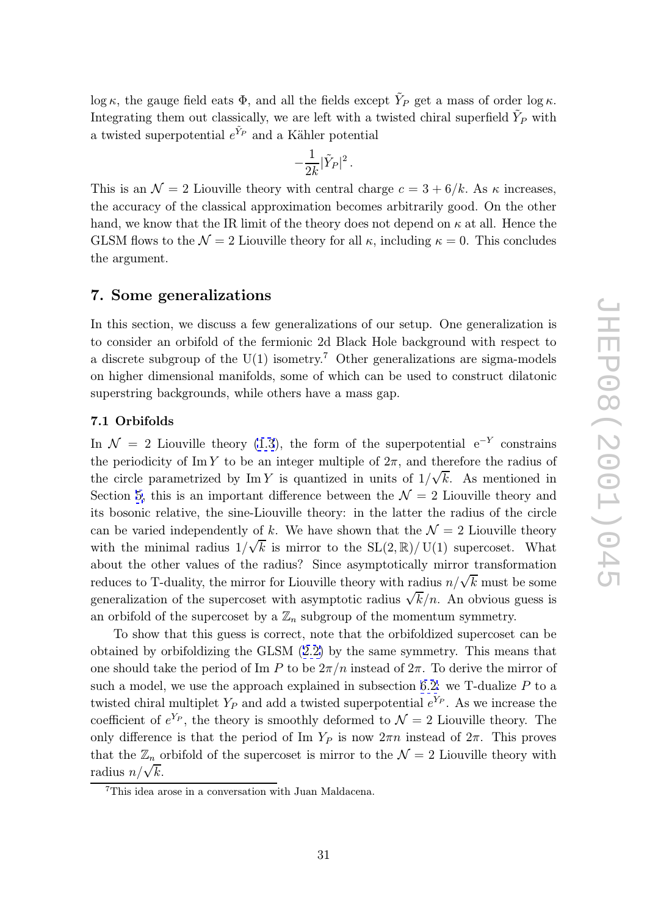$\log \kappa$, the gauge field eats $\Phi$, and all the fields except $\tilde{Y}_P$ get a mass of order $\log \kappa$. Integrating them out classically, we are left with a twisted chiral superfield $\tilde{Y}_P$ with a twisted superpotential $e^{\tilde{Y}_P}$ and a Kähler potential

$$-\frac{1}{2k}|\tilde{Y}_P|^2\,.$$

This is an $\mathcal{N}=2$ Liouville theory with central charge $c = 3 + 6/k$. As $\kappa$ increases, the accuracy of the classical approximation becomes arbitrarily good. On the other hand, we know that the IR limit of the theory does not depend on $\kappa$ at all. Hence the GLSM flows to the $\mathcal{N}=2$ Liouville theory for all $\kappa$, including $\kappa = 0$. This concludes the argument.

## 7. Some generalizations

In this section, we discuss a few generalizations of our setup. One generalization is to consider an orbifold of the fermionic 2d Black Hole background with respect to a discrete subgroup of the U(1) isometry.[7] Other generalizations are sigma-models on higher dimensional manifolds, some of which can be used to construct dilatonic superstring backgrounds, while others have a mass gap.

### 7.1 Orbifolds

In $\mathcal{N} = 2$ Liouville theory (1.3), the form of the superpotential $\mathrm{e}^{-Y}$ constrains the periodicity of $\mathrm{Im}\, Y$ to be an integer multiple of $2\pi$, and therefore the radius of the circle parametrized by $\mathrm{Im}\, Y$ is quantized in units of $1/\sqrt{k}$. As mentioned in Section 5, this is an important difference between the $\mathcal{N}=2$ Liouville theory and its bosonic relative, the sine-Liouville theory: in the latter the radius of the circle can be varied independently of $k$. We have shown that the $\mathcal{N}=2$ Liouville theory with the minimal radius $1/\sqrt{k}$ is mirror to the $\mathrm{SL}(2,\mathbb{R})/\,\mathrm{U}(1)$ supercoset. What about the other values of the radius? Since asymptotically mirror transformation reduces to T-duality, the mirror for Liouville theory with radius $n/\sqrt{k}$ must be some generalization of the supercoset with asymptotic radius $\sqrt{k}/n$. An obvious guess is an orbifold of the supercoset by a $\mathbb{Z}_n$ subgroup of the momentum symmetry.

To show that this guess is correct, note that the orbifoldized supercoset can be obtained by orbifoldizing the GLSM (2.2) by the same symmetry. This means that one should take the period of Im $P$ to be $2\pi/n$ instead of $2\pi$. To derive the mirror of such a model, we use the approach explained in subsection 6.2: we T-dualize $P$ to a twisted chiral multiplet $Y_P$ and add a twisted superpotential $e^{\tilde{Y}_P}$. As we increase the coefficient of $e^{Y_P}$, the theory is smoothly deformed to $\mathcal{N}=2$ Liouville theory. The only difference is that the period of Im $Y_P$ is now $2\pi n$ instead of $2\pi$. This proves that the $\mathbb{Z}_n$ orbifold of the supercoset is mirror to the $\mathcal{N}=2$ Liouville theory with radius $n/\sqrt{k}$.

[7] This idea arose in a conversation with Juan Maldacena.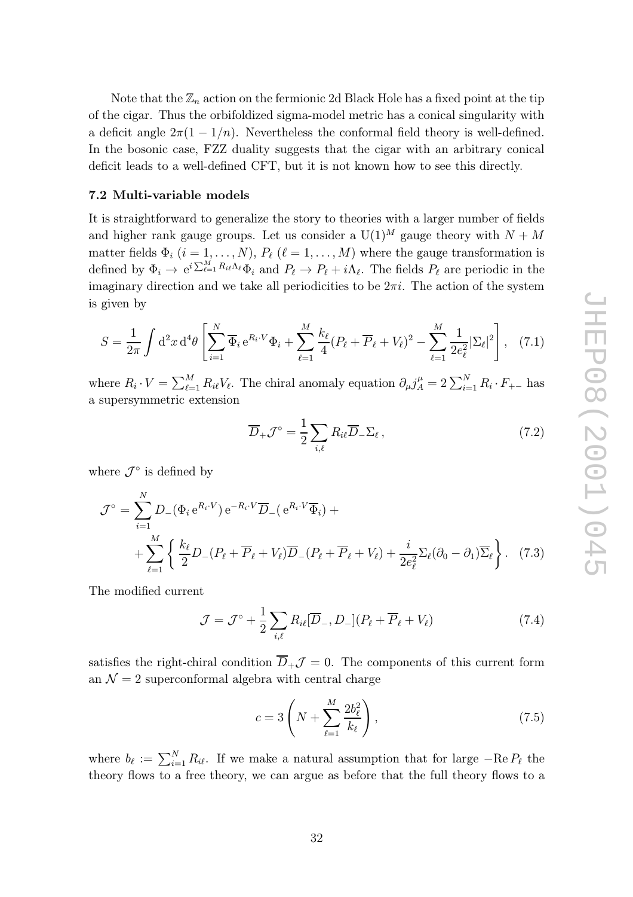Note that the $\mathbb{Z}_n$ action on the fermionic 2d Black Hole has a fixed point at the tip of the cigar. Thus the orbifoldized sigma-model metric has a conical singularity with a deficit angle $2\pi(1-1/n)$. Nevertheless the conformal field theory is well-defined. In the bosonic case, FZZ duality suggests that the cigar with an arbitrary conical deficit leads to a well-defined CFT, but it is not known how to see this directly.

### 7.2 Multi-variable models

It is straightforward to generalize the story to theories with a larger number of fields and higher rank gauge groups. Let us consider a $\mathrm{U}(1)^M$ gauge theory with $N+M$ matter fields $\Phi_i$ $(i=1,\ldots,N)$, $P_\ell$ $(\ell=1,\ldots,M)$ where the gauge transformation is defined by $\Phi_i \to \mathrm{e}^{i\sum_{\ell=1}^M R_{i\ell}\Lambda_\ell}\Phi_i$ and $P_\ell \to P_\ell + i\Lambda_\ell$. The fields $P_\ell$ are periodic in the imaginary direction and we take all periodicities to be $2\pi i$. The action of the system is given by

$$
S = \frac{1}{2\pi}\int \mathrm{d}^2x\,\mathrm{d}^4\theta\left[\sum_{i=1}^N \overline{\Phi}_i\,\mathrm{e}^{R_i\cdot V}\Phi_i + \sum_{\ell=1}^M \frac{k_\ell}{4}(P_\ell+\overline{P}_\ell+V_\ell)^2 - \sum_{\ell=1}^M \frac{1}{2e_\ell^2}|\Sigma_\ell|^2\right], \quad (7.1)
$$

where $R_i\cdot V = \sum_{\ell=1}^M R_{i\ell}V_\ell$. The chiral anomaly equation $\partial_\mu j_A^\mu = 2\sum_{i=1}^N R_i\cdot F_{+-}$ has a supersymmetric extension

$$
\overline{D}_+\mathcal{J}^\circ = \frac{1}{2}\sum_{i,\ell} R_{i\ell}\overline{D}_-\Sigma_\ell\,, \quad (7.2)
$$

where $\mathcal{J}^\circ$ is defined by

$$
\begin{aligned}
\mathcal{J}^\circ = &\sum_{i=1}^N D_-(\Phi_i\,\mathrm{e}^{R_i\cdot V})\,\mathrm{e}^{-R_i\cdot V}\overline{D}_-(\,\mathrm{e}^{R_i\cdot V}\overline{\Phi}_i) + \\
&+\sum_{\ell=1}^M\left\{\frac{k_\ell}{2}D_-(P_\ell+\overline{P}_\ell+V_\ell)\overline{D}_-(P_\ell+\overline{P}_\ell+V_\ell) + \frac{i}{2e_\ell^2}\Sigma_\ell(\partial_0-\partial_1)\overline{\Sigma}_\ell\right\}. \quad (7.3)
\end{aligned}
$$

The modified current

$$
\mathcal{J} = \mathcal{J}^\circ + \frac{1}{2}\sum_{i,\ell} R_{i\ell}[\overline{D}_-, D_-](P_\ell+\overline{P}_\ell+V_\ell) \quad (7.4)
$$

satisfies the right-chiral condition $\overline{D}_+\mathcal{J}=0$. The components of this current form an $\mathcal{N}=2$ superconformal algebra with central charge

$$
c = 3\left(N + \sum_{\ell=1}^M \frac{2b_\ell^2}{k_\ell}\right), \quad (7.5)
$$

where $b_\ell := \sum_{i=1}^N R_{i\ell}$. If we make a natural assumption that for large $-\mathrm{Re}\,P_\ell$ the theory flows to a free theory, we can argue as before that the full theory flows to a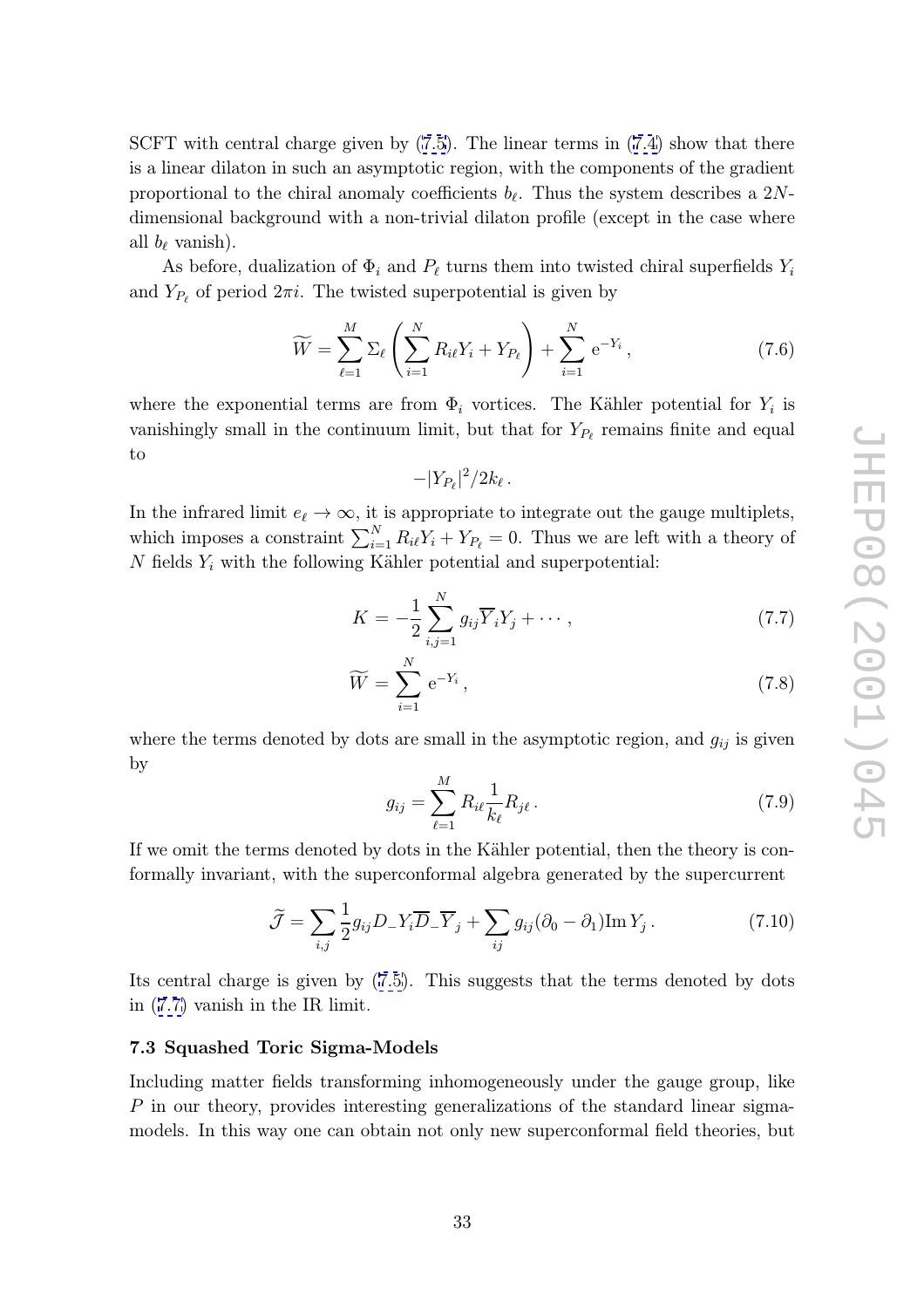SCFT with central charge given by (7.5). The linear terms in (7.4) show that there is a linear dilaton in such an asymptotic region, with the components of the gradient proportional to the chiral anomaly coefficients $b_\ell$. Thus the system describes a $2N$-dimensional background with a non-trivial dilaton profile (except in the case where all $b_\ell$ vanish).

As before, dualization of $\Phi_i$ and $P_\ell$ turns them into twisted chiral superfields $Y_i$ and $Y_{P_\ell}$ of period $2\pi i$. The twisted superpotential is given by

$$\widetilde{W} = \sum_{\ell=1}^{M} \Sigma_\ell \left( \sum_{i=1}^{N} R_{i\ell} Y_i + Y_{P_\ell} \right) + \sum_{i=1}^{N} \mathrm{e}^{-Y_i} \,, \tag{7.6}$$

where the exponential terms are from $\Phi_i$ vortices. The Kähler potential for $Y_i$ is vanishingly small in the continuum limit, but that for $Y_{P_\ell}$ remains finite and equal to

$$-|Y_{P_\ell}|^2/2k_\ell \,.$$

In the infrared limit $e_\ell \to \infty$, it is appropriate to integrate out the gauge multiplets, which imposes a constraint $\sum_{i=1}^{N} R_{i\ell} Y_i + Y_{P_\ell} = 0$. Thus we are left with a theory of $N$ fields $Y_i$ with the following Kähler potential and superpotential:

$$K = -\frac{1}{2} \sum_{i,j=1}^{N} g_{ij} \overline{Y}_i Y_j + \cdots \,, \tag{7.7}$$

$$\widetilde{W} = \sum_{i=1}^{N} \mathrm{e}^{-Y_i} \,, \tag{7.8}$$

where the terms denoted by dots are small in the asymptotic region, and $g_{ij}$ is given by

$$g_{ij} = \sum_{\ell=1}^{M} R_{i\ell} \frac{1}{k_\ell} R_{j\ell} \,. \tag{7.9}$$

If we omit the terms denoted by dots in the Kähler potential, then the theory is conformally invariant, with the superconformal algebra generated by the supercurrent

$$\widetilde{\mathcal{J}} = \sum_{i,j} \frac{1}{2} g_{ij} D_- Y_i \overline{D}_- \overline{Y}_j + \sum_{ij} g_{ij} (\partial_0 - \partial_1) \mathrm{Im}\, Y_j \,. \tag{7.10}$$

Its central charge is given by (7.5). This suggests that the terms denoted by dots in (7.7) vanish in the IR limit.

### 7.3 Squashed Toric Sigma-Models

Including matter fields transforming inhomogeneously under the gauge group, like $P$ in our theory, provides interesting generalizations of the standard linear sigma-models. In this way one can obtain not only new superconformal field theories, but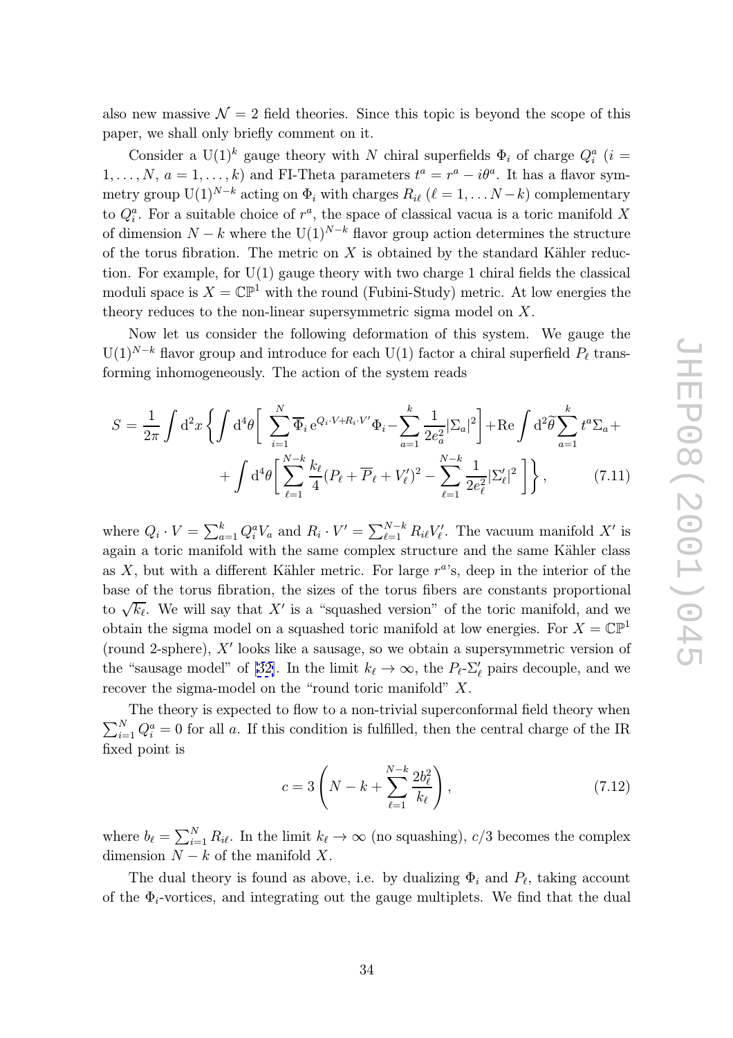also new massive $\mathcal{N}=2$ field theories. Since this topic is beyond the scope of this paper, we shall only briefly comment on it.

Consider a $\mathrm{U}(1)^k$ gauge theory with $N$ chiral superfields $\Phi_i$ of charge $Q_i^a$ ($i = 1,\ldots,N$, $a=1,\ldots,k$) and FI-Theta parameters $t^a = r^a - i\theta^a$. It has a flavor symmetry group $\mathrm{U}(1)^{N-k}$ acting on $\Phi_i$ with charges $R_{i\ell}$ ($\ell = 1,\ldots N-k$) complementary to $Q_i^a$. For a suitable choice of $r^a$, the space of classical vacua is a toric manifold $X$ of dimension $N-k$ where the $\mathrm{U}(1)^{N-k}$ flavor group action determines the structure of the torus fibration. The metric on $X$ is obtained by the standard Kähler reduction. For example, for U(1) gauge theory with two charge 1 chiral fields the classical moduli space is $X = \mathbb{CP}^1$ with the round (Fubini-Study) metric. At low energies the theory reduces to the non-linear supersymmetric sigma model on $X$.

Now let us consider the following deformation of this system. We gauge the $\mathrm{U}(1)^{N-k}$ flavor group and introduce for each U(1) factor a chiral superfield $P_\ell$ transforming inhomogeneously. The action of the system reads

$$
\begin{aligned}
S = \frac{1}{2\pi}\int \mathrm{d}^2x \bigg\{ \int \mathrm{d}^4\theta \bigg[ \sum_{i=1}^N \overline{\Phi}_i\, \mathrm{e}^{Q_i\cdot V + R_i\cdot V'}\Phi_i - \sum_{a=1}^k \frac{1}{2e_a^2}|\Sigma_a|^2 \bigg] + \mathrm{Re}\int \mathrm{d}^2\widetilde{\theta}\sum_{a=1}^k t^a\Sigma_a + \\
+ \int \mathrm{d}^4\theta \bigg[ \sum_{\ell=1}^{N-k}\frac{k_\ell}{4}(P_\ell + \overline{P}_\ell + V'_\ell)^2 - \sum_{\ell=1}^{N-k}\frac{1}{2e_\ell'^2}|\Sigma'_\ell|^2 \bigg] \bigg\}, \qquad (7.11)
\end{aligned}
$$

where $Q_i\cdot V = \sum_{a=1}^k Q_i^a V_a$ and $R_i \cdot V' = \sum_{\ell=1}^{N-k} R_{i\ell}V'_\ell$. The vacuum manifold $X'$ is again a toric manifold with the same complex structure and the same Kähler class as $X$, but with a different Kähler metric. For large $r^a$'s, deep in the interior of the base of the torus fibration, the sizes of the torus fibers are constants proportional to $\sqrt{k_\ell}$. We will say that $X'$ is a "squashed version" of the toric manifold, and we obtain the sigma model on a squashed toric manifold at low energies. For $X = \mathbb{CP}^1$ (round 2-sphere), $X'$ looks like a sausage, so we obtain a supersymmetric version of the "sausage model" of [32]. In the limit $k_\ell \to \infty$, the $P_\ell$-$\Sigma'_\ell$ pairs decouple, and we recover the sigma-model on the "round toric manifold" $X$.

The theory is expected to flow to a non-trivial superconformal field theory when $\sum_{i=1}^N Q_i^a = 0$ for all $a$. If this condition is fulfilled, then the central charge of the IR fixed point is

$$
c = 3\left( N - k + \sum_{\ell=1}^{N-k}\frac{2b_\ell^2}{k_\ell}\right), \qquad (7.12)
$$

where $b_\ell = \sum_{i=1}^N R_{i\ell}$. In the limit $k_\ell \to \infty$ (no squashing), $c/3$ becomes the complex dimension $N-k$ of the manifold $X$.

The dual theory is found as above, i.e. by dualizing $\Phi_i$ and $P_\ell$, taking account of the $\Phi_i$-vortices, and integrating out the gauge multiplets. We find that the dual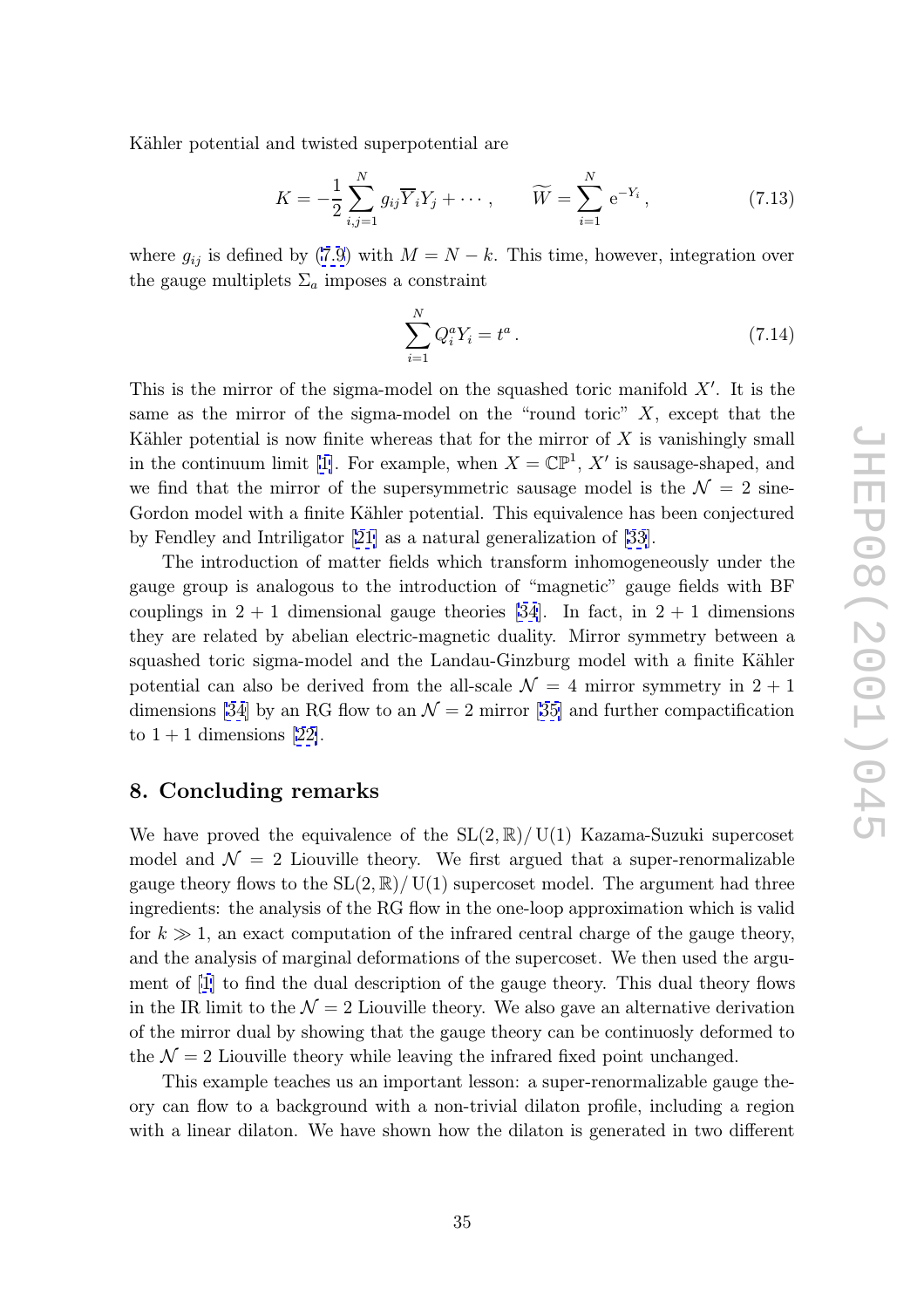Kähler potential and twisted superpotential are

$$K = -\frac{1}{2}\sum_{i,j=1}^{N} g_{ij}\overline{Y}_i Y_j + \cdots, \qquad \widetilde{W} = \sum_{i=1}^{N} \mathrm{e}^{-Y_i}, \tag{7.13}$$

where $g_{ij}$ is defined by (7.9) with $M = N - k$. This time, however, integration over the gauge multiplets $\Sigma_a$ imposes a constraint

$$\sum_{i=1}^{N} Q_i^a Y_i = t^a. \tag{7.14}$$

This is the mirror of the sigma-model on the squashed toric manifold $X'$. It is the same as the mirror of the sigma-model on the "round toric" $X$, except that the Kähler potential is now finite whereas that for the mirror of $X$ is vanishingly small in the continuum limit [1]. For example, when $X = \mathbb{CP}^1$, $X'$ is sausage-shaped, and we find that the mirror of the supersymmetric sausage model is the $\mathcal{N} = 2$ sine-Gordon model with a finite Kähler potential. This equivalence has been conjectured by Fendley and Intriligator [21] as a natural generalization of [33].

The introduction of matter fields which transform inhomogeneously under the gauge group is analogous to the introduction of "magnetic" gauge fields with BF couplings in $2+1$ dimensional gauge theories [34]. In fact, in $2+1$ dimensions they are related by abelian electric-magnetic duality. Mirror symmetry between a squashed toric sigma-model and the Landau-Ginzburg model with a finite Kähler potential can also be derived from the all-scale $\mathcal{N} = 4$ mirror symmetry in $2+1$ dimensions [34] by an RG flow to an $\mathcal{N} = 2$ mirror [35] and further compactification to $1+1$ dimensions [22].

## 8. Concluding remarks

We have proved the equivalence of the $\mathrm{SL}(2,\mathbb{R})/\mathrm{U}(1)$ Kazama-Suzuki supercoset model and $\mathcal{N} = 2$ Liouville theory. We first argued that a super-renormalizable gauge theory flows to the $\mathrm{SL}(2,\mathbb{R})/\mathrm{U}(1)$ supercoset model. The argument had three ingredients: the analysis of the RG flow in the one-loop approximation which is valid for $k \gg 1$, an exact computation of the infrared central charge of the gauge theory, and the analysis of marginal deformations of the supercoset. We then used the argument of [1] to find the dual description of the gauge theory. This dual theory flows in the IR limit to the $\mathcal{N} = 2$ Liouville theory. We also gave an alternative derivation of the mirror dual by showing that the gauge theory can be continuosly deformed to the $\mathcal{N} = 2$ Liouville theory while leaving the infrared fixed point unchanged.

This example teaches us an important lesson: a super-renormalizable gauge theory can flow to a background with a non-trivial dilaton profile, including a region with a linear dilaton. We have shown how the dilaton is generated in two different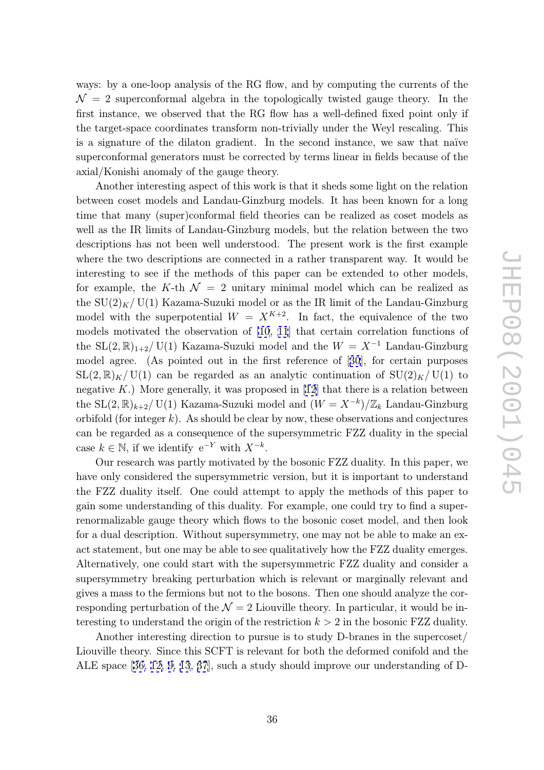ways: by a one-loop analysis of the RG flow, and by computing the currents of the $\mathcal{N} = 2$ superconformal algebra in the topologically twisted gauge theory. In the first instance, we observed that the RG flow has a well-defined fixed point only if the target-space coordinates transform non-trivially under the Weyl rescaling. This is a signature of the dilaton gradient. In the second instance, we saw that naïve superconformal generators must be corrected by terms linear in fields because of the axial/Konishi anomaly of the gauge theory.

Another interesting aspect of this work is that it sheds some light on the relation between coset models and Landau-Ginzburg models. It has been known for a long time that many (super)conformal field theories can be realized as coset models as well as the IR limits of Landau-Ginzburg models, but the relation between the two descriptions has not been well understood. The present work is the first example where the two descriptions are connected in a rather transparent way. It would be interesting to see if the methods of this paper can be extended to other models, for example, the $K$-th $\mathcal{N} = 2$ unitary minimal model which can be realized as the $\mathrm{SU}(2)_K/\mathrm{U}(1)$ Kazama-Suzuki model or as the IR limit of the Landau-Ginzburg model with the superpotential $W = X^{K+2}$. In fact, the equivalence of the two models motivated the observation of [10, 11] that certain correlation functions of the $\mathrm{SL}(2,\mathbb{R})_{1+2}/\mathrm{U}(1)$ Kazama-Suzuki model and the $W = X^{-1}$ Landau-Ginzburg model agree. (As pointed out in the first reference of [30], for certain purposes $\mathrm{SL}(2,\mathbb{R})_K/\mathrm{U}(1)$ can be regarded as an analytic continuation of $\mathrm{SU}(2)_K/\mathrm{U}(1)$ to negative $K$.) More generally, it was proposed in [12] that there is a relation between the $\mathrm{SL}(2,\mathbb{R})_{k+2}/\mathrm{U}(1)$ Kazama-Suzuki model and $(W = X^{-k})/\mathbb{Z}_k$ Landau-Ginzburg orbifold (for integer $k$). As should be clear by now, these observations and conjectures can be regarded as a consequence of the supersymmetric FZZ duality in the special case $k \in \mathbb{N}$, if we identify $\mathrm{e}^{-Y}$ with $X^{-k}$.

Our research was partly motivated by the bosonic FZZ duality. In this paper, we have only considered the supersymmetric version, but it is important to understand the FZZ duality itself. One could attempt to apply the methods of this paper to gain some understanding of this duality. For example, one could try to find a super-renormalizable gauge theory which flows to the bosonic coset model, and then look for a dual description. Without supersymmetry, one may not be able to make an exact statement, but one may be able to see qualitatively how the FZZ duality emerges. Alternatively, one could start with the supersymmetric FZZ duality and consider a supersymmetry breaking perturbation which is relevant or marginally relevant and gives a mass to the fermions but not to the bosons. Then one should analyze the corresponding perturbation of the $\mathcal{N} = 2$ Liouville theory. In particular, it would be interesting to understand the origin of the restriction $k > 2$ in the bosonic FZZ duality.

Another interesting direction to pursue is to study D-branes in the supercoset/Liouville theory. Since this SCFT is relevant for both the deformed conifold and the ALE space [36, 12, 9, 13, 37], such a study should improve our understanding of D-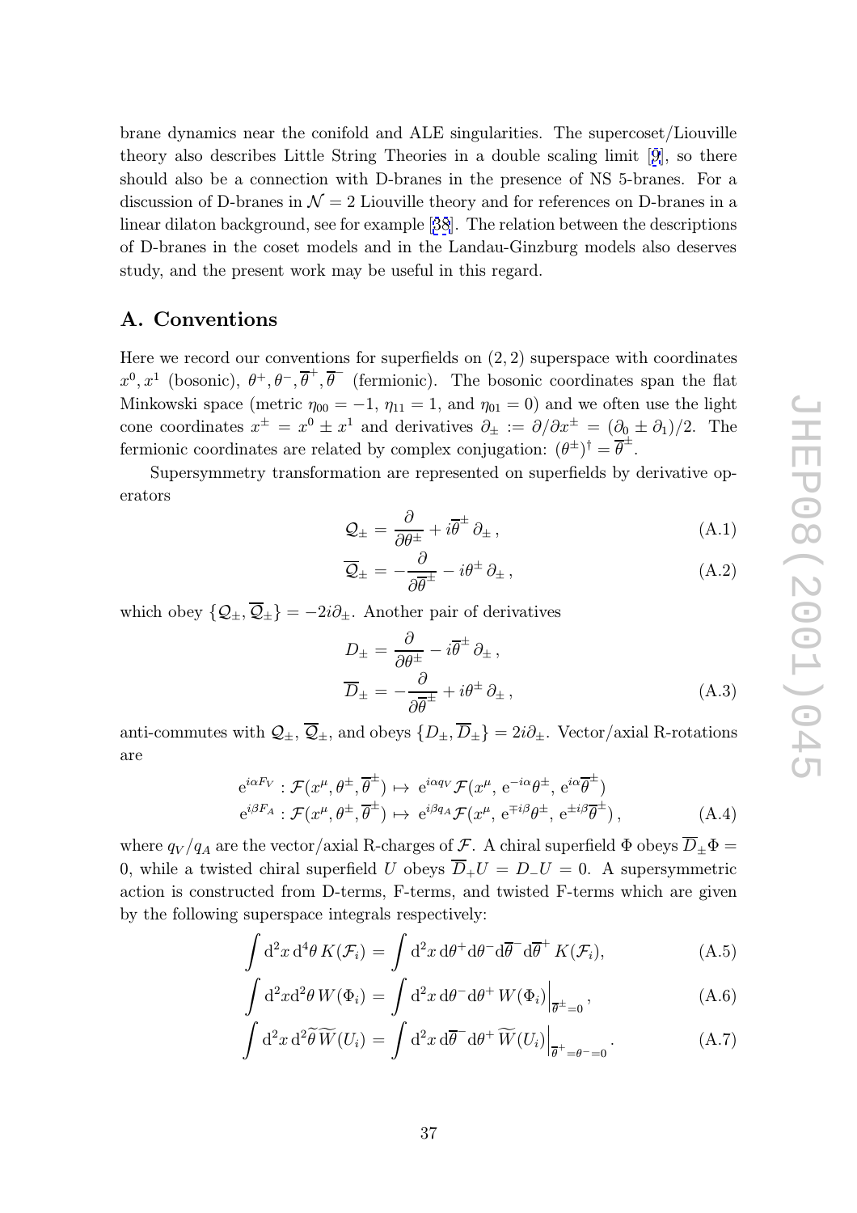brane dynamics near the conifold and ALE singularities. The supercoset/Liouville theory also describes Little String Theories in a double scaling limit [9], so there should also be a connection with D-branes in the presence of NS 5-branes. For a discussion of D-branes in $\mathcal{N}=2$ Liouville theory and for references on D-branes in a linear dilaton background, see for example [38]. The relation between the descriptions of D-branes in the coset models and in the Landau-Ginzburg models also deserves study, and the present work may be useful in this regard.

## A. Conventions

Here we record our conventions for superfields on $(2,2)$ superspace with coordinates $x^0, x^1$ (bosonic), $\theta^+, \theta^-, \overline{\theta}^+, \overline{\theta}^-$ (fermionic). The bosonic coordinates span the flat Minkowski space (metric $\eta_{00}=-1$, $\eta_{11}=1$, and $\eta_{01}=0$) and we often use the light cone coordinates $x^{\pm}=x^0 \pm x^1$ and derivatives $\partial_{\pm} := \partial/\partial x^{\pm} = (\partial_0 \pm \partial_1)/2$. The fermionic coordinates are related by complex conjugation: $(\theta^{\pm})^{\dagger} = \overline{\theta}^{\pm}$.

Supersymmetry transformation are represented on superfields by derivative operators

$$\mathcal{Q}_{\pm} = \frac{\partial}{\partial \theta^{\pm}} + i\overline{\theta}^{\pm}\,\partial_{\pm}\,, \tag{A.1}$$

$$\overline{\mathcal{Q}}_{\pm} = -\frac{\partial}{\partial \overline{\theta}^{\pm}} - i\theta^{\pm}\,\partial_{\pm}\,, \tag{A.2}$$

which obey $\{\mathcal{Q}_{\pm}, \overline{\mathcal{Q}}_{\pm}\} = -2i\partial_{\pm}$. Another pair of derivatives

$$\begin{aligned} D_{\pm} &= \frac{\partial}{\partial \theta^{\pm}} - i\overline{\theta}^{\pm}\,\partial_{\pm}\,, \\ \overline{D}_{\pm} &= -\frac{\partial}{\partial \overline{\theta}^{\pm}} + i\theta^{\pm}\,\partial_{\pm}\,, \end{aligned} \tag{A.3}$$

anti-commutes with $\mathcal{Q}_{\pm}$, $\overline{\mathcal{Q}}_{\pm}$, and obeys $\{D_{\pm}, \overline{D}_{\pm}\} = 2i\partial_{\pm}$. Vector/axial R-rotations are

$$\begin{aligned} &\mathrm{e}^{i\alpha F_V} : \mathcal{F}(x^{\mu}, \theta^{\pm}, \overline{\theta}^{\pm}) \mapsto \mathrm{e}^{i\alpha q_V}\mathcal{F}(x^{\mu}, \mathrm{e}^{-i\alpha}\theta^{\pm}, \mathrm{e}^{i\alpha}\overline{\theta}^{\pm}) \\ &\mathrm{e}^{i\beta F_A} : \mathcal{F}(x^{\mu}, \theta^{\pm}, \overline{\theta}^{\pm}) \mapsto \mathrm{e}^{i\beta q_A}\mathcal{F}(x^{\mu}, \mathrm{e}^{\mp i\beta}\theta^{\pm}, \mathrm{e}^{\pm i\beta}\overline{\theta}^{\pm})\,, \end{aligned} \tag{A.4}$$

where $q_V/q_A$ are the vector/axial R-charges of $\mathcal{F}$. A chiral superfield $\Phi$ obeys $\overline{D}_{\pm}\Phi = 0$, while a twisted chiral superfield $U$ obeys $\overline{D}_{+}U = D_{-}U = 0$. A supersymmetric action is constructed from D-terms, F-terms, and twisted F-terms which are given by the following superspace integrals respectively:

$$\int \mathrm{d}^2x\,\mathrm{d}^4\theta\,K(\mathcal{F}_i) = \int \mathrm{d}^2x\,\mathrm{d}\theta^+\mathrm{d}\theta^-\mathrm{d}\overline{\theta}^-\mathrm{d}\overline{\theta}^+\,K(\mathcal{F}_i), \tag{A.5}$$

$$\int \mathrm{d}^2x\mathrm{d}^2\theta\,W(\Phi_i) = \int \mathrm{d}^2x\,\mathrm{d}\theta^-\mathrm{d}\theta^+\,W(\Phi_i)\Big|_{\overline{\theta}^{\pm}=0}\,, \tag{A.6}$$

$$\int \mathrm{d}^2x\,\mathrm{d}^2\widetilde{\theta}\,\widetilde{W}(U_i) = \int \mathrm{d}^2x\,\mathrm{d}\overline{\theta}^-\mathrm{d}\theta^+\,\widetilde{W}(U_i)\Big|_{\overline{\theta}^+=\theta^-=0}\,. \tag{A.7}$$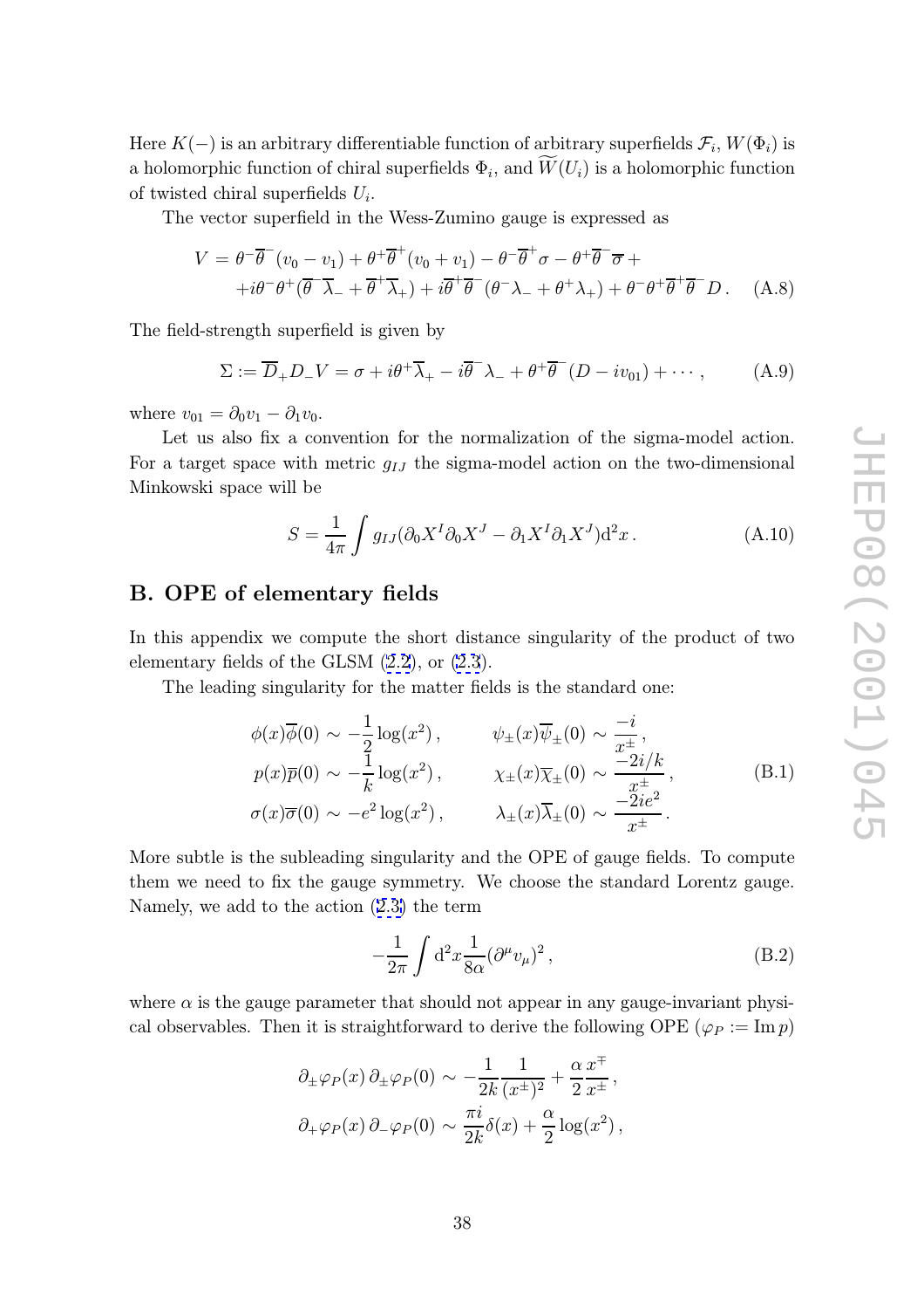Here $K(-)$ is an arbitrary differentiable function of arbitrary superfields $\mathcal{F}_i$, $W(\Phi_i)$ is a holomorphic function of chiral superfields $\Phi_i$, and $\widetilde{W}(U_i)$ is a holomorphic function of twisted chiral superfields $U_i$.

The vector superfield in the Wess-Zumino gauge is expressed as

$$
\begin{aligned}
V = \theta^- \overline{\theta}^- (v_0 - v_1) + \theta^+ \overline{\theta}^+ (v_0 + v_1) - \theta^- \overline{\theta}^+ \sigma - \theta^+ \overline{\theta}^- \overline{\sigma} + \\
+ i\theta^- \theta^+ (\overline{\theta}^- \overline{\lambda}_- + \overline{\theta}^+ \overline{\lambda}_+) + i\overline{\theta}^+ \overline{\theta}^- (\theta^- \lambda_- + \theta^+ \lambda_+) + \theta^- \theta^+ \overline{\theta}^+ \overline{\theta}^- D \, .
\end{aligned}
\tag{A.8}
$$

The field-strength superfield is given by

$$
\Sigma := \overline{D}_+ D_- V = \sigma + i\theta^+ \overline{\lambda}_+ - i\overline{\theta}^- \lambda_- + \theta^+ \overline{\theta}^- (D - iv_{01}) + \cdots \, , \tag{A.9}
$$

where $v_{01} = \partial_0 v_1 - \partial_1 v_0$.

Let us also fix a convention for the normalization of the sigma-model action. For a target space with metric $g_{IJ}$ the sigma-model action on the two-dimensional Minkowski space will be

$$
S = \frac{1}{4\pi} \int g_{IJ} (\partial_0 X^I \partial_0 X^J - \partial_1 X^I \partial_1 X^J) \mathrm{d}^2 x \, . \tag{A.10}
$$

## B. OPE of elementary fields

In this appendix we compute the short distance singularity of the product of two elementary fields of the GLSM (2.2), or (2.3).

The leading singularity for the matter fields is the standard one:

$$
\begin{aligned}
\phi(x)\overline{\phi}(0) &\sim -\frac{1}{2}\log(x^2) \, , & \psi_\pm(x)\overline{\psi}_\pm(0) &\sim \frac{-i}{x^\pm} \, , \\
p(x)\overline{p}(0) &\sim -\frac{1}{k}\log(x^2) \, , & \chi_\pm(x)\overline{\chi}_\pm(0) &\sim \frac{-2i/k}{x^\pm} \, , \\
\sigma(x)\overline{\sigma}(0) &\sim -e^2 \log(x^2) \, , & \lambda_\pm(x)\overline{\lambda}_\pm(0) &\sim \frac{-2ie^2}{x^\pm} \, .
\end{aligned}
\tag{B.1}
$$

More subtle is the subleading singularity and the OPE of gauge fields. To compute them we need to fix the gauge symmetry. We choose the standard Lorentz gauge. Namely, we add to the action (2.3) the term

$$
-\frac{1}{2\pi} \int \mathrm{d}^2 x \frac{1}{8\alpha} (\partial^\mu v_\mu)^2 \, , \tag{B.2}
$$

where $\alpha$ is the gauge parameter that should not appear in any gauge-invariant physical observables. Then it is straightforward to derive the following OPE ($\varphi_P := \operatorname{Im} p$)

$$
\begin{aligned}
\partial_\pm \varphi_P(x) \, \partial_\pm \varphi_P(0) &\sim -\frac{1}{2k}\frac{1}{(x^\pm)^2} + \frac{\alpha}{2}\frac{x^\mp}{x^\pm} \, , \\
\partial_+ \varphi_P(x) \, \partial_- \varphi_P(0) &\sim \frac{\pi i}{2k}\delta(x) + \frac{\alpha}{2}\log(x^2) \, ,
\end{aligned}
$$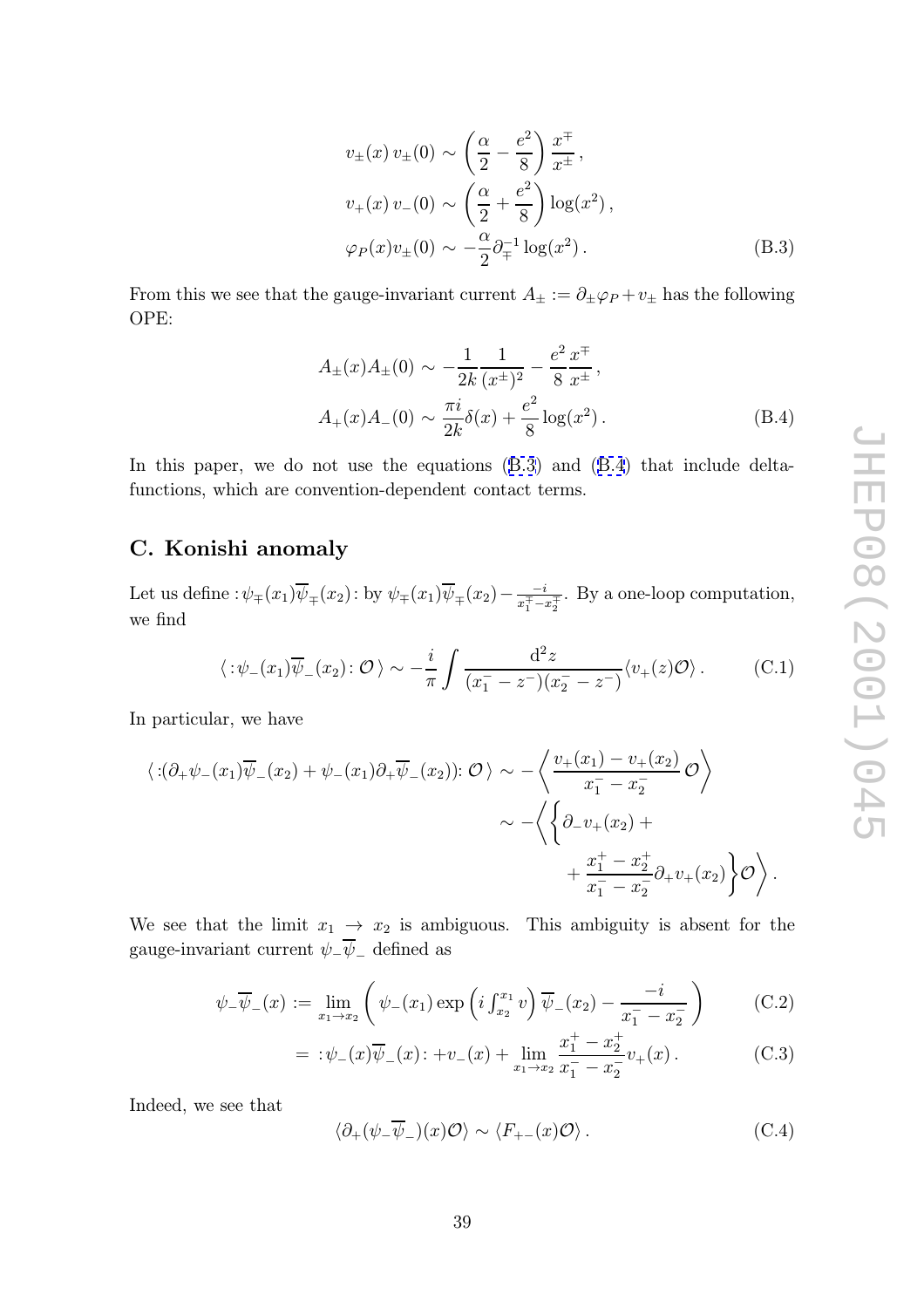$$
\begin{aligned}
v_\pm(x)\, v_\pm(0) &\sim \left(\frac{\alpha}{2} - \frac{e^2}{8}\right)\frac{x^\mp}{x^\pm}\,, \\
v_+(x)\, v_-(0) &\sim \left(\frac{\alpha}{2} + \frac{e^2}{8}\right)\log(x^2)\,, \\
\varphi_P(x) v_\pm(0) &\sim -\frac{\alpha}{2}\partial_\mp^{-1}\log(x^2)\,.
\end{aligned}
\tag{B.3}
$$

From this we see that the gauge-invariant current $A_\pm := \partial_\pm \varphi_P + v_\pm$ has the following OPE:

$$
\begin{aligned}
A_\pm(x) A_\pm(0) &\sim -\frac{1}{2k}\frac{1}{(x^\pm)^2} - \frac{e^2}{8}\frac{x^\mp}{x^\pm}\,, \\
A_+(x) A_-(0) &\sim \frac{\pi i}{2k}\delta(x) + \frac{e^2}{8}\log(x^2)\,.
\end{aligned}
\tag{B.4}
$$

In this paper, we do not use the equations (B.3) and (B.4) that include delta-functions, which are convention-dependent contact terms.

## C. Konishi anomaly

Let us define $:\psi_\mp(x_1)\overline{\psi}_\mp(x_2):$ by $\psi_\mp(x_1)\overline{\psi}_\mp(x_2) - \frac{-i}{x_1^\mp - x_2^\mp}$. By a one-loop computation, we find

$$
\langle :\psi_-(x_1)\overline{\psi}_-(x_2):\, \mathcal{O}\,\rangle \sim -\frac{i}{\pi}\int \frac{\mathrm{d}^2 z}{(x_1^- - z^-)(x_2^- - z^-)}\langle v_+(z)\mathcal{O}\rangle\,. \tag{C.1}
$$

In particular, we have

$$
\begin{aligned}
\langle :(\partial_+\psi_-(x_1)\overline{\psi}_-(x_2) + \psi_-(x_1)\partial_+\overline{\psi}_-(x_2)):\, \mathcal{O}\,\rangle &\sim -\left\langle \frac{v_+(x_1) - v_+(x_2)}{x_1^- - x_2^-}\,\mathcal{O}\right\rangle \\
&\sim -\Bigg\langle \Bigg\{ \partial_- v_+(x_2) + \\
&\qquad + \frac{x_1^+ - x_2^+}{x_1^- - x_2^-}\partial_+ v_+(x_2)\Bigg\}\mathcal{O}\Bigg\rangle\,.
\end{aligned}
$$

We see that the limit $x_1 \to x_2$ is ambiguous. This ambiguity is absent for the gauge-invariant current $\psi_-\overline{\psi}_-$ defined as

$$
\begin{aligned}
\psi_-\overline{\psi}_-(x) &:= \lim_{x_1\to x_2}\left(\psi_-(x_1)\exp\left(i\int_{x_2}^{x_1} v\right)\overline{\psi}_-(x_2) - \frac{-i}{x_1^- - x_2^-}\right) &\text{(C.2)}\\
&= \,:\psi_-(x)\overline{\psi}_-(x): + v_-(x) + \lim_{x_1\to x_2}\frac{x_1^+ - x_2^+}{x_1^- - x_2^-}v_+(x)\,. &\text{(C.3)}
\end{aligned}
$$

Indeed, we see that

$$
\langle \partial_+(\psi_-\overline{\psi}_-)(x)\mathcal{O}\rangle \sim \langle F_{+-}(x)\mathcal{O}\rangle\,. \tag{C.4}
$$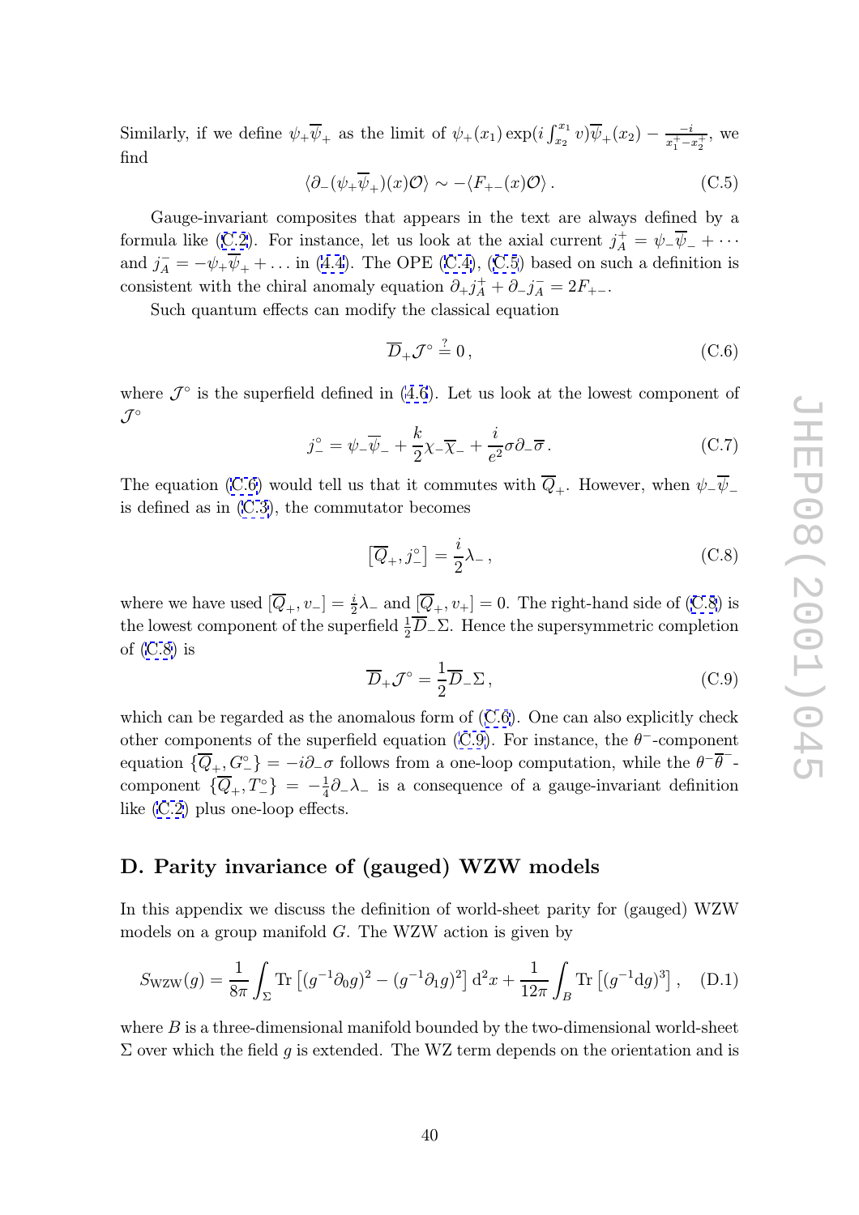Similarly, if we define $\psi_+\overline{\psi}_+$ as the limit of $\psi_+(x_1)\exp(i\int_{x_2}^{x_1} v)\overline{\psi}_+(x_2) - \frac{-i}{x_1^+ - x_2^+}$, we find

$$\langle \partial_-(\psi_+\overline{\psi}_+)(x)\mathcal{O}\rangle \sim -\langle F_{+-}(x)\mathcal{O}\rangle\,. \tag{C.5}$$

Gauge-invariant composites that appears in the text are always defined by a formula like (C.2). For instance, let us look at the axial current $j_A^+ = \psi_-\overline{\psi}_- + \cdots$ and $j_A^- = -\psi_+\overline{\psi}_+ + \ldots$ in (4.4). The OPE (C.4), (C.5) based on such a definition is consistent with the chiral anomaly equation $\partial_+ j_A^+ + \partial_- j_A^- = 2F_{+-}$.

Such quantum effects can modify the classical equation

$$\overline{D}_+\mathcal{J}^\circ \stackrel{?}{=} 0\,, \tag{C.6}$$

where $\mathcal{J}^\circ$ is the superfield defined in (4.6). Let us look at the lowest component of $\mathcal{J}^\circ$

$$j_-^\circ = \psi_-\overline{\psi}_- + \frac{k}{2}\chi_-\overline{\chi}_- + \frac{i}{e^2}\sigma\partial_-\overline{\sigma}\,. \tag{C.7}$$

The equation (C.6) would tell us that it commutes with $\overline{Q}_+$. However, when $\psi_-\overline{\psi}_-$ is defined as in (C.3), the commutator becomes

$$\left[\overline{Q}_+, j_-^\circ\right] = \frac{i}{2}\lambda_-\,, \tag{C.8}$$

where we have used $[\overline{Q}_+, v_-] = \frac{i}{2}\lambda_-$ and $[\overline{Q}_+, v_+] = 0$. The right-hand side of (C.8) is the lowest component of the superfield $\frac{1}{2}\overline{D}_-\Sigma$. Hence the supersymmetric completion of (C.8) is

$$\overline{D}_+\mathcal{J}^\circ = \frac{1}{2}\overline{D}_-\Sigma\,, \tag{C.9}$$

which can be regarded as the anomalous form of (C.6). One can also explicitly check other components of the superfield equation (C.9). For instance, the $\theta^-$-component equation $\{\overline{Q}_+, G_-^\circ\} = -i\partial_-\sigma$ follows from a one-loop computation, while the $\theta^-\overline{\theta}^-$-component $\{\overline{Q}_+, T_-^\circ\} = -\frac{1}{4}\partial_-\lambda_-$ is a consequence of a gauge-invariant definition like (C.2) plus one-loop effects.

## D. Parity invariance of (gauged) WZW models

In this appendix we discuss the definition of world-sheet parity for (gauged) WZW models on a group manifold $G$. The WZW action is given by

$$S_{\rm WZW}(g) = \frac{1}{8\pi}\int_\Sigma {\rm Tr}\left[(g^{-1}\partial_0 g)^2 - (g^{-1}\partial_1 g)^2\right]{\rm d}^2x + \frac{1}{12\pi}\int_B {\rm Tr}\left[(g^{-1}{\rm d}g)^3\right], \tag{D.1}$$

where $B$ is a three-dimensional manifold bounded by the two-dimensional world-sheet $\Sigma$ over which the field $g$ is extended. The WZ term depends on the orientation and is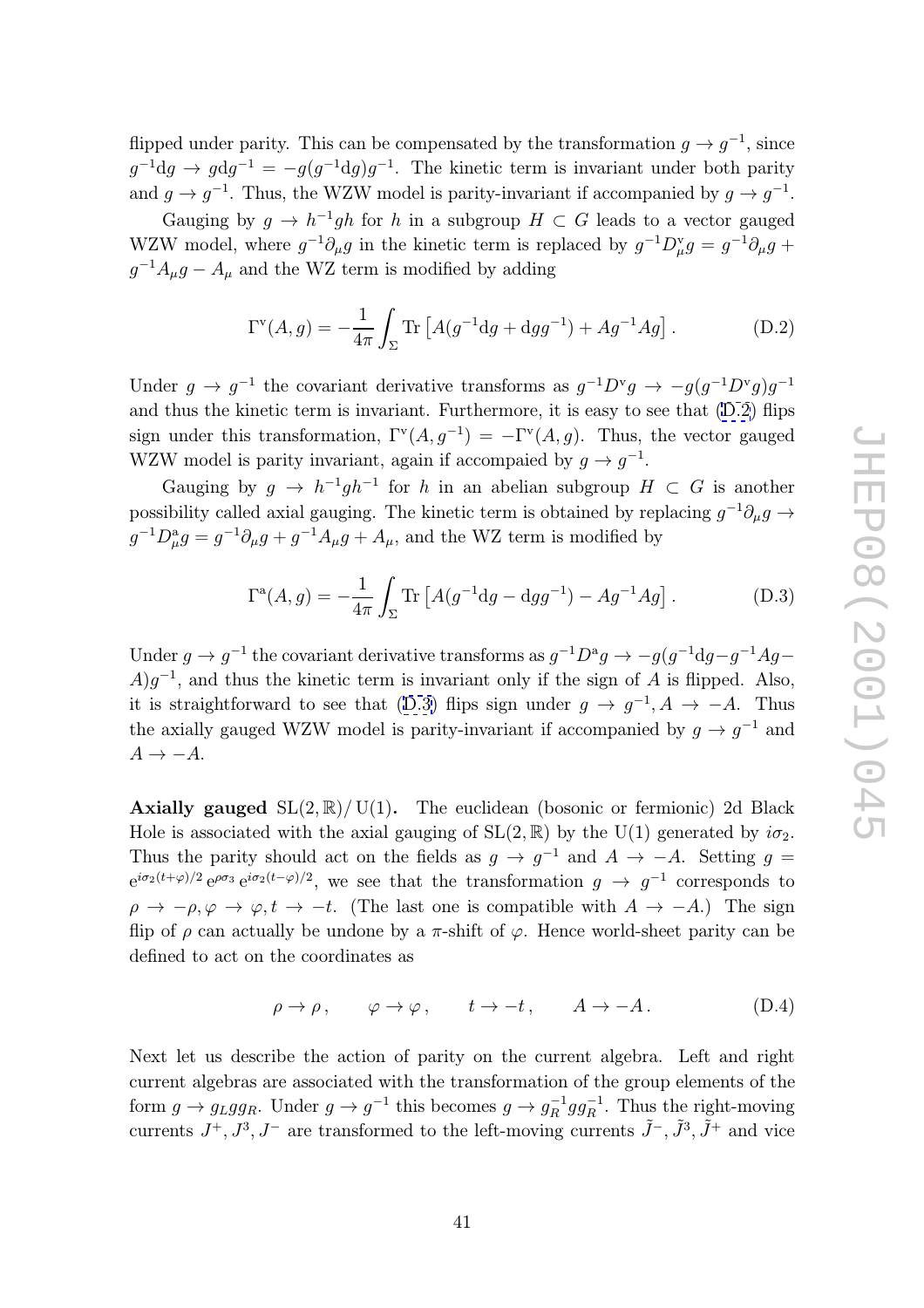flipped under parity. This can be compensated by the transformation $g \to g^{-1}$, since $g^{-1}\mathrm{d}g \to g\mathrm{d}g^{-1} = -g(g^{-1}\mathrm{d}g)g^{-1}$. The kinetic term is invariant under both parity and $g \to g^{-1}$. Thus, the WZW model is parity-invariant if accompanied by $g \to g^{-1}$.

Gauging by $g \to h^{-1}gh$ for $h$ in a subgroup $H \subset G$ leads to a vector gauged WZW model, where $g^{-1}\partial_\mu g$ in the kinetic term is replaced by $g^{-1}D^{\mathrm{v}}_\mu g = g^{-1}\partial_\mu g + g^{-1}A_\mu g - A_\mu$ and the WZ term is modified by adding

$$\Gamma^{\mathrm{v}}(A,g) = -\frac{1}{4\pi}\int_\Sigma \mathrm{Tr}\left[A(g^{-1}\mathrm{d}g + \mathrm{d}gg^{-1}) + Ag^{-1}Ag\right]. \tag{D.2}$$

Under $g \to g^{-1}$ the covariant derivative transforms as $g^{-1}D^{\mathrm{v}}g \to -g(g^{-1}D^{\mathrm{v}}g)g^{-1}$ and thus the kinetic term is invariant. Furthermore, it is easy to see that (D.2) flips sign under this transformation, $\Gamma^{\mathrm{v}}(A,g^{-1}) = -\Gamma^{\mathrm{v}}(A,g)$. Thus, the vector gauged WZW model is parity invariant, again if accompaied by $g \to g^{-1}$.

Gauging by $g \to h^{-1}gh^{-1}$ for $h$ in an abelian subgroup $H \subset G$ is another possibility called axial gauging. The kinetic term is obtained by replacing $g^{-1}\partial_\mu g \to g^{-1}D^{\mathrm{a}}_\mu g = g^{-1}\partial_\mu g + g^{-1}A_\mu g + A_\mu$, and the WZ term is modified by

$$\Gamma^{\mathrm{a}}(A,g) = -\frac{1}{4\pi}\int_\Sigma \mathrm{Tr}\left[A(g^{-1}\mathrm{d}g - \mathrm{d}gg^{-1}) - Ag^{-1}Ag\right]. \tag{D.3}$$

Under $g \to g^{-1}$ the covariant derivative transforms as $g^{-1}D^{\mathrm{a}}g \to -g(g^{-1}\mathrm{d}g - g^{-1}Ag - A)g^{-1}$, and thus the kinetic term is invariant only if the sign of $A$ is flipped. Also, it is straightforward to see that (D.3) flips sign under $g \to g^{-1}, A \to -A$. Thus the axially gauged WZW model is parity-invariant if accompanied by $g \to g^{-1}$ and $A \to -A$.

**Axially gauged** $\mathrm{SL}(2,\mathbb{R})/\mathrm{U}(1)$**.** The euclidean (bosonic or fermionic) 2d Black Hole is associated with the axial gauging of $\mathrm{SL}(2,\mathbb{R})$ by the $\mathrm{U}(1)$ generated by $i\sigma_2$. Thus the parity should act on the fields as $g \to g^{-1}$ and $A \to -A$. Setting $g = \mathrm{e}^{i\sigma_2(t+\varphi)/2}\,\mathrm{e}^{\rho\sigma_3}\,\mathrm{e}^{i\sigma_2(t-\varphi)/2}$, we see that the transformation $g \to g^{-1}$ corresponds to $\rho \to -\rho, \varphi \to \varphi, t \to -t$. (The last one is compatible with $A \to -A$.) The sign flip of $\rho$ can actually be undone by a $\pi$-shift of $\varphi$. Hence world-sheet parity can be defined to act on the coordinates as

$$\rho \to \rho\,, \qquad \varphi \to \varphi\,, \qquad t \to -t\,, \qquad A \to -A\,. \tag{D.4}$$

Next let us describe the action of parity on the current algebra. Left and right current algebras are associated with the transformation of the group elements of the form $g \to g_L g g_R$. Under $g \to g^{-1}$ this becomes $g \to g_R^{-1} g g_R^{-1}$. Thus the right-moving currents $J^+, J^3, J^-$ are transformed to the left-moving currents $\tilde{J}^-, \tilde{J}^3, \tilde{J}^+$ and vice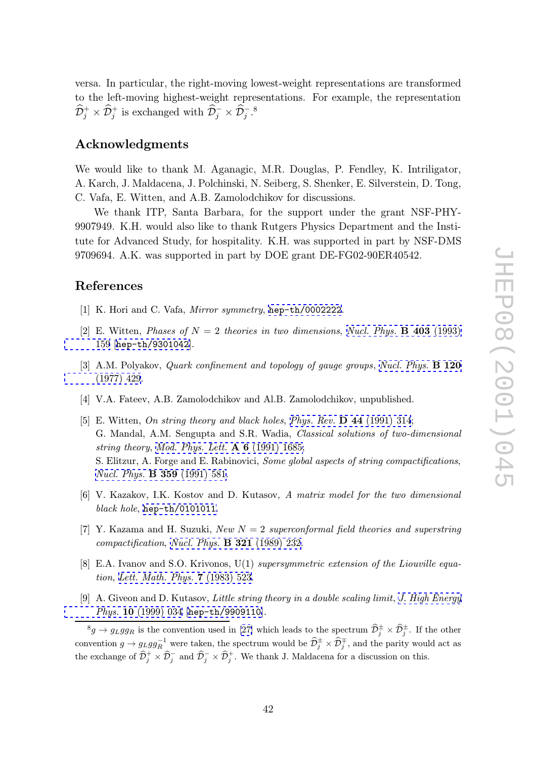versa. In particular, the right-moving lowest-weight representations are transformed to the left-moving highest-weight representations. For example, the representation $\widehat{\mathcal{D}}_j^+ \times \widehat{\mathcal{D}}_j^+$ is exchanged with $\widehat{\mathcal{D}}_j^- \times \widehat{\mathcal{D}}_j^-$.[8]

## Acknowledgments

We would like to thank M. Aganagic, M.R. Douglas, P. Fendley, K. Intriligator, A. Karch, J. Maldacena, J. Polchinski, N. Seiberg, S. Shenker, E. Silverstein, D. Tong, C. Vafa, E. Witten, and A.B. Zamolodchikov for discussions.

We thank ITP, Santa Barbara, for the support under the grant NSF-PHY-9907949. K.H. would also like to thank Rutgers Physics Department and the Institute for Advanced Study, for hospitality. K.H. was supported in part by NSF-DMS 9709694. A.K. was supported in part by DOE grant DE-FG02-90ER40542.

## References

[1] K. Hori and C. Vafa, *Mirror symmetry*, hep-th/0002222.

[2] E. Witten, *Phases of $N = 2$ theories in two dimensions*, *Nucl. Phys.* **B 403** (1993) 159 [hep-th/9301042].

[3] A.M. Polyakov, *Quark confinement and topology of gauge groups*, *Nucl. Phys.* **B 120** (1977) 429.

[4] V.A. Fateev, A.B. Zamolodchikov and Al.B. Zamolodchikov, unpublished.

[5] E. Witten, *On string theory and black holes*, *Phys. Rev.* **D 44** (1991) 314;
G. Mandal, A.M. Sengupta and S.R. Wadia, *Classical solutions of two-dimensional string theory*, *Mod. Phys. Lett.* **A 6** (1991) 1685;
S. Elitzur, A. Forge and E. Rabinovici, *Some global aspects of string compactifications*, *Nucl. Phys.* **B 359** (1991) 581.

[6] V. Kazakov, I.K. Kostov and D. Kutasov, *A matrix model for the two dimensional black hole*, hep-th/0101011.

[7] Y. Kazama and H. Suzuki, *New $N = 2$ superconformal field theories and superstring compactification*, *Nucl. Phys.* **B 321** (1989) 232.

[8] E.A. Ivanov and S.O. Krivonos, U(1) *supersymmetric extension of the Liouville equation*, *Lett. Math. Phys.* **7** (1983) 523.

[9] A. Giveon and D. Kutasov, *Little string theory in a double scaling limit*, *J. High Energy Phys.* **10** (1999) 034 [hep-th/9909110].

---

[8] $g \to g_L g g_R$ is the convention used in [27] which leads to the spectrum $\widehat{\mathcal{D}}_j^\pm \times \widehat{\mathcal{D}}_j^\pm$. If the other convention $g \to g_L g g_R^{-1}$ were taken, the spectrum would be $\widehat{\mathcal{D}}_j^\pm \times \widehat{\mathcal{D}}_j^\mp$, and the parity would act as the exchange of $\widehat{\mathcal{D}}_j^+ \times \widehat{\mathcal{D}}_j^-$ and $\widehat{\mathcal{D}}_j^- \times \widehat{\mathcal{D}}_j^+$. We thank J. Maldacena for a discussion on this.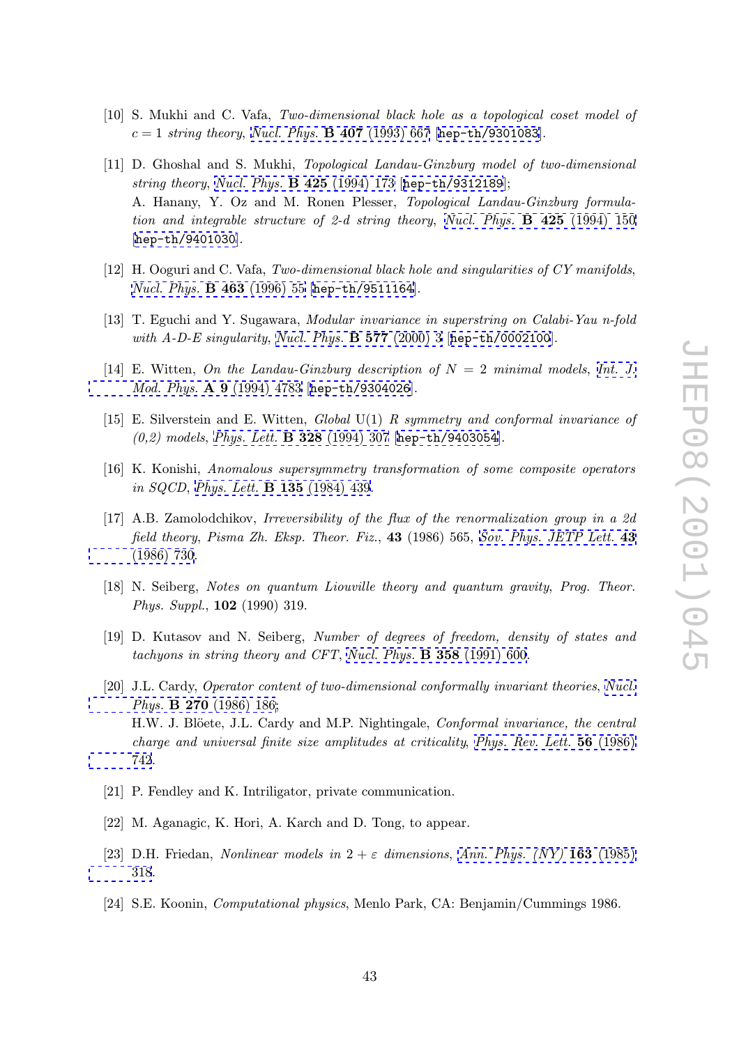[10] S. Mukhi and C. Vafa, *Two-dimensional black hole as a topological coset model of $c = 1$ string theory*, Nucl. Phys. **B 407** (1993) 667 [hep-th/9301083].

[11] D. Ghoshal and S. Mukhi, *Topological Landau-Ginzburg model of two-dimensional string theory*, Nucl. Phys. **B 425** (1994) 173 [hep-th/9312189];
A. Hanany, Y. Oz and M. Ronen Plesser, *Topological Landau-Ginzburg formulation and integrable structure of 2-d string theory*, Nucl. Phys. **B 425** (1994) 150 [hep-th/9401030].

[12] H. Ooguri and C. Vafa, *Two-dimensional black hole and singularities of CY manifolds*, Nucl. Phys. **B 463** (1996) 55 [hep-th/9511164].

[13] T. Eguchi and Y. Sugawara, *Modular invariance in superstring on Calabi-Yau n-fold with A-D-E singularity*, Nucl. Phys. **B 577** (2000) 3 [hep-th/0002100].

[14] E. Witten, *On the Landau-Ginzburg description of $N = 2$ minimal models*, Int. J. Mod. Phys. **A 9** (1994) 4783 [hep-th/9304026].

[15] E. Silverstein and E. Witten, *Global* U(1) *R symmetry and conformal invariance of (0,2) models*, Phys. Lett. **B 328** (1994) 307 [hep-th/9403054].

[16] K. Konishi, *Anomalous supersymmetry transformation of some composite operators in SQCD*, Phys. Lett. **B 135** (1984) 439.

[17] A.B. Zamolodchikov, *Irreversibility of the flux of the renormalization group in a 2d field theory*, Pisma Zh. Eksp. Theor. Fiz., **43** (1986) 565, Sov. Phys. JETP Lett. **43** (1986) 730.

[18] N. Seiberg, *Notes on quantum Liouville theory and quantum gravity*, Prog. Theor. Phys. Suppl., **102** (1990) 319.

[19] D. Kutasov and N. Seiberg, *Number of degrees of freedom, density of states and tachyons in string theory and CFT*, Nucl. Phys. **B 358** (1991) 600.

[20] J.L. Cardy, *Operator content of two-dimensional conformally invariant theories*, Nucl. Phys. **B 270** (1986) 186;
H.W. J. Blöete, J.L. Cardy and M.P. Nightingale, *Conformal invariance, the central charge and universal finite size amplitudes at criticality*, Phys. Rev. Lett. **56** (1986) 742.

[21] P. Fendley and K. Intriligator, private communication.

[22] M. Aganagic, K. Hori, A. Karch and D. Tong, to appear.

[23] D.H. Friedan, *Nonlinear models in $2 + \varepsilon$ dimensions*, Ann. Phys. (NY) **163** (1985) 318.

[24] S.E. Koonin, *Computational physics*, Menlo Park, CA: Benjamin/Cummings 1986.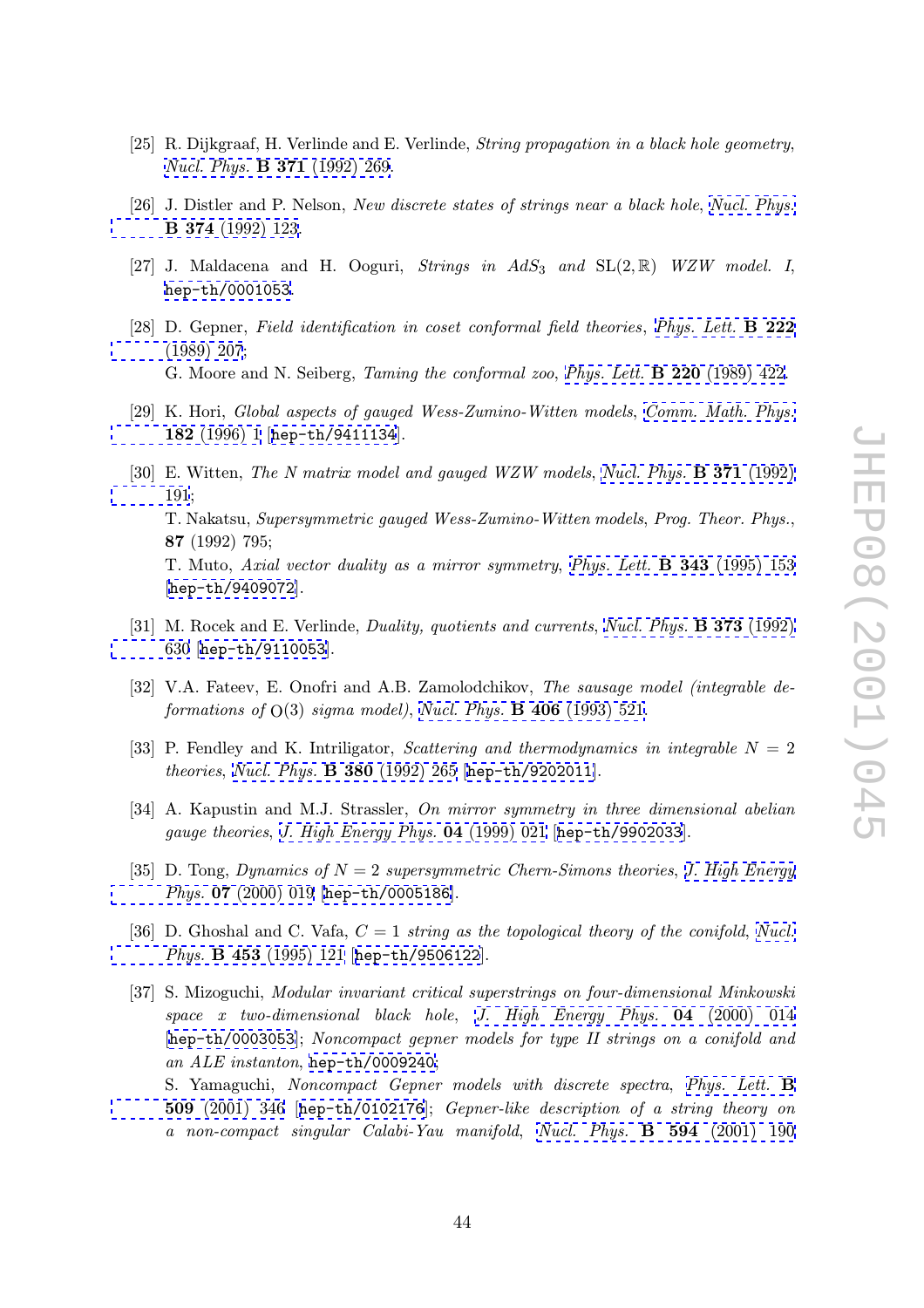[25] R. Dijkgraaf, H. Verlinde and E. Verlinde, *String propagation in a black hole geometry*, *Nucl. Phys.* **B 371** (1992) 269.

[26] J. Distler and P. Nelson, *New discrete states of strings near a black hole*, *Nucl. Phys.* **B 374** (1992) 123.

[27] J. Maldacena and H. Ooguri, *Strings in $AdS_3$ and $\mathrm{SL}(2,\mathbb{R})$ WZW model. I*, hep-th/0001053.

[28] D. Gepner, *Field identification in coset conformal field theories*, *Phys. Lett.* **B 222** (1989) 207;
G. Moore and N. Seiberg, *Taming the conformal zoo*, *Phys. Lett.* **B 220** (1989) 422.

[29] K. Hori, *Global aspects of gauged Wess-Zumino-Witten models*, *Comm. Math. Phys.* **182** (1996) 1 [hep-th/9411134].

[30] E. Witten, *The N matrix model and gauged WZW models*, *Nucl. Phys.* **B 371** (1992) 191;
T. Nakatsu, *Supersymmetric gauged Wess-Zumino-Witten models*, *Prog. Theor. Phys.*, **87** (1992) 795;
T. Muto, *Axial vector duality as a mirror symmetry*, *Phys. Lett.* **B 343** (1995) 153 [hep-th/9409072].

[31] M. Rocek and E. Verlinde, *Duality, quotients and currents*, *Nucl. Phys.* **B 373** (1992) 630 [hep-th/9110053].

[32] V.A. Fateev, E. Onofri and A.B. Zamolodchikov, *The sausage model (integrable deformations of* O(3) *sigma model)*, *Nucl. Phys.* **B 406** (1993) 521.

[33] P. Fendley and K. Intriligator, *Scattering and thermodynamics in integrable $N = 2$ theories*, *Nucl. Phys.* **B 380** (1992) 265 [hep-th/9202011].

[34] A. Kapustin and M.J. Strassler, *On mirror symmetry in three dimensional abelian gauge theories*, *J. High Energy Phys.* **04** (1999) 021 [hep-th/9902033].

[35] D. Tong, *Dynamics of $N = 2$ supersymmetric Chern-Simons theories*, *J. High Energy Phys.* **07** (2000) 019 [hep-th/0005186].

[36] D. Ghoshal and C. Vafa, *$C = 1$ string as the topological theory of the conifold*, *Nucl. Phys.* **B 453** (1995) 121 [hep-th/9506122].

[37] S. Mizoguchi, *Modular invariant critical superstrings on four-dimensional Minkowski space x two-dimensional black hole*, *J. High Energy Phys.* **04** (2000) 014 [hep-th/0003053]; *Noncompact gepner models for type II strings on a conifold and an ALE instanton*, hep-th/0009240;
S. Yamaguchi, *Noncompact Gepner models with discrete spectra*, *Phys. Lett.* **B 509** (2001) 346 [hep-th/0102176]; *Gepner-like description of a string theory on a non-compact singular Calabi-Yau manifold*, *Nucl. Phys.* **B 594** (2001) 190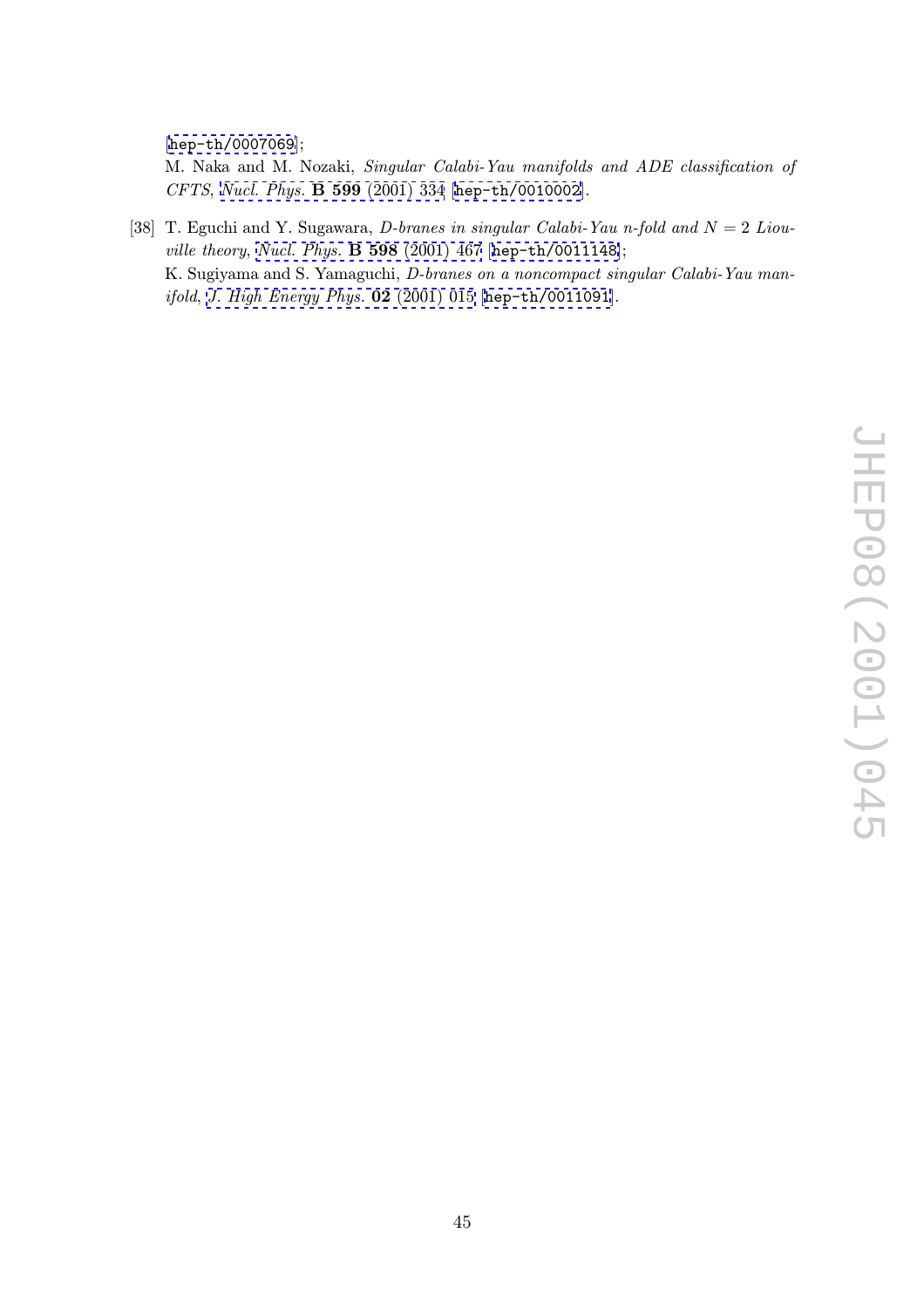hep-th/0007069;
M. Naka and M. Nozaki, *Singular Calabi-Yau manifolds and ADE classification of CFTS*, *Nucl. Phys.* **B 599** (2001) 334 [hep-th/0010002].

[38] T. Eguchi and Y. Sugawara, *D-branes in singular Calabi-Yau n-fold and $N = 2$ Liouville theory*, *Nucl. Phys.* **B 598** (2001) 467 [hep-th/0011148];
K. Sugiyama and S. Yamaguchi, *D-branes on a noncompact singular Calabi-Yau manifold*, *J. High Energy Phys.* **02** (2001) 015 [hep-th/0011091].